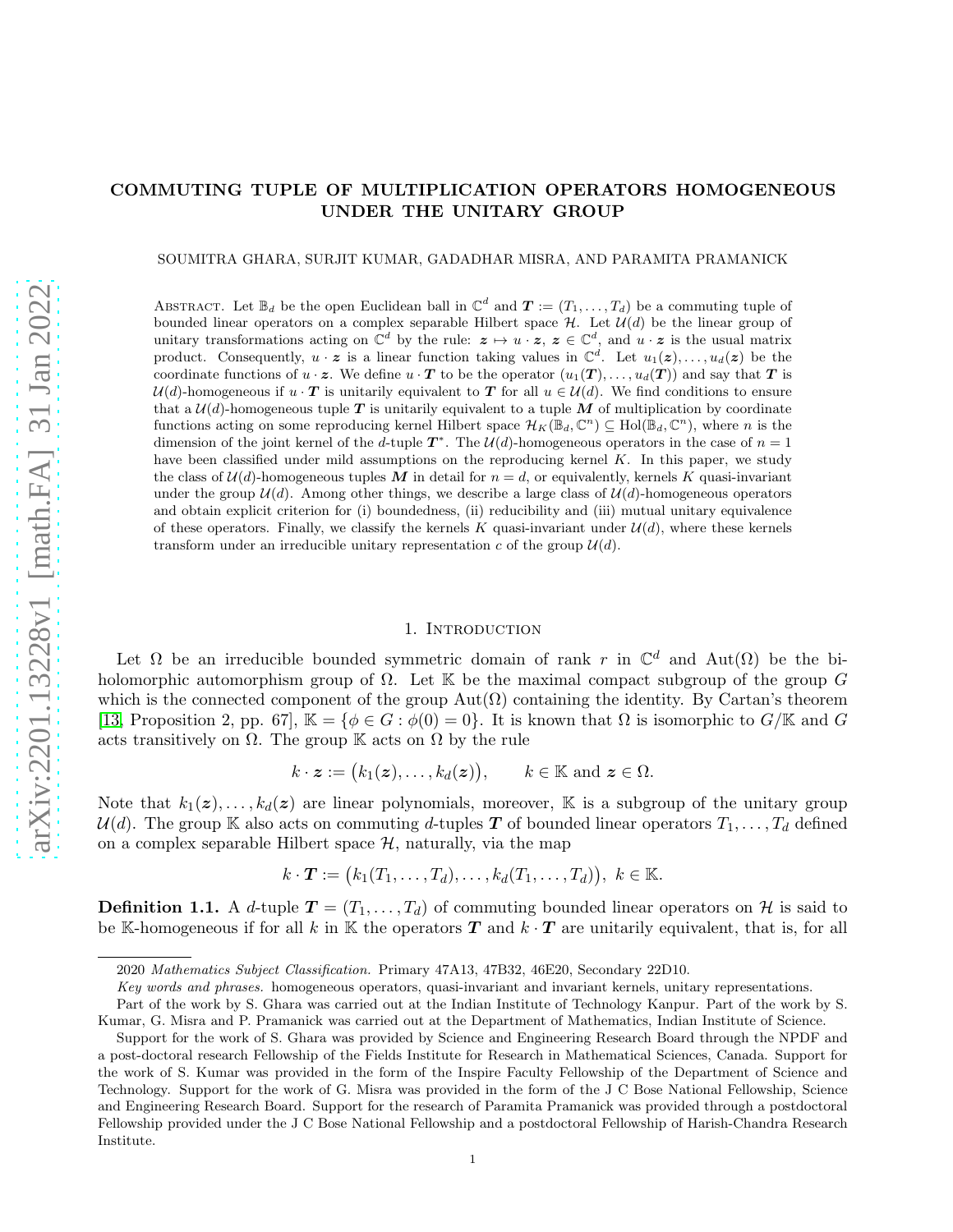# COMMUTING TUPLE OF MULTIPLICATION OPERATORS HOMOGENEOUS UNDER THE UNITARY GROUP

SOUMITRA GHARA, SURJIT KUMAR, GADADHAR MISRA, AND PARAMITA PRAMANICK

ABSTRACT. Let $\mathbb{B}_d$ be the open Euclidean ball in $\mathbb{C}^d$ and $\boldsymbol{T} := (T_1, \ldots, T_d)$ be a commuting tuple of bounded linear operators on a complex separable Hilbert space $\mathcal{H}$. Let $\mathcal{U}(d)$ be the linear group of unitary transformations acting on $\mathbb{C}^d$ by the rule: $\boldsymbol{z} \mapsto u \cdot \boldsymbol{z}$, $\boldsymbol{z} \in \mathbb{C}^d$, and $u \cdot \boldsymbol{z}$ is the usual matrix product. Consequently, $u \cdot \boldsymbol{z}$ is a linear function taking values in $\mathbb{C}^d$. Let $u_1(\boldsymbol{z}), \ldots, u_d(\boldsymbol{z})$ be the coordinate functions of $u \cdot \boldsymbol{z}$. We define $u \cdot \boldsymbol{T}$ to be the operator $(u_1(\boldsymbol{T}), \ldots, u_d(\boldsymbol{T}))$ and say that $\boldsymbol{T}$ is $\mathcal{U}(d)$-homogeneous if $u \cdot \boldsymbol{T}$ is unitarily equivalent to $\boldsymbol{T}$ for all $u \in \mathcal{U}(d)$. We find conditions to ensure that a $\mathcal{U}(d)$-homogeneous tuple $\boldsymbol{T}$ is unitarily equivalent to a tuple $\boldsymbol{M}$ of multiplication by coordinate functions acting on some reproducing kernel Hilbert space $\mathcal{H}_K(\mathbb{B}_d, \mathbb{C}^n) \subseteq \mathrm{Hol}(\mathbb{B}_d, \mathbb{C}^n)$, where $n$ is the dimension of the joint kernel of the $d$-tuple $\boldsymbol{T}^*$. The $\mathcal{U}(d)$-homogeneous operators in the case of $n = 1$ have been classified under mild assumptions on the reproducing kernel $K$. In this paper, we study the class of $\mathcal{U}(d)$-homogeneous tuples $\boldsymbol{M}$ in detail for $n = d$, or equivalently, kernels $K$ quasi-invariant under the group $\mathcal{U}(d)$. Among other things, we describe a large class of $\mathcal{U}(d)$-homogeneous operators and obtain explicit criterion for (i) boundedness, (ii) reducibility and (iii) mutual unitary equivalence of these operators. Finally, we classify the kernels $K$ quasi-invariant under $\mathcal{U}(d)$, where these kernels transform under an irreducible unitary representation $c$ of the group $\mathcal{U}(d)$.

## 1. INTRODUCTION

Let $\Omega$ be an irreducible bounded symmetric domain of rank $r$ in $\mathbb{C}^d$ and $\mathrm{Aut}(\Omega)$ be the biholomorphic automorphism group of $\Omega$. Let $\mathbb{K}$ be the maximal compact subgroup of the group $G$ which is the connected component of the group $\mathrm{Aut}(\Omega)$ containing the identity. By Cartan's theorem [13, Proposition 2, pp. 67], $\mathbb{K} = \{\phi \in G : \phi(0) = 0\}$. It is known that $\Omega$ is isomorphic to $G/\mathbb{K}$ and $G$ acts transitively on $\Omega$. The group $\mathbb{K}$ acts on $\Omega$ by the rule

$$k \cdot \boldsymbol{z} := \big(k_1(\boldsymbol{z}), \ldots, k_d(\boldsymbol{z})\big), \qquad k \in \mathbb{K} \text{ and } \boldsymbol{z} \in \Omega.$$

Note that $k_1(\boldsymbol{z}), \ldots, k_d(\boldsymbol{z})$ are linear polynomials, moreover, $\mathbb{K}$ is a subgroup of the unitary group $\mathcal{U}(d)$. The group $\mathbb{K}$ also acts on commuting $d$-tuples $\boldsymbol{T}$ of bounded linear operators $T_1, \ldots, T_d$ defined on a complex separable Hilbert space $\mathcal{H}$, naturally, via the map

$$k \cdot \boldsymbol{T} := \big(k_1(T_1, \ldots, T_d), \ldots, k_d(T_1, \ldots, T_d)\big), \; k \in \mathbb{K}.$$

**Definition 1.1.** A $d$-tuple $\boldsymbol{T} = (T_1, \ldots, T_d)$ of commuting bounded linear operators on $\mathcal{H}$ is said to be $\mathbb{K}$-homogeneous if for all $k$ in $\mathbb{K}$ the operators $\boldsymbol{T}$ and $k \cdot \boldsymbol{T}$ are unitarily equivalent, that is, for all

---

2020 *Mathematics Subject Classification.* Primary 47A13, 47B32, 46E20, Secondary 22D10.

*Key words and phrases.* homogeneous operators, quasi-invariant and invariant kernels, unitary representations.

Part of the work by S. Ghara was carried out at the Indian Institute of Technology Kanpur. Part of the work by S. Kumar, G. Misra and P. Pramanick was carried out at the Department of Mathematics, Indian Institute of Science.

Support for the work of S. Ghara was provided by Science and Engineering Research Board through the NPDF and a post-doctoral research Fellowship of the Fields Institute for Research in Mathematical Sciences, Canada. Support for the work of S. Kumar was provided in the form of the Inspire Faculty Fellowship of the Department of Science and Technology. Support for the work of G. Misra was provided in the form of the J C Bose National Fellowship, Science and Engineering Research Board. Support for the research of Paramita Pramanick was provided through a postdoctoral Fellowship provided under the J C Bose National Fellowship and a postdoctoral Fellowship of Harish-Chandra Research Institute.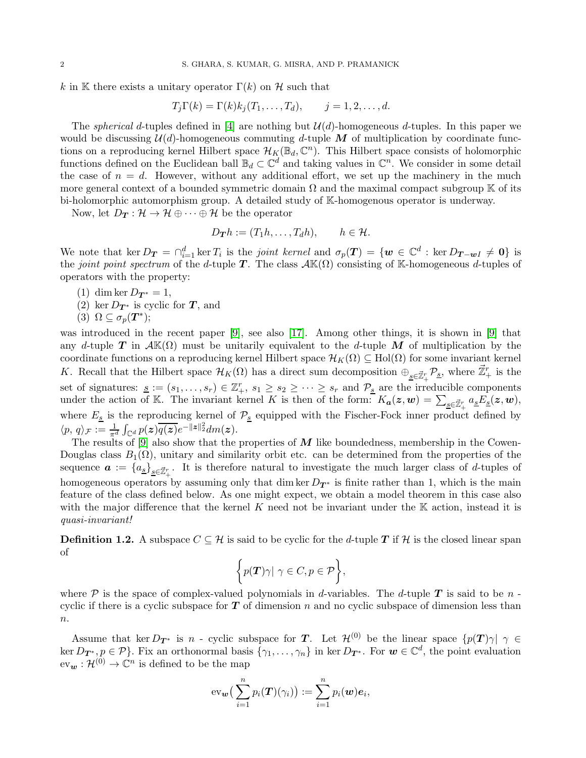$k$ in $\mathbb{K}$ there exists a unitary operator $\Gamma(k)$ on $\mathcal{H}$ such that

$$T_j\Gamma(k) = \Gamma(k)k_j(T_1,\ldots,T_d), \qquad j=1,2,\ldots,d.$$

The *spherical* $d$-tuples defined in [4] are nothing but $\mathcal{U}(d)$-homogeneous $d$-tuples. In this paper we would be discussing $\mathcal{U}(d)$-homogeneous commuting $d$-tuple $\boldsymbol{M}$ of multiplication by coordinate functions on a reproducing kernel Hilbert space $\mathcal{H}_K(\mathbb{B}_d,\mathbb{C}^n)$. This Hilbert space consists of holomorphic functions defined on the Euclidean ball $\mathbb{B}_d\subset\mathbb{C}^d$ and taking values in $\mathbb{C}^n$. We consider in some detail the case of $n=d$. However, without any additional effort, we set up the machinery in the much more general context of a bounded symmetric domain $\Omega$ and the maximal compact subgroup $\mathbb{K}$ of its bi-holomorphic automorphism group. A detailed study of $\mathbb{K}$-homogenous operator is underway.

Now, let $D_{\boldsymbol{T}}:\mathcal{H}\to\mathcal{H}\oplus\cdots\oplus\mathcal{H}$ be the operator

$$D_{\boldsymbol{T}}h := (T_1h,\ldots,T_dh), \qquad h\in\mathcal{H}.$$

We note that $\ker D_{\boldsymbol{T}} = \cap_{i=1}^d \ker T_i$ is the *joint kernel* and $\sigma_p(\boldsymbol{T}) = \{\boldsymbol{w}\in\mathbb{C}^d : \ker D_{\boldsymbol{T}-\boldsymbol{w}I}\neq \boldsymbol{0}\}$ is the *joint point spectrum* of the $d$-tuple $\boldsymbol{T}$. The class $\mathcal{A}\mathbb{K}(\Omega)$ consisting of $\mathbb{K}$-homogeneous $d$-tuples of operators with the property:

1. $\dim\ker D_{\boldsymbol{T}^*}=1$,
2. $\ker D_{\boldsymbol{T}^*}$ is cyclic for $\boldsymbol{T}$, and
3. $\Omega\subseteq\sigma_p(\boldsymbol{T}^*)$;

was introduced in the recent paper [9], see also [17]. Among other things, it is shown in [9] that any $d$-tuple $\boldsymbol{T}$ in $\mathcal{A}\mathbb{K}(\Omega)$ must be unitarily equivalent to the $d$-tuple $\boldsymbol{M}$ of multiplication by the coordinate functions on a reproducing kernel Hilbert space $\mathcal{H}_K(\Omega)\subseteq \mathrm{Hol}(\Omega)$ for some invariant kernel $K$. Recall that the Hilbert space $\mathcal{H}_K(\Omega)$ has a direct sum decomposition $\oplus_{\underline{s}\in\vec{\mathbb{Z}}_+^r}\mathcal{P}_{\underline{s}}$, where $\vec{\mathbb{Z}}_+^r$ is the set of signatures: $\underline{s}:=(s_1,\ldots,s_r)\in\mathbb{Z}_+^r$, $s_1\geq s_2\geq\cdots\geq s_r$ and $\mathcal{P}_{\underline{s}}$ are the irreducible components under the action of $\mathbb{K}$. The invariant kernel $K$ is then of the form: $K_{\boldsymbol{a}}(\boldsymbol{z},\boldsymbol{w}) = \sum_{\underline{s}\in\vec{\mathbb{Z}}_+^r} a_{\underline{s}}E_{\underline{s}}(\boldsymbol{z},\boldsymbol{w})$, where $E_{\underline{s}}$ is the reproducing kernel of $\mathcal{P}_{\underline{s}}$ equipped with the Fischer-Fock inner product defined by $\langle p,\,q\rangle_{\mathcal{F}} := \frac{1}{\pi^d}\int_{\mathbb{C}^d} p(\boldsymbol{z})\overline{q(\boldsymbol{z})}e^{-\|\boldsymbol{z}\|_2^2}dm(\boldsymbol{z})$.

The results of [9] also show that the properties of $\boldsymbol{M}$ like boundedness, membership in the Cowen-Douglas class $B_1(\Omega)$, unitary and similarity orbit etc. can be determined from the properties of the sequence $\boldsymbol{a}:=\{a_{\underline{s}}\}_{\underline{s}\in\vec{\mathbb{Z}}_+^r}$. It is therefore natural to investigate the much larger class of $d$-tuples of homogeneous operators by assuming only that $\dim\ker D_{\boldsymbol{T}^*}$ is finite rather than 1, which is the main feature of the class defined below. As one might expect, we obtain a model theorem in this case also with the major difference that the kernel $K$ need not be invariant under the $\mathbb{K}$ action, instead it is *quasi-invariant!*

**Definition 1.2.** A subspace $C\subseteq\mathcal{H}$ is said to be cyclic for the $d$-tuple $\boldsymbol{T}$ if $\mathcal{H}$ is the closed linear span of

$$\bigg\{p(\boldsymbol{T})\gamma \,|\, \gamma\in C, p\in\mathcal{P}\bigg\},$$

where $\mathcal{P}$ is the space of complex-valued polynomials in $d$-variables. The $d$-tuple $\boldsymbol{T}$ is said to be $n$ - cyclic if there is a cyclic subspace for $\boldsymbol{T}$ of dimension $n$ and no cyclic subspace of dimension less than $n$.

Assume that $\ker D_{\boldsymbol{T}^*}$ is $n$ - cyclic subspace for $\boldsymbol{T}$. Let $\mathcal{H}^{(0)}$ be the linear space $\{p(\boldsymbol{T})\gamma|\ \gamma\in\ker D_{\boldsymbol{T}^*}, p\in\mathcal{P}\}$. Fix an orthonormal basis $\{\gamma_1,\ldots,\gamma_n\}$ in $\ker D_{\boldsymbol{T}^*}$. For $\boldsymbol{w}\in\mathbb{C}^d$, the point evaluation $\mathrm{ev}_{\boldsymbol{w}}:\mathcal{H}^{(0)}\to\mathbb{C}^n$ is defined to be the map

$$\mathrm{ev}_{\boldsymbol{w}}\big(\sum_{i=1}^n p_i(\boldsymbol{T})(\gamma_i)\big) := \sum_{i=1}^n p_i(\boldsymbol{w})\boldsymbol{e}_i,$$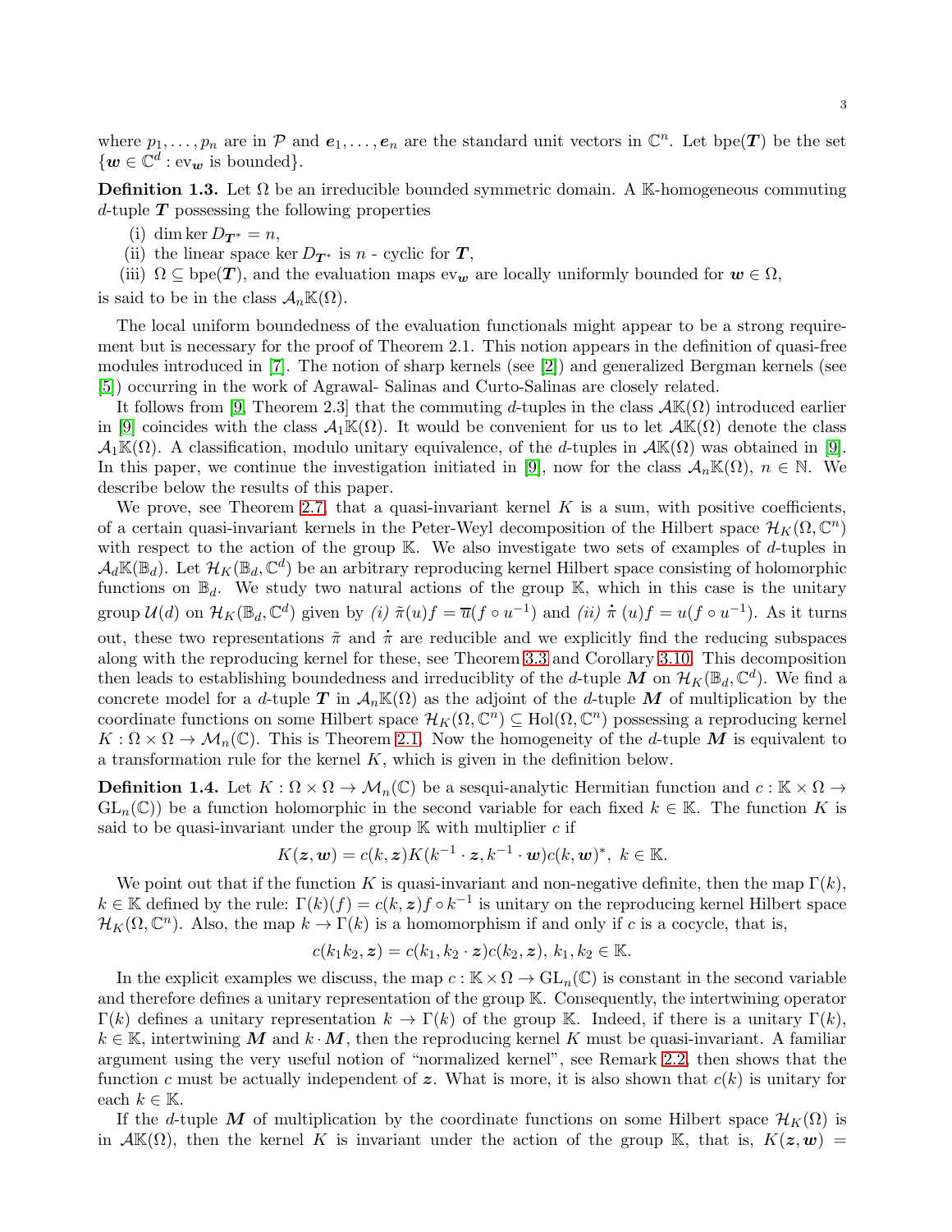where $p_1, \ldots, p_n$ are in $\mathcal{P}$ and $\boldsymbol{e}_1, \ldots, \boldsymbol{e}_n$ are the standard unit vectors in $\mathbb{C}^n$. Let $\operatorname{bpe}(\boldsymbol{T})$ be the set $\{\boldsymbol{w} \in \mathbb{C}^d : \operatorname{ev}_{\boldsymbol{w}} \text{ is bounded}\}$.

**Definition 1.3.** Let $\Omega$ be an irreducible bounded symmetric domain. A $\mathbb{K}$-homogeneous commuting $d$-tuple $\boldsymbol{T}$ possessing the following properties

(i) $\dim \ker D_{\boldsymbol{T}^*} = n$,

(ii) the linear space $\ker D_{\boldsymbol{T}^*}$ is $n$ - cyclic for $\boldsymbol{T}$,

(iii) $\Omega \subseteq \operatorname{bpe}(\boldsymbol{T})$, and the evaluation maps $\operatorname{ev}_{\boldsymbol{w}}$ are locally uniformly bounded for $\boldsymbol{w} \in \Omega$,

is said to be in the class $\mathcal{A}_n\mathbb{K}(\Omega)$.

The local uniform boundedness of the evaluation functionals might appear to be a strong requirement but is necessary for the proof of Theorem 2.1. This notion appears in the definition of quasi-free modules introduced in [7]. The notion of sharp kernels (see [2]) and generalized Bergman kernels (see [5]) occurring in the work of Agrawal- Salinas and Curto-Salinas are closely related.

It follows from [9, Theorem 2.3] that the commuting $d$-tuples in the class $\mathcal{A}\mathbb{K}(\Omega)$ introduced earlier in [9] coincides with the class $\mathcal{A}_1\mathbb{K}(\Omega)$. It would be convenient for us to let $\mathcal{A}\mathbb{K}(\Omega)$ denote the class $\mathcal{A}_1\mathbb{K}(\Omega)$. A classification, modulo unitary equivalence, of the $d$-tuples in $\mathcal{A}\mathbb{K}(\Omega)$ was obtained in [9]. In this paper, we continue the investigation initiated in [9], now for the class $\mathcal{A}_n\mathbb{K}(\Omega)$, $n \in \mathbb{N}$. We describe below the results of this paper.

We prove, see Theorem 2.7, that a quasi-invariant kernel $K$ is a sum, with positive coefficients, of a certain quasi-invariant kernels in the Peter-Weyl decomposition of the Hilbert space $\mathcal{H}_K(\Omega, \mathbb{C}^n)$ with respect to the action of the group $\mathbb{K}$. We also investigate two sets of examples of $d$-tuples in $\mathcal{A}_d\mathbb{K}(\mathbb{B}_d)$. Let $\mathcal{H}_K(\mathbb{B}_d, \mathbb{C}^d)$ be an arbitrary reproducing kernel Hilbert space consisting of holomorphic functions on $\mathbb{B}_d$. We study two natural actions of the group $\mathbb{K}$, which in this case is the unitary group $\mathcal{U}(d)$ on $\mathcal{H}_K(\mathbb{B}_d, \mathbb{C}^d)$ given by *(i)* $\tilde{\pi}(u)f = \overline{u}(f \circ u^{-1})$ and *(ii)* $\dot{\pi}(u)f = u(f \circ u^{-1})$. As it turns out, these two representations $\tilde{\pi}$ and $\dot{\pi}$ are reducible and we explicitly find the reducing subspaces along with the reproducing kernel for these, see Theorem 3.3 and Corollary 3.10. This decomposition then leads to establishing boundedness and irreduciblity of the $d$-tuple $\boldsymbol{M}$ on $\mathcal{H}_K(\mathbb{B}_d, \mathbb{C}^d)$. We find a concrete model for a $d$-tuple $\boldsymbol{T}$ in $\mathcal{A}_n\mathbb{K}(\Omega)$ as the adjoint of the $d$-tuple $\boldsymbol{M}$ of multiplication by the coordinate functions on some Hilbert space $\mathcal{H}_K(\Omega, \mathbb{C}^n) \subseteq \operatorname{Hol}(\Omega, \mathbb{C}^n)$ possessing a reproducing kernel $K : \Omega \times \Omega \to \mathcal{M}_n(\mathbb{C})$. This is Theorem 2.1. Now the homogeneity of the $d$-tuple $\boldsymbol{M}$ is equivalent to a transformation rule for the kernel $K$, which is given in the definition below.

**Definition 1.4.** Let $K : \Omega \times \Omega \to \mathcal{M}_n(\mathbb{C})$ be a sesqui-analytic Hermitian function and $c : \mathbb{K} \times \Omega \to \mathrm{GL}_n(\mathbb{C}))$ be a function holomorphic in the second variable for each fixed $k \in \mathbb{K}$. The function $K$ is said to be quasi-invariant under the group $\mathbb{K}$ with multiplier $c$ if

$$K(\boldsymbol{z}, \boldsymbol{w}) = c(k, \boldsymbol{z})K(k^{-1} \cdot \boldsymbol{z}, k^{-1} \cdot \boldsymbol{w})c(k, \boldsymbol{w})^*, \ k \in \mathbb{K}.$$

We point out that if the function $K$ is quasi-invariant and non-negative definite, then the map $\Gamma(k)$, $k \in \mathbb{K}$ defined by the rule: $\Gamma(k)(f) = c(k, \boldsymbol{z})f \circ k^{-1}$ is unitary on the reproducing kernel Hilbert space $\mathcal{H}_K(\Omega, \mathbb{C}^n)$. Also, the map $k \to \Gamma(k)$ is a homomorphism if and only if $c$ is a cocycle, that is,

$$c(k_1k_2, \boldsymbol{z}) = c(k_1, k_2 \cdot \boldsymbol{z})c(k_2, \boldsymbol{z}), \ k_1, k_2 \in \mathbb{K}.$$

In the explicit examples we discuss, the map $c : \mathbb{K} \times \Omega \to \mathrm{GL}_n(\mathbb{C})$ is constant in the second variable and therefore defines a unitary representation of the group $\mathbb{K}$. Consequently, the intertwining operator $\Gamma(k)$ defines a unitary representation $k \to \Gamma(k)$ of the group $\mathbb{K}$. Indeed, if there is a unitary $\Gamma(k)$, $k \in \mathbb{K}$, intertwining $\boldsymbol{M}$ and $k \cdot \boldsymbol{M}$, then the reproducing kernel $K$ must be quasi-invariant. A familiar argument using the very useful notion of "normalized kernel", see Remark 2.2, then shows that the function $c$ must be actually independent of $\boldsymbol{z}$. What is more, it is also shown that $c(k)$ is unitary for each $k \in \mathbb{K}$.

If the $d$-tuple $\boldsymbol{M}$ of multiplication by the coordinate functions on some Hilbert space $\mathcal{H}_K(\Omega)$ is in $\mathcal{A}\mathbb{K}(\Omega)$, then the kernel $K$ is invariant under the action of the group $\mathbb{K}$, that is, $K(\boldsymbol{z}, \boldsymbol{w}) =$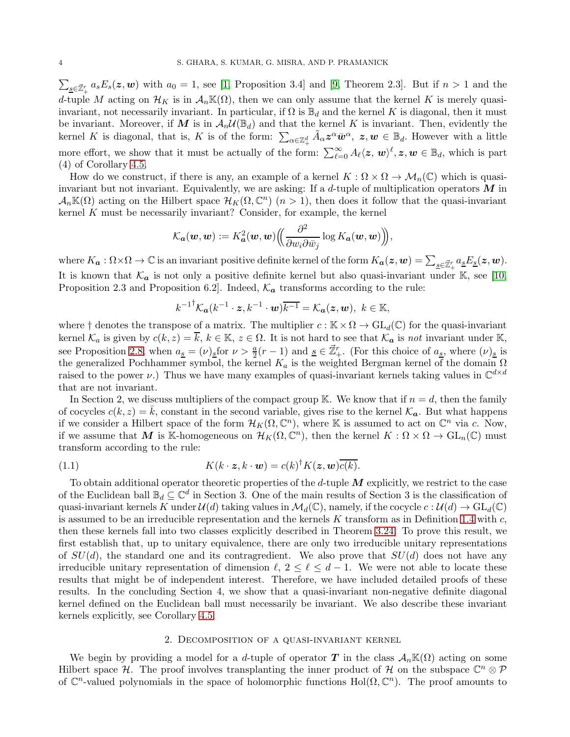$\sum_{\underline{s}\in\vec{\mathbb{Z}}_+^r} a_s E_s(\boldsymbol{z}, \boldsymbol{w})$ with $a_0 = 1$, see [1, Proposition 3.4] and [9, Theorem 2.3]. But if $n > 1$ and the $d$-tuple $M$ acting on $\mathcal{H}_K$ is in $\mathcal{A}_n\mathbb{K}(\Omega)$, then we can only assume that the kernel $K$ is merely quasi-invariant, not necessarily invariant. In particular, if $\Omega$ is $\mathbb{B}_d$ and the kernel $K$ is diagonal, then it must be invariant. Moreover, if $\boldsymbol{M}$ is in $\mathcal{A}_n\mathcal{U}(\mathbb{B}_d)$ and that the kernel $K$ is invariant. Then, evidently the kernel $K$ is diagonal, that is, $K$ is of the form: $\sum_{\alpha\in\mathbb{Z}_+^d} \tilde{A}_\alpha \boldsymbol{z}^\alpha \bar{\boldsymbol{w}}^\alpha,\ \boldsymbol{z}, \boldsymbol{w} \in \mathbb{B}_d$. However with a little more effort, we show that it must be actually of the form: $\sum_{\ell=0}^\infty A_\ell \langle \boldsymbol{z}, \boldsymbol{w}\rangle^\ell, \boldsymbol{z}, \boldsymbol{w} \in \mathbb{B}_d$, which is part (4) of Corollary 4.5.

How do we construct, if there is any, an example of a kernel $K : \Omega \times \Omega \to \mathcal{M}_n(\mathbb{C})$ which is quasi-invariant but not invariant. Equivalently, we are asking: If a $d$-tuple of multiplication operators $\boldsymbol{M}$ in $\mathcal{A}_n\mathbb{K}(\Omega)$ acting on the Hilbert space $\mathcal{H}_K(\Omega, \mathbb{C}^n)$ $(n > 1)$, then does it follow that the quasi-invariant kernel $K$ must be necessarily invariant? Consider, for example, the kernel

$$\mathcal{K}_{\boldsymbol{a}}(\boldsymbol{w}, \boldsymbol{w}) := K_{\boldsymbol{a}}^2(\boldsymbol{w}, \boldsymbol{w})\Big(\Big(\frac{\partial^2}{\partial w_i \partial \bar{w}_j} \log K_{\boldsymbol{a}}(\boldsymbol{w}, \boldsymbol{w})\Big)\Big),$$

where $K_{\boldsymbol{a}} : \Omega\times\Omega \to \mathbb{C}$ is an invariant positive definite kernel of the form $K_{\boldsymbol{a}}(\boldsymbol{z}, \boldsymbol{w}) = \sum_{\underline{s}\in\vec{\mathbb{Z}}_+^r} a_{\underline{s}} E_{\underline{s}}(\boldsymbol{z}, \boldsymbol{w})$. It is known that $\mathcal{K}_{\boldsymbol{a}}$ is not only a positive definite kernel but also quasi-invariant under $\mathbb{K}$, see [10, Proposition 2.3 and Proposition 6.2]. Indeed, $\mathcal{K}_{\boldsymbol{a}}$ transforms according to the rule:

$${k^{-1}}^{\dagger}\mathcal{K}_{\boldsymbol{a}}(k^{-1}\cdot \boldsymbol{z}, k^{-1}\cdot \boldsymbol{w})\overline{k^{-1}} = \mathcal{K}_{\boldsymbol{a}}(\boldsymbol{z}, \boldsymbol{w}),\ k \in \mathbb{K},$$

where $\dagger$ denotes the transpose of a matrix. The multiplier $c : \mathbb{K}\times\Omega \to \mathrm{GL}_d(\mathbb{C})$ for the quasi-invariant kernel $\mathcal{K}_a$ is given by $c(k, z) = \overline{k}$, $k \in \mathbb{K}$, $z \in \Omega$. It is not hard to see that $\mathcal{K}_{\boldsymbol{a}}$ is *not* invariant under $\mathbb{K}$, see Proposition 2.8, when $a_{\underline{s}} = (\nu)_{\underline{s}}$ for $\nu > \frac{a}{2}(r-1)$ and $\underline{s} \in \vec{\mathbb{Z}}_+^r$. (For this choice of $a_{\underline{s}}$, where $(\nu)_{\underline{s}}$ is the generalized Pochhammer symbol, the kernel $K_a$ is the weighted Bergman kernel of the domain $\Omega$ raised to the power $\nu$.) Thus we have many examples of quasi-invariant kernels taking values in $\mathbb{C}^{d\times d}$ that are not invariant.

In Section 2, we discuss multipliers of the compact group $\mathbb{K}$. We know that if $n = d$, then the family of cocycles $c(k, z) = \bar{k}$, constant in the second variable, gives rise to the kernel $\mathcal{K}_{\boldsymbol{a}}$. But what happens if we consider a Hilbert space of the form $\mathcal{H}_K(\Omega, \mathbb{C}^n)$, where $\mathbb{K}$ is assumed to act on $\mathbb{C}^n$ via $c$. Now, if we assume that $\boldsymbol{M}$ is $\mathbb{K}$-homogeneous on $\mathcal{H}_K(\Omega, \mathbb{C}^n)$, then the kernel $K : \Omega \times \Omega \to \mathrm{GL}_n(\mathbb{C})$ must transform according to the rule:

$$K(k\cdot \boldsymbol{z}, k\cdot \boldsymbol{w}) = c(k)^\dagger K(\boldsymbol{z}, \boldsymbol{w})\overline{c(k)}. \tag{1.1}$$

To obtain additional operator theoretic properties of the $d$-tuple $\boldsymbol{M}$ explicitly, we restrict to the case of the Euclidean ball $\mathbb{B}_d \subseteq \mathbb{C}^d$ in Section 3. One of the main results of Section 3 is the classification of quasi-invariant kernels $K$ under $\mathcal{U}(d)$ taking values in $\mathcal{M}_d(\mathbb{C})$, namely, if the cocycle $c : \mathcal{U}(d) \to \mathrm{GL}_d(\mathbb{C})$ is assumed to be an irreducible representation and the kernels $K$ transform as in Definition 1.4 with $c$, then these kernels fall into two classes explicitly described in Theorem 3.24. To prove this result, we first establish that, up to unitary equivalence, there are only two irreducible unitary representations of $SU(d)$, the standard one and its contragredient. We also prove that $SU(d)$ does not have any irreducible unitary representation of dimension $\ell$, $2 \le \ell \le d-1$. We were not able to locate these results that might be of independent interest. Therefore, we have included detailed proofs of these results. In the concluding Section 4, we show that a quasi-invariant non-negative definite diagonal kernel defined on the Euclidean ball must necessarily be invariant. We also describe these invariant kernels explicitly, see Corollary 4.5.

## 2. Decomposition of a quasi-invariant kernel

We begin by providing a model for a $d$-tuple of operator $\boldsymbol{T}$ in the class $\mathcal{A}_n\mathbb{K}(\Omega)$ acting on some Hilbert space $\mathcal{H}$. The proof involves transplanting the inner product of $\mathcal{H}$ on the subspace $\mathbb{C}^n \otimes \mathcal{P}$ of $\mathbb{C}^n$-valued polynomials in the space of holomorphic functions $\mathrm{Hol}(\Omega, \mathbb{C}^n)$. The proof amounts to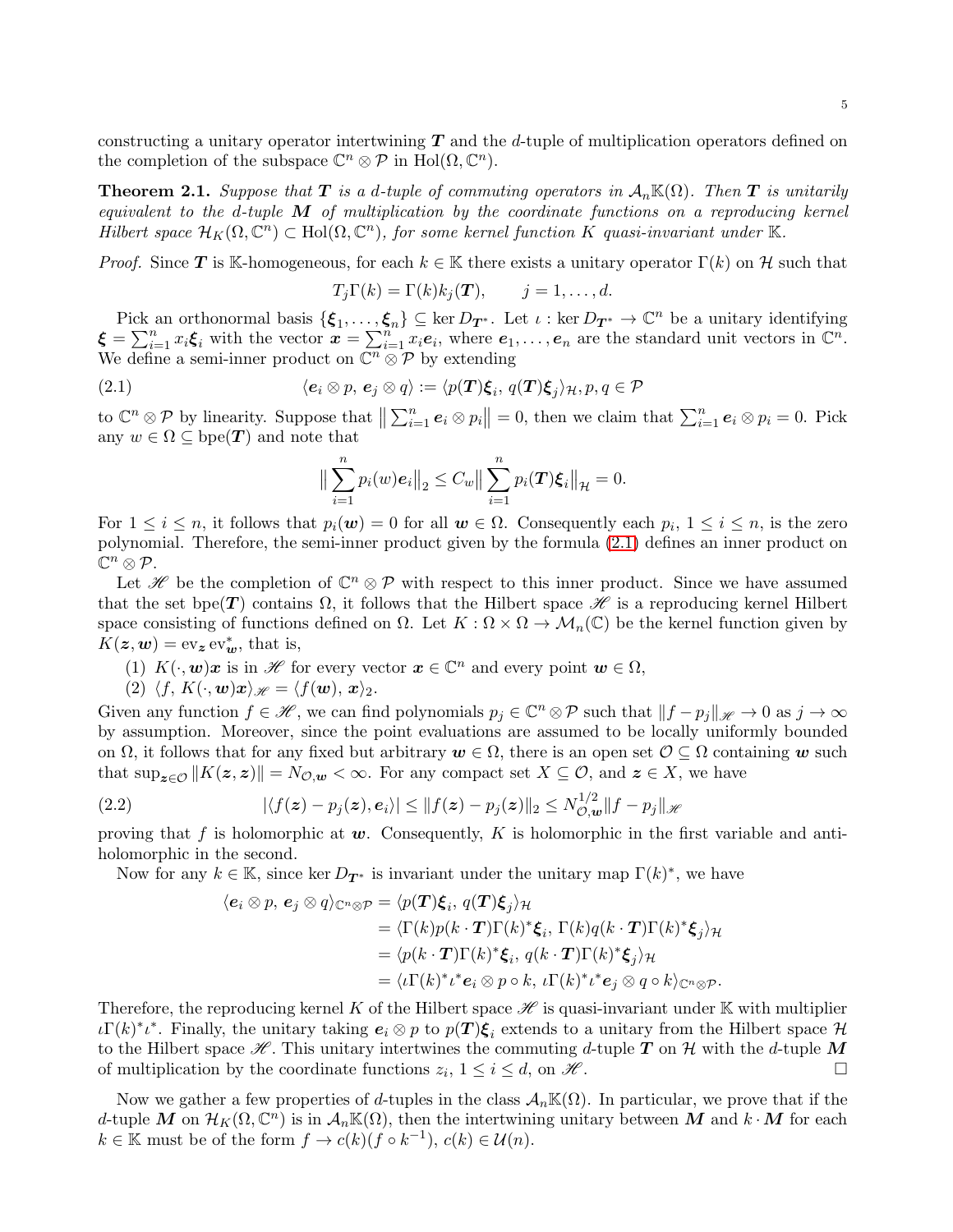constructing a unitary operator intertwining $\boldsymbol{T}$ and the $d$-tuple of multiplication operators defined on the completion of the subspace $\mathbb{C}^n \otimes \mathcal{P}$ in $\mathrm{Hol}(\Omega, \mathbb{C}^n)$.

**Theorem 2.1.** *Suppose that $\boldsymbol{T}$ is a $d$-tuple of commuting operators in $\mathcal{A}_n\mathbb{K}(\Omega)$. Then $\boldsymbol{T}$ is unitarily equivalent to the $d$-tuple $\boldsymbol{M}$ of multiplication by the coordinate functions on a reproducing kernel Hilbert space $\mathcal{H}_K(\Omega, \mathbb{C}^n) \subset \mathrm{Hol}(\Omega, \mathbb{C}^n)$, for some kernel function $K$ quasi-invariant under $\mathbb{K}$.*

*Proof.* Since $\boldsymbol{T}$ is $\mathbb{K}$-homogeneous, for each $k \in \mathbb{K}$ there exists a unitary operator $\Gamma(k)$ on $\mathcal{H}$ such that

$$T_j \Gamma(k) = \Gamma(k) k_j(\boldsymbol{T}), \qquad j = 1, \ldots, d.$$

Pick an orthonormal basis $\{\boldsymbol{\xi}_1, \ldots, \boldsymbol{\xi}_n\} \subseteq \ker D_{\boldsymbol{T}^*}$. Let $\iota : \ker D_{\boldsymbol{T}^*} \to \mathbb{C}^n$ be a unitary identifying $\boldsymbol{\xi} = \sum_{i=1}^n x_i \boldsymbol{\xi}_i$ with the vector $\boldsymbol{x} = \sum_{i=1}^n x_i \boldsymbol{e}_i$, where $\boldsymbol{e}_1, \ldots, \boldsymbol{e}_n$ are the standard unit vectors in $\mathbb{C}^n$. We define a semi-inner product on $\mathbb{C}^n \otimes \mathcal{P}$ by extending

$$\langle \boldsymbol{e}_i \otimes p,\, \boldsymbol{e}_j \otimes q \rangle := \langle p(\boldsymbol{T})\boldsymbol{\xi}_i,\, q(\boldsymbol{T})\boldsymbol{\xi}_j \rangle_{\mathcal{H}}, p, q \in \mathcal{P} \tag{2.1}$$

to $\mathbb{C}^n \otimes \mathcal{P}$ by linearity. Suppose that $\big\| \sum_{i=1}^n \boldsymbol{e}_i \otimes p_i \big\| = 0$, then we claim that $\sum_{i=1}^n \boldsymbol{e}_i \otimes p_i = 0$. Pick any $w \in \Omega \subseteq \mathrm{bpe}(\boldsymbol{T})$ and note that

$$\big\| \sum_{i=1}^n p_i(w) \boldsymbol{e}_i \big\|_2 \le C_w \big\| \sum_{i=1}^n p_i(\boldsymbol{T}) \boldsymbol{\xi}_i \big\|_{\mathcal{H}} = 0.$$

For $1 \le i \le n$, it follows that $p_i(\boldsymbol{w}) = 0$ for all $\boldsymbol{w} \in \Omega$. Consequently each $p_i$, $1 \le i \le n$, is the zero polynomial. Therefore, the semi-inner product given by the formula (2.1) defines an inner product on $\mathbb{C}^n \otimes \mathcal{P}$.

Let $\mathscr{H}$ be the completion of $\mathbb{C}^n \otimes \mathcal{P}$ with respect to this inner product. Since we have assumed that the set $\mathrm{bpe}(\boldsymbol{T})$ contains $\Omega$, it follows that the Hilbert space $\mathscr{H}$ is a reproducing kernel Hilbert space consisting of functions defined on $\Omega$. Let $K : \Omega \times \Omega \to \mathcal{M}_n(\mathbb{C})$ be the kernel function given by $K(\boldsymbol{z}, \boldsymbol{w}) = \mathrm{ev}_{\boldsymbol{z}} \mathrm{ev}_{\boldsymbol{w}}^*$, that is,

(1) $K(\cdot, \boldsymbol{w})\boldsymbol{x}$ is in $\mathscr{H}$ for every vector $\boldsymbol{x} \in \mathbb{C}^n$ and every point $\boldsymbol{w} \in \Omega$,
(2) $\langle f,\, K(\cdot, \boldsymbol{w})\boldsymbol{x} \rangle_{\mathscr{H}} = \langle f(\boldsymbol{w}),\, \boldsymbol{x} \rangle_2$.

Given any function $f \in \mathscr{H}$, we can find polynomials $p_j \in \mathbb{C}^n \otimes \mathcal{P}$ such that $\|f - p_j\|_{\mathscr{H}} \to 0$ as $j \to \infty$ by assumption. Moreover, since the point evaluations are assumed to be locally uniformly bounded on $\Omega$, it follows that for any fixed but arbitrary $\boldsymbol{w} \in \Omega$, there is an open set $\mathcal{O} \subseteq \Omega$ containing $\boldsymbol{w}$ such that $\sup_{\boldsymbol{z} \in \mathcal{O}} \|K(\boldsymbol{z}, \boldsymbol{z})\| = N_{\mathcal{O}, \boldsymbol{w}} < \infty$. For any compact set $X \subseteq \mathcal{O}$, and $\boldsymbol{z} \in X$, we have

$$|\langle f(\boldsymbol{z}) - p_j(\boldsymbol{z}), \boldsymbol{e}_i \rangle| \le \|f(\boldsymbol{z}) - p_j(\boldsymbol{z})\|_2 \le N_{\mathcal{O}, \boldsymbol{w}}^{1/2} \|f - p_j\|_{\mathscr{H}} \tag{2.2}$$

proving that $f$ is holomorphic at $\boldsymbol{w}$. Consequently, $K$ is holomorphic in the first variable and anti-holomorphic in the second.

Now for any $k \in \mathbb{K}$, since $\ker D_{\boldsymbol{T}^*}$ is invariant under the unitary map $\Gamma(k)^*$, we have

$$\begin{aligned}
\langle \boldsymbol{e}_i \otimes p,\, \boldsymbol{e}_j \otimes q \rangle_{\mathbb{C}^n \otimes \mathcal{P}} &= \langle p(\boldsymbol{T})\boldsymbol{\xi}_i,\, q(\boldsymbol{T})\boldsymbol{\xi}_j \rangle_{\mathcal{H}} \\
&= \langle \Gamma(k) p(k \cdot \boldsymbol{T}) \Gamma(k)^* \boldsymbol{\xi}_i,\, \Gamma(k) q(k \cdot \boldsymbol{T}) \Gamma(k)^* \boldsymbol{\xi}_j \rangle_{\mathcal{H}} \\
&= \langle p(k \cdot \boldsymbol{T}) \Gamma(k)^* \boldsymbol{\xi}_i,\, q(k \cdot \boldsymbol{T}) \Gamma(k)^* \boldsymbol{\xi}_j \rangle_{\mathcal{H}} \\
&= \langle \iota \Gamma(k)^* \iota^* \boldsymbol{e}_i \otimes p \circ k,\, \iota \Gamma(k)^* \iota^* \boldsymbol{e}_j \otimes q \circ k \rangle_{\mathbb{C}^n \otimes \mathcal{P}}.
\end{aligned}$$

Therefore, the reproducing kernel $K$ of the Hilbert space $\mathscr{H}$ is quasi-invariant under $\mathbb{K}$ with multiplier $\iota \Gamma(k)^* \iota^*$. Finally, the unitary taking $\boldsymbol{e}_i \otimes p$ to $p(\boldsymbol{T})\boldsymbol{\xi}_i$ extends to a unitary from the Hilbert space $\mathcal{H}$ to the Hilbert space $\mathscr{H}$. This unitary intertwines the commuting $d$-tuple $\boldsymbol{T}$ on $\mathcal{H}$ with the $d$-tuple $\boldsymbol{M}$ of multiplication by the coordinate functions $z_i$, $1 \le i \le d$, on $\mathscr{H}$. $\square$

Now we gather a few properties of $d$-tuples in the class $\mathcal{A}_n\mathbb{K}(\Omega)$. In particular, we prove that if the $d$-tuple $\boldsymbol{M}$ on $\mathcal{H}_K(\Omega, \mathbb{C}^n)$ is in $\mathcal{A}_n\mathbb{K}(\Omega)$, then the intertwining unitary between $\boldsymbol{M}$ and $k \cdot \boldsymbol{M}$ for each $k \in \mathbb{K}$ must be of the form $f \to c(k)(f \circ k^{-1})$, $c(k) \in \mathcal{U}(n)$.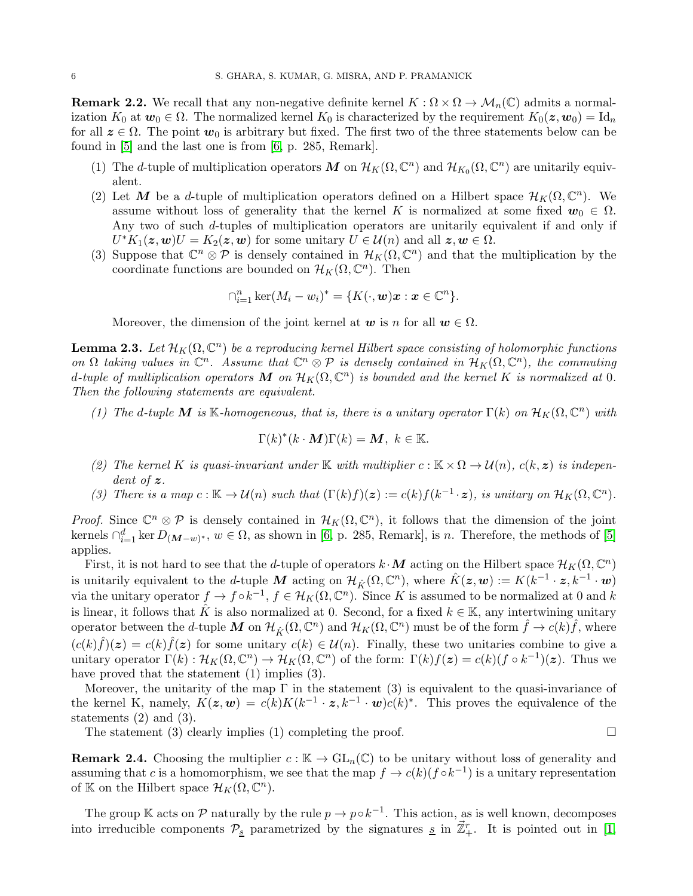**Remark 2.2.** We recall that any non-negative definite kernel $K : \Omega \times \Omega \to \mathcal{M}_n(\mathbb{C})$ admits a normalization $K_0$ at $\boldsymbol{w}_0 \in \Omega$. The normalized kernel $K_0$ is characterized by the requirement $K_0(\boldsymbol{z}, \boldsymbol{w}_0) = \mathrm{Id}_n$ for all $\boldsymbol{z} \in \Omega$. The point $\boldsymbol{w}_0$ is arbitrary but fixed. The first two of the three statements below can be found in [5] and the last one is from [6, p. 285, Remark].

1. The $d$-tuple of multiplication operators $\boldsymbol{M}$ on $\mathcal{H}_K(\Omega, \mathbb{C}^n)$ and $\mathcal{H}_{K_0}(\Omega, \mathbb{C}^n)$ are unitarily equivalent.
2. Let $\boldsymbol{M}$ be a $d$-tuple of multiplication operators defined on a Hilbert space $\mathcal{H}_K(\Omega, \mathbb{C}^n)$. We assume without loss of generality that the kernel $K$ is normalized at some fixed $\boldsymbol{w}_0 \in \Omega$. Any two of such $d$-tuples of multiplication operators are unitarily equivalent if and only if $U^* K_1(\boldsymbol{z}, \boldsymbol{w}) U = K_2(\boldsymbol{z}, \boldsymbol{w})$ for some unitary $U \in \mathcal{U}(n)$ and all $\boldsymbol{z}, \boldsymbol{w} \in \Omega$.
3. Suppose that $\mathbb{C}^n \otimes \mathcal{P}$ is densely contained in $\mathcal{H}_K(\Omega, \mathbb{C}^n)$ and that the multiplication by the coordinate functions are bounded on $\mathcal{H}_K(\Omega, \mathbb{C}^n)$. Then
$$\cap_{i=1}^n \ker (M_i - w_i)^* = \{K(\cdot, \boldsymbol{w})\boldsymbol{x} : \boldsymbol{x} \in \mathbb{C}^n\}.$$
Moreover, the dimension of the joint kernel at $\boldsymbol{w}$ is $n$ for all $\boldsymbol{w} \in \Omega$.

**Lemma 2.3.** *Let $\mathcal{H}_K(\Omega, \mathbb{C}^n)$ be a reproducing kernel Hilbert space consisting of holomorphic functions on $\Omega$ taking values in $\mathbb{C}^n$. Assume that $\mathbb{C}^n \otimes \mathcal{P}$ is densely contained in $\mathcal{H}_K(\Omega, \mathbb{C}^n)$, the commuting $d$-tuple of multiplication operators $\boldsymbol{M}$ on $\mathcal{H}_K(\Omega, \mathbb{C}^n)$ is bounded and the kernel $K$ is normalized at $0$. Then the following statements are equivalent.*

1. *The $d$-tuple $\boldsymbol{M}$ is $\mathbb{K}$-homogeneous, that is, there is a unitary operator $\Gamma(k)$ on $\mathcal{H}_K(\Omega, \mathbb{C}^n)$ with*
$$\Gamma(k)^* (k \cdot \boldsymbol{M}) \Gamma(k) = \boldsymbol{M}, \ k \in \mathbb{K}.$$
2. *The kernel $K$ is quasi-invariant under $\mathbb{K}$ with multiplier $c : \mathbb{K} \times \Omega \to \mathcal{U}(n)$, $c(k, \boldsymbol{z})$ is independent of $\boldsymbol{z}$.*
3. *There is a map $c : \mathbb{K} \to \mathcal{U}(n)$ such that $(\Gamma(k) f)(\boldsymbol{z}) := c(k) f(k^{-1} \cdot \boldsymbol{z})$, is unitary on $\mathcal{H}_K(\Omega, \mathbb{C}^n)$.*

*Proof.* Since $\mathbb{C}^n \otimes \mathcal{P}$ is densely contained in $\mathcal{H}_K(\Omega, \mathbb{C}^n)$, it follows that the dimension of the joint kernels $\cap_{i=1}^d \ker D_{(\boldsymbol{M} - w)^*}$, $w \in \Omega$, as shown in [6, p. 285, Remark], is $n$. Therefore, the methods of [5] applies.

First, it is not hard to see that the $d$-tuple of operators $k \cdot \boldsymbol{M}$ acting on the Hilbert space $\mathcal{H}_K(\Omega, \mathbb{C}^n)$ is unitarily equivalent to the $d$-tuple $\boldsymbol{M}$ acting on $\mathcal{H}_{\hat{K}}(\Omega, \mathbb{C}^n)$, where $\hat{K}(\boldsymbol{z}, \boldsymbol{w}) := K(k^{-1} \cdot \boldsymbol{z}, k^{-1} \cdot \boldsymbol{w})$ via the unitary operator $f \to f \circ k^{-1}$, $f \in \mathcal{H}_K(\Omega, \mathbb{C}^n)$. Since $K$ is assumed to be normalized at $0$ and $k$ is linear, it follows that $\hat{K}$ is also normalized at $0$. Second, for a fixed $k \in \mathbb{K}$, any intertwining unitary operator between the $d$-tuple $\boldsymbol{M}$ on $\mathcal{H}_{\hat{K}}(\Omega, \mathbb{C}^n)$ and $\mathcal{H}_K(\Omega, \mathbb{C}^n)$ must be of the form $\hat{f} \to c(k)\hat{f}$, where $(c(k)\hat{f})(\boldsymbol{z}) = c(k)\hat{f}(\boldsymbol{z})$ for some unitary $c(k) \in \mathcal{U}(n)$. Finally, these two unitaries combine to give a unitary operator $\Gamma(k) : \mathcal{H}_K(\Omega, \mathbb{C}^n) \to \mathcal{H}_K(\Omega, \mathbb{C}^n)$ of the form: $\Gamma(k) f(\boldsymbol{z}) = c(k)(f \circ k^{-1})(\boldsymbol{z})$. Thus we have proved that the statement (1) implies (3).

Moreover, the unitarity of the map $\Gamma$ in the statement (3) is equivalent to the quasi-invariance of the kernel K, namely, $K(\boldsymbol{z}, \boldsymbol{w}) = c(k) K(k^{-1} \cdot \boldsymbol{z}, k^{-1} \cdot \boldsymbol{w}) c(k)^*$. This proves the equivalence of the statements (2) and (3).

The statement (3) clearly implies (1) completing the proof. $\square$

**Remark 2.4.** Choosing the multiplier $c : \mathbb{K} \to \mathrm{GL}_n(\mathbb{C})$ to be unitary without loss of generality and assuming that $c$ is a homomorphism, we see that the map $f \to c(k)(f \circ k^{-1})$ is a unitary representation of $\mathbb{K}$ on the Hilbert space $\mathcal{H}_K(\Omega, \mathbb{C}^n)$.

The group $\mathbb{K}$ acts on $\mathcal{P}$ naturally by the rule $p \to p \circ k^{-1}$. This action, as is well known, decomposes into irreducible components $\mathcal{P}_{\underline{s}}$ parametrized by the signatures $\underline{s}$ in $\vec{\mathbb{Z}}_+^r$. It is pointed out in [1,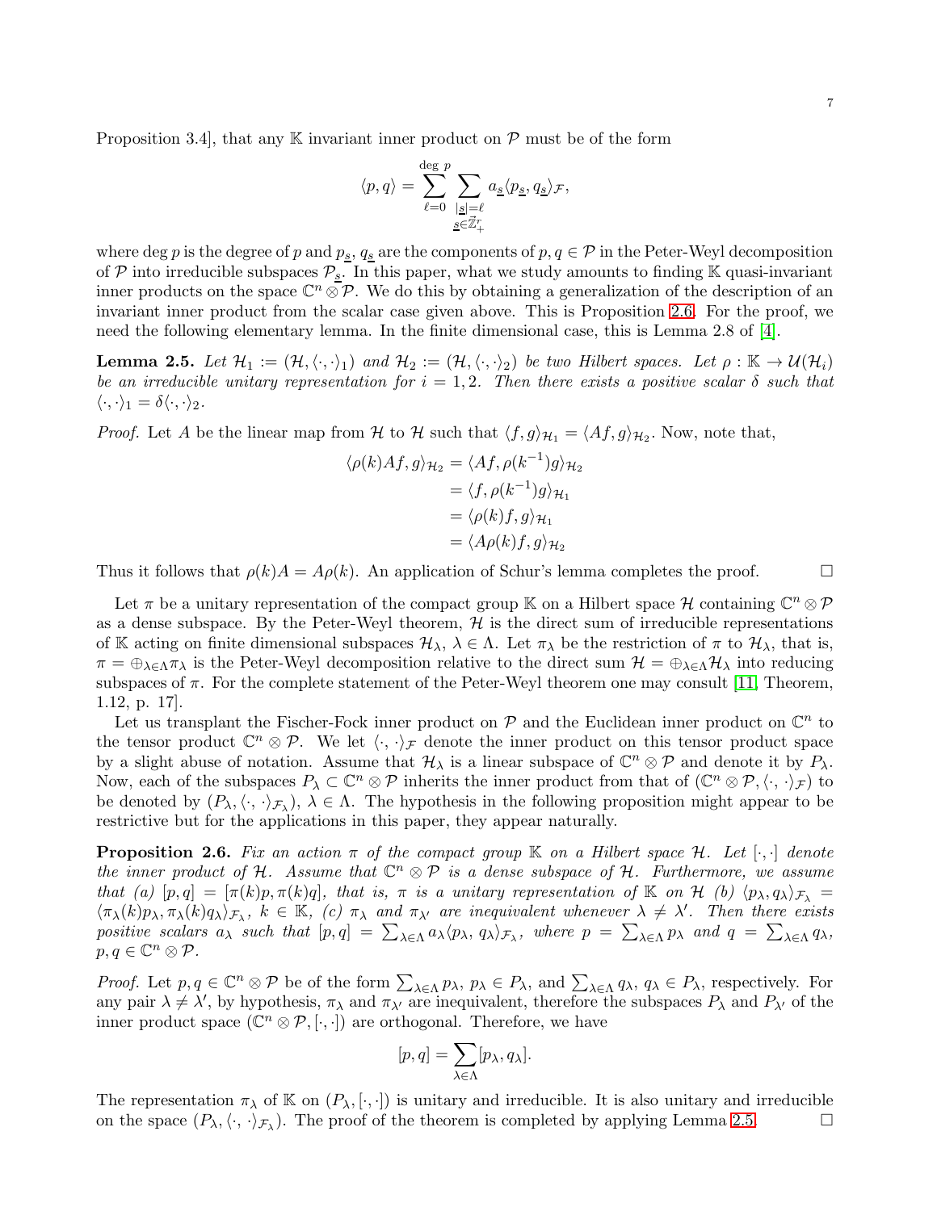Proposition 3.4], that any $\mathbb{K}$ invariant inner product on $\mathcal{P}$ must be of the form

$$\langle p, q\rangle = \sum_{\ell=0}^{\deg\, p} \sum_{\substack{|\underline{s}|=\ell \\ \underline{s}\in\mathbb{Z}_+^r}} a_{\underline{s}} \langle p_{\underline{s}}, q_{\underline{s}}\rangle_{\mathcal{F}},$$

where $\deg p$ is the degree of $p$ and $p_{\underline{s}}$, $q_{\underline{s}}$ are the components of $p, q \in \mathcal{P}$ in the Peter-Weyl decomposition of $\mathcal{P}$ into irreducible subspaces $\mathcal{P}_{\underline{s}}$. In this paper, what we study amounts to finding $\mathbb{K}$ quasi-invariant inner products on the space $\mathbb{C}^n \otimes \mathcal{P}$. We do this by obtaining a generalization of the description of an invariant inner product from the scalar case given above. This is Proposition 2.6. For the proof, we need the following elementary lemma. In the finite dimensional case, this is Lemma 2.8 of [4].

**Lemma 2.5.** *Let $\mathcal{H}_1 := (\mathcal{H}, \langle\cdot,\cdot\rangle_1)$ and $\mathcal{H}_2 := (\mathcal{H}, \langle\cdot,\cdot\rangle_2)$ be two Hilbert spaces. Let $\rho : \mathbb{K} \to \mathcal{U}(\mathcal{H}_i)$ be an irreducible unitary representation for $i = 1, 2$. Then there exists a positive scalar $\delta$ such that $\langle\cdot,\cdot\rangle_1 = \delta\langle\cdot,\cdot\rangle_2$.*

*Proof.* Let $A$ be the linear map from $\mathcal{H}$ to $\mathcal{H}$ such that $\langle f, g\rangle_{\mathcal{H}_1} = \langle Af, g\rangle_{\mathcal{H}_2}$. Now, note that,

$$\begin{aligned}
\langle \rho(k)Af, g\rangle_{\mathcal{H}_2} &= \langle Af, \rho(k^{-1})g\rangle_{\mathcal{H}_2} \\
&= \langle f, \rho(k^{-1})g\rangle_{\mathcal{H}_1} \\
&= \langle \rho(k)f, g\rangle_{\mathcal{H}_1} \\
&= \langle A\rho(k)f, g\rangle_{\mathcal{H}_2}
\end{aligned}$$

Thus it follows that $\rho(k)A = A\rho(k)$. An application of Schur's lemma completes the proof. $\square$

Let $\pi$ be a unitary representation of the compact group $\mathbb{K}$ on a Hilbert space $\mathcal{H}$ containing $\mathbb{C}^n \otimes \mathcal{P}$ as a dense subspace. By the Peter-Weyl theorem, $\mathcal{H}$ is the direct sum of irreducible representations of $\mathbb{K}$ acting on finite dimensional subspaces $\mathcal{H}_\lambda$, $\lambda \in \Lambda$. Let $\pi_\lambda$ be the restriction of $\pi$ to $\mathcal{H}_\lambda$, that is, $\pi = \oplus_{\lambda\in\Lambda}\pi_\lambda$ is the Peter-Weyl decomposition relative to the direct sum $\mathcal{H} = \oplus_{\lambda\in\Lambda}\mathcal{H}_\lambda$ into reducing subspaces of $\pi$. For the complete statement of the Peter-Weyl theorem one may consult [11, Theorem, 1.12, p. 17].

Let us transplant the Fischer-Fock inner product on $\mathcal{P}$ and the Euclidean inner product on $\mathbb{C}^n$ to the tensor product $\mathbb{C}^n \otimes \mathcal{P}$. We let $\langle\cdot,\cdot\rangle_{\mathcal{F}}$ denote the inner product on this tensor product space by a slight abuse of notation. Assume that $\mathcal{H}_\lambda$ is a linear subspace of $\mathbb{C}^n \otimes \mathcal{P}$ and denote it by $P_\lambda$. Now, each of the subspaces $P_\lambda \subset \mathbb{C}^n \otimes \mathcal{P}$ inherits the inner product from that of $(\mathbb{C}^n \otimes \mathcal{P}, \langle\cdot,\cdot\rangle_{\mathcal{F}})$ to be denoted by $(P_\lambda, \langle\cdot,\cdot\rangle_{\mathcal{F}_\lambda})$, $\lambda \in \Lambda$. The hypothesis in the following proposition might appear to be restrictive but for the applications in this paper, they appear naturally.

**Proposition 2.6.** *Fix an action $\pi$ of the compact group $\mathbb{K}$ on a Hilbert space $\mathcal{H}$. Let $[\cdot,\cdot]$ denote the inner product of $\mathcal{H}$. Assume that $\mathbb{C}^n \otimes \mathcal{P}$ is a dense subspace of $\mathcal{H}$. Furthermore, we assume that (a) $[p, q] = [\pi(k)p, \pi(k)q]$, that is, $\pi$ is a unitary representation of $\mathbb{K}$ on $\mathcal{H}$ (b) $\langle p_\lambda, q_\lambda\rangle_{\mathcal{F}_\lambda} = \langle \pi_\lambda(k)p_\lambda, \pi_\lambda(k)q_\lambda\rangle_{\mathcal{F}_\lambda}$, $k \in \mathbb{K}$, (c) $\pi_\lambda$ and $\pi_{\lambda'}$ are inequivalent whenever $\lambda \neq \lambda'$. Then there exists positive scalars $a_\lambda$ such that $[p, q] = \sum_{\lambda\in\Lambda} a_\lambda \langle p_\lambda, q_\lambda\rangle_{\mathcal{F}_\lambda}$, where $p = \sum_{\lambda\in\Lambda} p_\lambda$ and $q = \sum_{\lambda\in\Lambda} q_\lambda$, $p, q \in \mathbb{C}^n \otimes \mathcal{P}$.*

*Proof.* Let $p, q \in \mathbb{C}^n \otimes \mathcal{P}$ be of the form $\sum_{\lambda\in\Lambda} p_\lambda$, $p_\lambda \in P_\lambda$, and $\sum_{\lambda\in\Lambda} q_\lambda$, $q_\lambda \in P_\lambda$, respectively. For any pair $\lambda \neq \lambda'$, by hypothesis, $\pi_\lambda$ and $\pi_{\lambda'}$ are inequivalent, therefore the subspaces $P_\lambda$ and $P_{\lambda'}$ of the inner product space $(\mathbb{C}^n \otimes \mathcal{P}, [\cdot,\cdot])$ are orthogonal. Therefore, we have

$$[p, q] = \sum_{\lambda\in\Lambda} [p_\lambda, q_\lambda].$$

The representation $\pi_\lambda$ of $\mathbb{K}$ on $(P_\lambda, [\cdot,\cdot])$ is unitary and irreducible. It is also unitary and irreducible on the space $(P_\lambda, \langle\cdot,\cdot\rangle_{\mathcal{F}_\lambda})$. The proof of the theorem is completed by applying Lemma 2.5. $\square$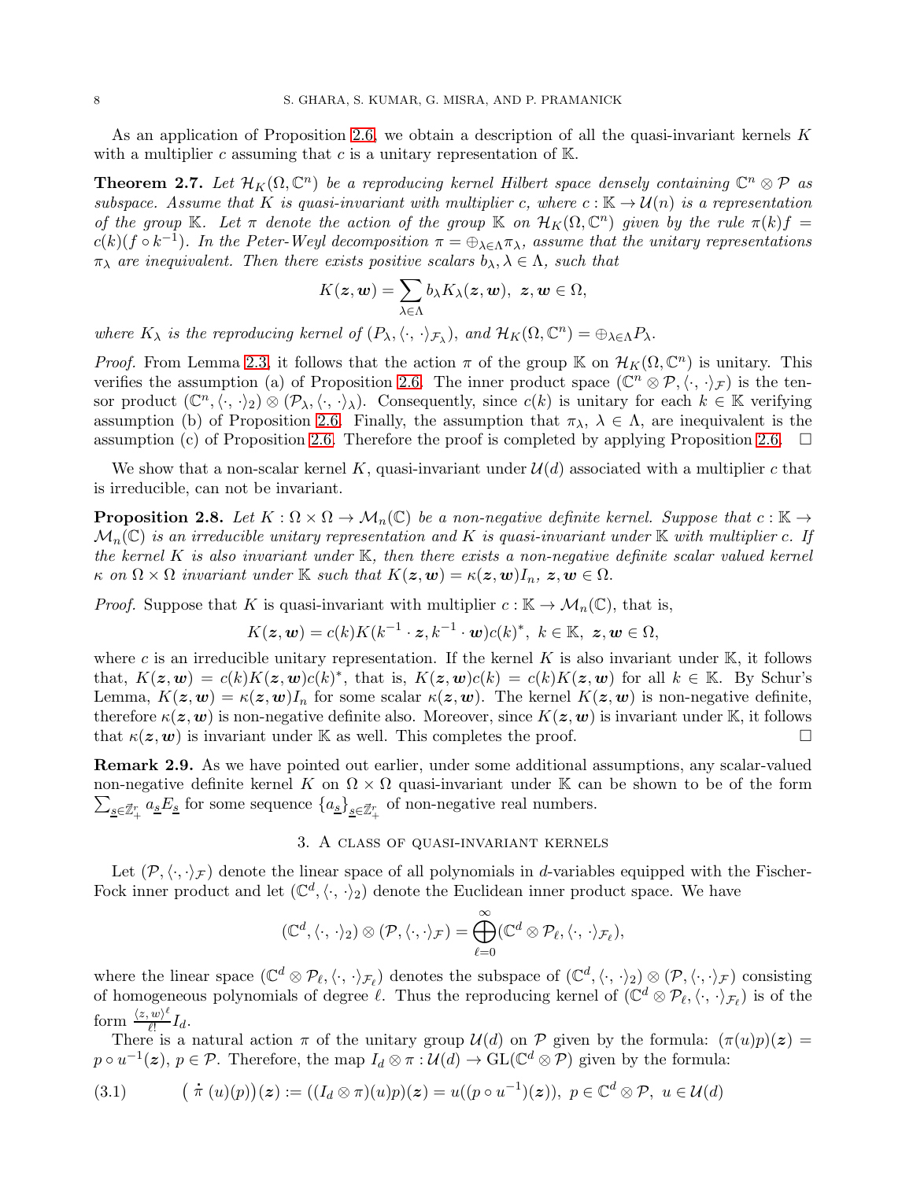As an application of Proposition 2.6, we obtain a description of all the quasi-invariant kernels $K$ with a multiplier $c$ assuming that $c$ is a unitary representation of $\mathbb{K}$.

**Theorem 2.7.** *Let $\mathcal{H}_K(\Omega, \mathbb{C}^n)$ be a reproducing kernel Hilbert space densely containing $\mathbb{C}^n \otimes \mathcal{P}$ as subspace. Assume that $K$ is quasi-invariant with multiplier $c$, where $c : \mathbb{K} \to \mathcal{U}(n)$ is a representation of the group $\mathbb{K}$. Let $\pi$ denote the action of the group $\mathbb{K}$ on $\mathcal{H}_K(\Omega, \mathbb{C}^n)$ given by the rule $\pi(k)f = c(k)(f \circ k^{-1})$. In the Peter-Weyl decomposition $\pi = \oplus_{\lambda \in \Lambda} \pi_\lambda$, assume that the unitary representations $\pi_\lambda$ are inequivalent. Then there exists positive scalars $b_\lambda, \lambda \in \Lambda$, such that*

$$K(\boldsymbol{z}, \boldsymbol{w}) = \sum_{\lambda \in \Lambda} b_\lambda K_\lambda(\boldsymbol{z}, \boldsymbol{w}),\ \ \boldsymbol{z}, \boldsymbol{w} \in \Omega,$$

*where $K_\lambda$ is the reproducing kernel of $(P_\lambda, \langle \cdot, \cdot \rangle_{\mathcal{F}_\lambda})$, and $\mathcal{H}_K(\Omega, \mathbb{C}^n) = \oplus_{\lambda \in \Lambda} P_\lambda$.*

*Proof.* From Lemma 2.3, it follows that the action $\pi$ of the group $\mathbb{K}$ on $\mathcal{H}_K(\Omega, \mathbb{C}^n)$ is unitary. This verifies the assumption (a) of Proposition 2.6. The inner product space $(\mathbb{C}^n \otimes \mathcal{P}, \langle \cdot, \cdot \rangle_{\mathcal{F}})$ is the tensor product $(\mathbb{C}^n, \langle \cdot, \cdot \rangle_2) \otimes (\mathcal{P}_\lambda, \langle \cdot, \cdot \rangle_\lambda)$. Consequently, since $c(k)$ is unitary for each $k \in \mathbb{K}$ verifying assumption (b) of Proposition 2.6. Finally, the assumption that $\pi_\lambda$, $\lambda \in \Lambda$, are inequivalent is the assumption (c) of Proposition 2.6. Therefore the proof is completed by applying Proposition 2.6. $\square$

We show that a non-scalar kernel $K$, quasi-invariant under $\mathcal{U}(d)$ associated with a multiplier $c$ that is irreducible, can not be invariant.

**Proposition 2.8.** *Let $K : \Omega \times \Omega \to \mathcal{M}_n(\mathbb{C})$ be a non-negative definite kernel. Suppose that $c : \mathbb{K} \to \mathcal{M}_n(\mathbb{C})$ is an irreducible unitary representation and $K$ is quasi-invariant under $\mathbb{K}$ with multiplier $c$. If the kernel $K$ is also invariant under $\mathbb{K}$, then there exists a non-negative definite scalar valued kernel $\kappa$ on $\Omega \times \Omega$ invariant under $\mathbb{K}$ such that $K(\boldsymbol{z}, \boldsymbol{w}) = \kappa(\boldsymbol{z}, \boldsymbol{w}) I_n$, $\boldsymbol{z}, \boldsymbol{w} \in \Omega$.*

*Proof.* Suppose that $K$ is quasi-invariant with multiplier $c : \mathbb{K} \to \mathcal{M}_n(\mathbb{C})$, that is,

$$K(\boldsymbol{z}, \boldsymbol{w}) = c(k) K(k^{-1} \cdot \boldsymbol{z}, k^{-1} \cdot \boldsymbol{w}) c(k)^*,\ \ k \in \mathbb{K},\ \ \boldsymbol{z}, \boldsymbol{w} \in \Omega,$$

where $c$ is an irreducible unitary representation. If the kernel $K$ is also invariant under $\mathbb{K}$, it follows that, $K(\boldsymbol{z}, \boldsymbol{w}) = c(k) K(\boldsymbol{z}, \boldsymbol{w}) c(k)^*$, that is, $K(\boldsymbol{z}, \boldsymbol{w}) c(k) = c(k) K(\boldsymbol{z}, \boldsymbol{w})$ for all $k \in \mathbb{K}$. By Schur's Lemma, $K(\boldsymbol{z}, \boldsymbol{w}) = \kappa(\boldsymbol{z}, \boldsymbol{w}) I_n$ for some scalar $\kappa(\boldsymbol{z}, \boldsymbol{w})$. The kernel $K(\boldsymbol{z}, \boldsymbol{w})$ is non-negative definite, therefore $\kappa(\boldsymbol{z}, \boldsymbol{w})$ is non-negative definite also. Moreover, since $K(\boldsymbol{z}, \boldsymbol{w})$ is invariant under $\mathbb{K}$, it follows that $\kappa(\boldsymbol{z}, \boldsymbol{w})$ is invariant under $\mathbb{K}$ as well. This completes the proof. $\square$

**Remark 2.9.** As we have pointed out earlier, under some additional assumptions, any scalar-valued non-negative definite kernel $K$ on $\Omega \times \Omega$ quasi-invariant under $\mathbb{K}$ can be shown to be of the form $\sum_{\underline{s} \in \vec{\mathbb{Z}}_+^r} a_{\underline{s}} E_{\underline{s}}$ for some sequence $\{a_{\underline{s}}\}_{\underline{s} \in \vec{\mathbb{Z}}_+^r}$ of non-negative real numbers.

## 3. A class of quasi-invariant kernels

Let $(\mathcal{P}, \langle \cdot, \cdot \rangle_{\mathcal{F}})$ denote the linear space of all polynomials in $d$-variables equipped with the Fischer-Fock inner product and let $(\mathbb{C}^d, \langle \cdot, \cdot \rangle_2)$ denote the Euclidean inner product space. We have

$$(\mathbb{C}^d, \langle \cdot, \cdot \rangle_2) \otimes (\mathcal{P}, \langle \cdot, \cdot \rangle_{\mathcal{F}}) = \bigoplus_{\ell=0}^{\infty} (\mathbb{C}^d \otimes \mathcal{P}_\ell, \langle \cdot, \cdot \rangle_{\mathcal{F}_\ell}),$$

where the linear space $(\mathbb{C}^d \otimes \mathcal{P}_\ell, \langle \cdot, \cdot \rangle_{\mathcal{F}_\ell})$ denotes the subspace of $(\mathbb{C}^d, \langle \cdot, \cdot \rangle_2) \otimes (\mathcal{P}, \langle \cdot, \cdot \rangle_{\mathcal{F}})$ consisting of homogeneous polynomials of degree $\ell$. Thus the reproducing kernel of $(\mathbb{C}^d \otimes \mathcal{P}_\ell, \langle \cdot, \cdot \rangle_{\mathcal{F}_\ell})$ is of the form $\frac{\langle z, w \rangle^\ell}{\ell!} I_d$.

There is a natural action $\pi$ of the unitary group $\mathcal{U}(d)$ on $\mathcal{P}$ given by the formula: $(\pi(u)p)(\boldsymbol{z}) = p \circ u^{-1}(\boldsymbol{z})$, $p \in \mathcal{P}$. Therefore, the map $I_d \otimes \pi : \mathcal{U}(d) \to \mathrm{GL}(\mathbb{C}^d \otimes \mathcal{P})$ given by the formula:

$$\big(\dot{\pi}\,(u)(p)\big)(\boldsymbol{z}) := ((I_d \otimes \pi)(u)p)(\boldsymbol{z}) = u((p \circ u^{-1})(\boldsymbol{z})),\ p \in \mathbb{C}^d \otimes \mathcal{P},\ u \in \mathcal{U}(d) \tag{3.1}$$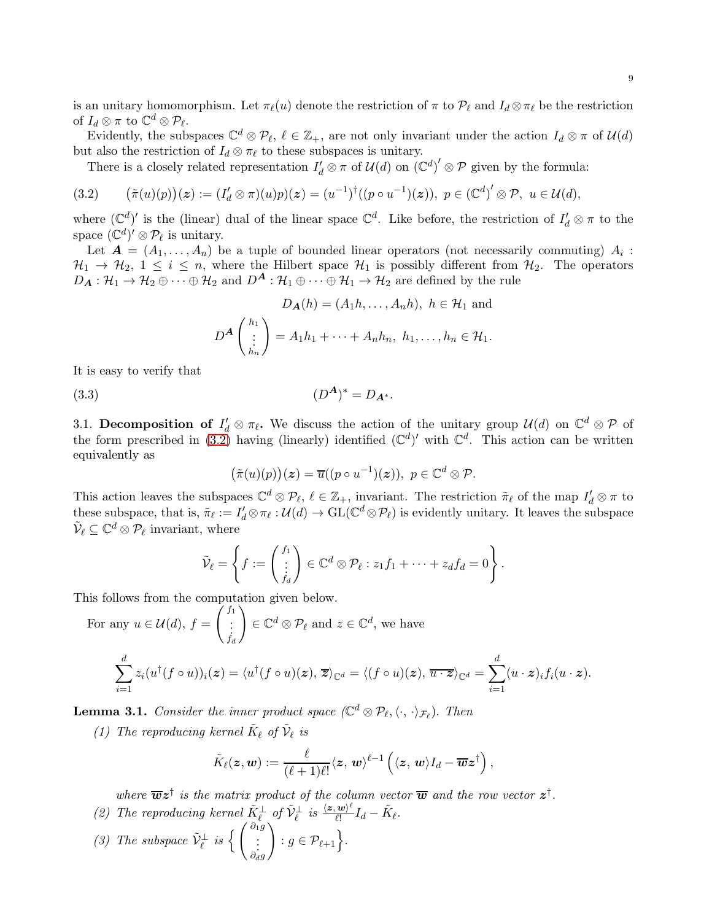is an unitary homomorphism. Let $\pi_\ell(u)$ denote the restriction of $\pi$ to $\mathcal{P}_\ell$ and $I_d \otimes \pi_\ell$ be the restriction of $I_d \otimes \pi$ to $\mathbb{C}^d \otimes \mathcal{P}_\ell$.

Evidently, the subspaces $\mathbb{C}^d \otimes \mathcal{P}_\ell$, $\ell \in \mathbb{Z}_+$, are not only invariant under the action $I_d \otimes \pi$ of $\mathcal{U}(d)$ but also the restriction of $I_d \otimes \pi_\ell$ to these subspaces is unitary.

There is a closely related representation $I_d' \otimes \pi$ of $\mathcal{U}(d)$ on $\left(\mathbb{C}^d\right)' \otimes \mathcal{P}$ given by the formula:

$$\big(\tilde{\pi}(u)(p)\big)(\boldsymbol{z}) := (I_d' \otimes \pi)(u)p)(\boldsymbol{z}) = (u^{-1})^\dagger((p \circ u^{-1})(\boldsymbol{z})),\ p \in \left(\mathbb{C}^d\right)' \otimes \mathcal{P},\ u \in \mathcal{U}(d), \tag{3.2}$$

where $(\mathbb{C}^d)'$ is the (linear) dual of the linear space $\mathbb{C}^d$. Like before, the restriction of $I_d' \otimes \pi$ to the space $(\mathbb{C}^d)' \otimes \mathcal{P}_\ell$ is unitary.

Let $\boldsymbol{A} = (A_1, \ldots, A_n)$ be a tuple of bounded linear operators (not necessarily commuting) $A_i : \mathcal{H}_1 \to \mathcal{H}_2$, $1 \le i \le n$, where the Hilbert space $\mathcal{H}_1$ is possibly different from $\mathcal{H}_2$. The operators $D_{\boldsymbol{A}} : \mathcal{H}_1 \to \mathcal{H}_2 \oplus \cdots \oplus \mathcal{H}_2$ and $D^{\boldsymbol{A}} : \mathcal{H}_1 \oplus \cdots \oplus \mathcal{H}_1 \to \mathcal{H}_2$ are defined by the rule

$$D_{\boldsymbol{A}}(h) = (A_1 h, \ldots, A_n h),\ h \in \mathcal{H}_1 \text{ and}$$

$$D^{\boldsymbol{A}} \begin{pmatrix} h_1 \\ \vdots \\ h_n \end{pmatrix} = A_1 h_1 + \cdots + A_n h_n,\ h_1, \ldots, h_n \in \mathcal{H}_1.$$

It is easy to verify that

$$(D^{\boldsymbol{A}})^* = D_{\boldsymbol{A}^*}. \tag{3.3}$$

3.1. **Decomposition of $I_d' \otimes \pi_\ell$.** We discuss the action of the unitary group $\mathcal{U}(d)$ on $\mathbb{C}^d \otimes \mathcal{P}$ of the form prescribed in (3.2) having (linearly) identified $(\mathbb{C}^d)'$ with $\mathbb{C}^d$. This action can be written equivalently as

$$\big(\tilde{\pi}(u)(p)\big)(\boldsymbol{z}) = \overline{u}((p \circ u^{-1})(\boldsymbol{z})),\ p \in \mathbb{C}^d \otimes \mathcal{P}.$$

This action leaves the subspaces $\mathbb{C}^d \otimes \mathcal{P}_\ell$, $\ell \in \mathbb{Z}_+$, invariant. The restriction $\tilde{\pi}_\ell$ of the map $I_d' \otimes \pi$ to these subspace, that is, $\tilde{\pi}_\ell := I_d' \otimes \pi_\ell : \mathcal{U}(d) \to \mathrm{GL}(\mathbb{C}^d \otimes \mathcal{P}_\ell)$ is evidently unitary. It leaves the subspace $\tilde{\mathcal{V}}_\ell \subseteq \mathbb{C}^d \otimes \mathcal{P}_\ell$ invariant, where

$$\tilde{\mathcal{V}}_\ell = \left\{ f := \begin{pmatrix} f_1 \\ \vdots \\ f_d \end{pmatrix} \in \mathbb{C}^d \otimes \mathcal{P}_\ell : z_1 f_1 + \cdots + z_d f_d = 0 \right\}.$$

This follows from the computation given below.

For any $u \in \mathcal{U}(d)$, $f = \begin{pmatrix} f_1 \\ \vdots \\ f_d \end{pmatrix} \in \mathbb{C}^d \otimes \mathcal{P}_\ell$ and $z \in \mathbb{C}^d$, we have

$$\sum_{i=1}^d z_i (u^\dagger (f \circ u))_i(\boldsymbol{z}) = \langle u^\dagger (f \circ u)(\boldsymbol{z}), \overline{\boldsymbol{z}} \rangle_{\mathbb{C}^d} = \langle (f \circ u)(\boldsymbol{z}), \overline{u \cdot \boldsymbol{z}} \rangle_{\mathbb{C}^d} = \sum_{i=1}^d (u \cdot \boldsymbol{z})_i f_i(u \cdot \boldsymbol{z}).$$

**Lemma 3.1.** *Consider the inner product space $(\mathbb{C}^d \otimes \mathcal{P}_\ell, \langle \cdot, \cdot \rangle_{\mathcal{F}_\ell})$. Then*

*(1) The reproducing kernel $\tilde{K}_\ell$ of $\tilde{\mathcal{V}}_\ell$ is*

$$\tilde{K}_\ell(\boldsymbol{z}, \boldsymbol{w}) := \frac{\ell}{(\ell+1)\ell!} \langle \boldsymbol{z}, \boldsymbol{w} \rangle^{\ell - 1} \left( \langle \boldsymbol{z}, \boldsymbol{w} \rangle I_d - \overline{\boldsymbol{w}} \boldsymbol{z}^\dagger \right),$$

*where $\overline{\boldsymbol{w}} \boldsymbol{z}^\dagger$ is the matrix product of the column vector $\overline{\boldsymbol{w}}$ and the row vector $\boldsymbol{z}^\dagger$.*

*(2) The reproducing kernel $\tilde{K}_\ell^\perp$ of $\tilde{\mathcal{V}}_\ell^\perp$ is $\frac{\langle \boldsymbol{z}, \boldsymbol{w} \rangle^\ell}{\ell!} I_d - \tilde{K}_\ell$.*

*(3) The subspace $\tilde{\mathcal{V}}_\ell^\perp$ is $\left\{ \begin{pmatrix} \partial_1 g \\ \vdots \\ \partial_d g \end{pmatrix} : g \in \mathcal{P}_{\ell+1} \right\}$.*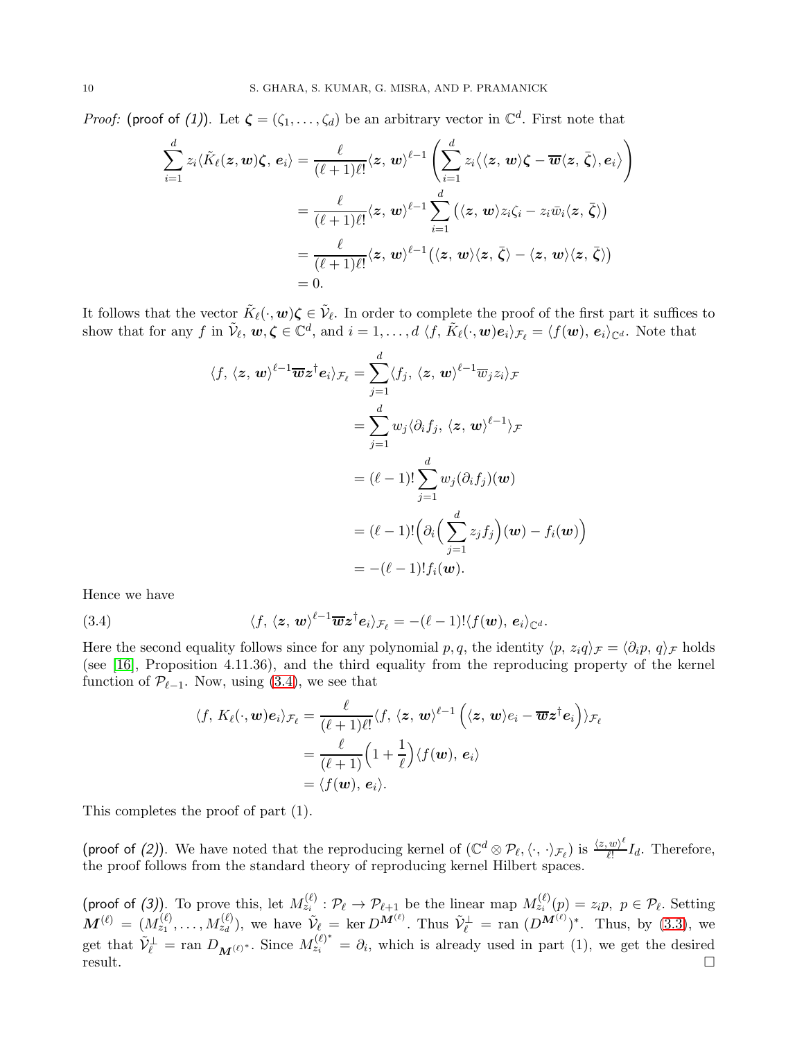*Proof:* (proof of *(1)*). Let $\boldsymbol{\zeta} = (\zeta_1, \ldots, \zeta_d)$ be an arbitrary vector in $\mathbb{C}^d$. First note that

$$
\begin{aligned}
\sum_{i=1}^{d} z_i \langle \tilde{K}_\ell(\boldsymbol{z}, \boldsymbol{w})\boldsymbol{\zeta},\, \boldsymbol{e}_i \rangle &= \frac{\ell}{(\ell+1)\ell!} \langle \boldsymbol{z},\, \boldsymbol{w} \rangle^{\ell-1} \left( \sum_{i=1}^{d} z_i \big\langle \langle \boldsymbol{z},\, \boldsymbol{w} \rangle \boldsymbol{\zeta} - \overline{\boldsymbol{w}} \langle \boldsymbol{z},\, \bar{\boldsymbol{\zeta}} \rangle, \boldsymbol{e}_i \big\rangle \right) \\
&= \frac{\ell}{(\ell+1)\ell!} \langle \boldsymbol{z},\, \boldsymbol{w} \rangle^{\ell-1} \sum_{i=1}^{d} \big( \langle \boldsymbol{z},\, \boldsymbol{w} \rangle z_i \zeta_i - z_i \bar{w}_i \langle \boldsymbol{z},\, \bar{\boldsymbol{\zeta}} \rangle \big) \\
&= \frac{\ell}{(\ell+1)\ell!} \langle \boldsymbol{z},\, \boldsymbol{w} \rangle^{\ell-1} \big( \langle \boldsymbol{z},\, \boldsymbol{w} \rangle \langle \boldsymbol{z},\, \bar{\boldsymbol{\zeta}} \rangle - \langle \boldsymbol{z},\, \boldsymbol{w} \rangle \langle \boldsymbol{z},\, \bar{\boldsymbol{\zeta}} \rangle \big) \\
&= 0.
\end{aligned}
$$

It follows that the vector $\tilde{K}_\ell(\cdot, \boldsymbol{w})\boldsymbol{\zeta} \in \tilde{\mathcal{V}}_\ell$. In order to complete the proof of the first part it suffices to show that for any $f$ in $\tilde{\mathcal{V}}_\ell$, $\boldsymbol{w}, \boldsymbol{\zeta} \in \mathbb{C}^d$, and $i = 1, \ldots, d$ $\langle f,\, \tilde{K}_\ell(\cdot, \boldsymbol{w})\boldsymbol{e}_i \rangle_{\mathcal{F}_\ell} = \langle f(\boldsymbol{w}),\, \boldsymbol{e}_i \rangle_{\mathbb{C}^d}$. Note that

$$
\begin{aligned}
\langle f,\, \langle \boldsymbol{z},\, \boldsymbol{w} \rangle^{\ell-1} \overline{\boldsymbol{w}} \boldsymbol{z}^\dagger \boldsymbol{e}_i \rangle_{\mathcal{F}_\ell} &= \sum_{j=1}^{d} \langle f_j,\, \langle \boldsymbol{z},\, \boldsymbol{w} \rangle^{\ell-1} \overline{w}_j z_i \rangle_{\mathcal{F}} \\
&= \sum_{j=1}^{d} w_j \langle \partial_i f_j,\, \langle \boldsymbol{z},\, \boldsymbol{w} \rangle^{\ell-1} \rangle_{\mathcal{F}} \\
&= (\ell-1)! \sum_{j=1}^{d} w_j (\partial_i f_j)(\boldsymbol{w}) \\
&= (\ell-1)! \Big( \partial_i \Big( \sum_{j=1}^{d} z_j f_j \Big)(\boldsymbol{w}) - f_i(\boldsymbol{w}) \Big) \\
&= -(\ell-1)! f_i(\boldsymbol{w}).
\end{aligned}
$$

Hence we have

$$
\langle f,\, \langle \boldsymbol{z},\, \boldsymbol{w} \rangle^{\ell-1} \overline{\boldsymbol{w}} \boldsymbol{z}^\dagger \boldsymbol{e}_i \rangle_{\mathcal{F}_\ell} = -(\ell-1)! \langle f(\boldsymbol{w}),\, \boldsymbol{e}_i \rangle_{\mathbb{C}^d}. \tag{3.4}
$$

Here the second equality follows since for any polynomial $p, q$, the identity $\langle p,\, z_i q \rangle_{\mathcal{F}} = \langle \partial_i p,\, q \rangle_{\mathcal{F}}$ holds (see [16], Proposition 4.11.36), and the third equality from the reproducing property of the kernel function of $\mathcal{P}_{\ell-1}$. Now, using (3.4), we see that

$$
\begin{aligned}
\langle f,\, K_\ell(\cdot, \boldsymbol{w})\boldsymbol{e}_i \rangle_{\mathcal{F}_\ell} &= \frac{\ell}{(\ell+1)\ell!} \langle f,\, \langle \boldsymbol{z},\, \boldsymbol{w} \rangle^{\ell-1} \left( \langle \boldsymbol{z},\, \boldsymbol{w} \rangle e_i - \overline{\boldsymbol{w}} \boldsymbol{z}^\dagger \boldsymbol{e}_i \right) \rangle_{\mathcal{F}_\ell} \\
&= \frac{\ell}{(\ell+1)} \Big( 1 + \frac{1}{\ell} \Big) \langle f(\boldsymbol{w}),\, \boldsymbol{e}_i \rangle \\
&= \langle f(\boldsymbol{w}),\, \boldsymbol{e}_i \rangle.
\end{aligned}
$$

This completes the proof of part (1).

(proof of *(2)*). We have noted that the reproducing kernel of $(\mathbb{C}^d \otimes \mathcal{P}_\ell, \langle \cdot,\, \cdot \rangle_{\mathcal{F}_\ell})$ is $\frac{\langle z, w \rangle^\ell}{\ell!} I_d$. Therefore, the proof follows from the standard theory of reproducing kernel Hilbert spaces.

(proof of *(3)*). To prove this, let $M_{z_i}^{(\ell)} : \mathcal{P}_\ell \to \mathcal{P}_{\ell+1}$ be the linear map $M_{z_i}^{(\ell)}(p) = z_i p,\ p \in \mathcal{P}_\ell$. Setting $\boldsymbol{M}^{(\ell)} = (M_{z_1}^{(\ell)}, \ldots, M_{z_d}^{(\ell)})$, we have $\tilde{\mathcal{V}}_\ell = \ker D^{\boldsymbol{M}^{(\ell)}}$. Thus $\tilde{\mathcal{V}}_\ell^\perp = \operatorname{ran}\, (D^{\boldsymbol{M}^{(\ell)}})^*$. Thus, by (3.3), we get that $\tilde{\mathcal{V}}_\ell^\perp = \operatorname{ran}\, D_{\boldsymbol{M}^{(\ell)*}}$. Since $M_{z_i}^{(\ell)^*} = \partial_i$, which is already used in part (1), we get the desired result. $\square$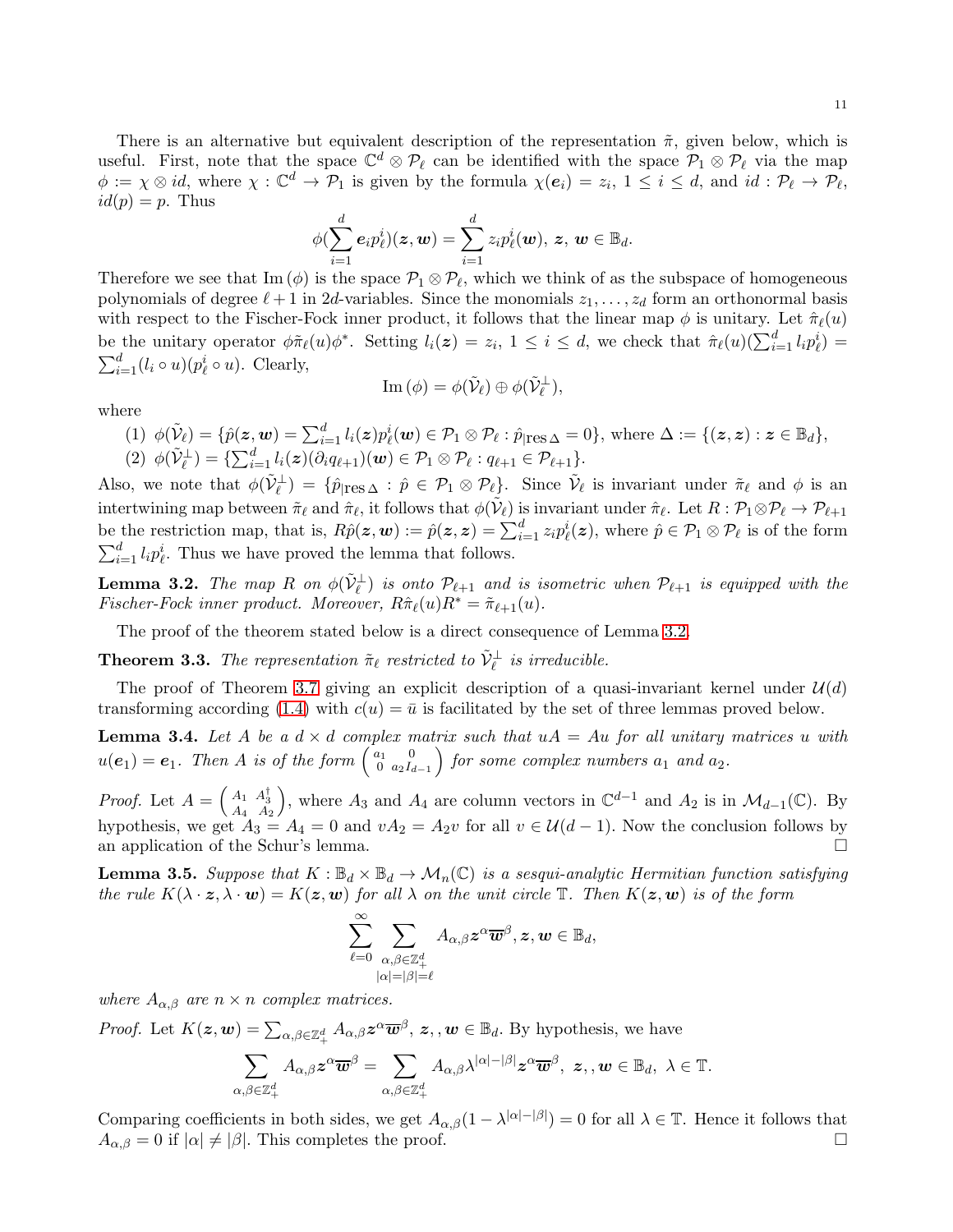There is an alternative but equivalent description of the representation $\tilde{\pi}$, given below, which is useful. First, note that the space $\mathbb{C}^d \otimes \mathcal{P}_\ell$ can be identified with the space $\mathcal{P}_1 \otimes \mathcal{P}_\ell$ via the map $\phi := \chi \otimes id$, where $\chi : \mathbb{C}^d \to \mathcal{P}_1$ is given by the formula $\chi(\boldsymbol{e}_i) = z_i$, $1 \leq i \leq d$, and $id : \mathcal{P}_\ell \to \mathcal{P}_\ell$, $id(p) = p$. Thus

$$\phi(\sum_{i=1}^{d} \boldsymbol{e}_i p_\ell^i)(\boldsymbol{z}, \boldsymbol{w}) = \sum_{i=1}^{d} z_i p_\ell^i(\boldsymbol{w}),\ \boldsymbol{z},\ \boldsymbol{w} \in \mathbb{B}_d.$$

Therefore we see that $\operatorname{Im}(\phi)$ is the space $\mathcal{P}_1 \otimes \mathcal{P}_\ell$, which we think of as the subspace of homogeneous polynomials of degree $\ell + 1$ in $2d$-variables. Since the monomials $z_1, \ldots, z_d$ form an orthonormal basis with respect to the Fischer-Fock inner product, it follows that the linear map $\phi$ is unitary. Let $\hat{\pi}_\ell(u)$ be the unitary operator $\phi \tilde{\pi}_\ell(u) \phi^*$. Setting $l_i(\boldsymbol{z}) = z_i$, $1 \leq i \leq d$, we check that $\hat{\pi}_\ell(u)(\sum_{i=1}^d l_i p_\ell^i) = \sum_{i=1}^d (l_i \circ u)(p_\ell^i \circ u)$. Clearly,

$$\operatorname{Im}(\phi) = \phi(\tilde{\mathcal{V}}_\ell) \oplus \phi(\tilde{\mathcal{V}}_\ell^\perp),$$

where

(1) $\phi(\tilde{\mathcal{V}}_\ell) = \{\hat{p}(\boldsymbol{z}, \boldsymbol{w}) = \sum_{i=1}^d l_i(\boldsymbol{z}) p_\ell^i(\boldsymbol{w}) \in \mathcal{P}_1 \otimes \mathcal{P}_\ell : \hat{p}_{|\operatorname{res} \Delta} = 0\}$, where $\Delta := \{(\boldsymbol{z}, \boldsymbol{z}) : \boldsymbol{z} \in \mathbb{B}_d\}$,

(2) $\phi(\tilde{\mathcal{V}}_\ell^\perp) = \{\sum_{i=1}^d l_i(\boldsymbol{z})(\partial_i q_{\ell+1})(\boldsymbol{w}) \in \mathcal{P}_1 \otimes \mathcal{P}_\ell : q_{\ell+1} \in \mathcal{P}_{\ell+1}\}$.

Also, we note that $\phi(\tilde{\mathcal{V}}_\ell^\perp) = \{\hat{p}_{|\operatorname{res} \Delta} : \hat{p} \in \mathcal{P}_1 \otimes \mathcal{P}_\ell\}$. Since $\tilde{\mathcal{V}}_\ell$ is invariant under $\tilde{\pi}_\ell$ and $\phi$ is an intertwining map between $\tilde{\pi}_\ell$ and $\hat{\pi}_\ell$, it follows that $\phi(\tilde{\mathcal{V}}_\ell)$ is invariant under $\hat{\pi}_\ell$. Let $R : \mathcal{P}_1 \otimes \mathcal{P}_\ell \to \mathcal{P}_{\ell+1}$ be the restriction map, that is, $R\hat{p}(\boldsymbol{z}, \boldsymbol{w}) := \hat{p}(\boldsymbol{z}, \boldsymbol{z}) = \sum_{i=1}^d z_i p_\ell^i(\boldsymbol{z})$, where $\hat{p} \in \mathcal{P}_1 \otimes \mathcal{P}_\ell$ is of the form $\sum_{i=1}^d l_i p_\ell^i$. Thus we have proved the lemma that follows.

**Lemma 3.2.** *The map $R$ on $\phi(\tilde{\mathcal{V}}_\ell^\perp)$ is onto $\mathcal{P}_{\ell+1}$ and is isometric when $\mathcal{P}_{\ell+1}$ is equipped with the Fischer-Fock inner product. Moreover, $R\hat{\pi}_\ell(u)R^* = \tilde{\pi}_{\ell+1}(u)$.*

The proof of the theorem stated below is a direct consequence of Lemma 3.2.

**Theorem 3.3.** *The representation $\tilde{\pi}_\ell$ restricted to $\tilde{\mathcal{V}}_\ell^\perp$ is irreducible.*

The proof of Theorem 3.7 giving an explicit description of a quasi-invariant kernel under $\mathcal{U}(d)$ transforming according (1.4) with $c(u) = \bar{u}$ is facilitated by the set of three lemmas proved below.

**Lemma 3.4.** *Let $A$ be a $d \times d$ complex matrix such that $uA = Au$ for all unitary matrices $u$ with $u(\boldsymbol{e}_1) = \boldsymbol{e}_1$. Then $A$ is of the form $\begin{pmatrix} a_1 & 0 \\ 0 & a_2 I_{d-1} \end{pmatrix}$ for some complex numbers $a_1$ and $a_2$.*

*Proof.* Let $A = \begin{pmatrix} A_1 & A_3^\dagger \\ A_4 & A_2 \end{pmatrix}$, where $A_3$ and $A_4$ are column vectors in $\mathbb{C}^{d-1}$ and $A_2$ is in $\mathcal{M}_{d-1}(\mathbb{C})$. By hypothesis, we get $A_3 = A_4 = 0$ and $vA_2 = A_2 v$ for all $v \in \mathcal{U}(d-1)$. Now the conclusion follows by an application of the Schur's lemma. $\square$

**Lemma 3.5.** *Suppose that $K : \mathbb{B}_d \times \mathbb{B}_d \to \mathcal{M}_n(\mathbb{C})$ is a sesqui-analytic Hermitian function satisfying the rule $K(\lambda \cdot \boldsymbol{z}, \lambda \cdot \boldsymbol{w}) = K(\boldsymbol{z}, \boldsymbol{w})$ for all $\lambda$ on the unit circle $\mathbb{T}$. Then $K(\boldsymbol{z}, \boldsymbol{w})$ is of the form*

$$\sum_{\ell=0}^{\infty} \sum_{\substack{\alpha, \beta \in \mathbb{Z}_+^d \\ |\alpha| = |\beta| = \ell}} A_{\alpha,\beta} \boldsymbol{z}^\alpha \overline{\boldsymbol{w}}^\beta, \boldsymbol{z}, \boldsymbol{w} \in \mathbb{B}_d,$$

*where $A_{\alpha,\beta}$ are $n \times n$ complex matrices.*

*Proof.* Let $K(\boldsymbol{z}, \boldsymbol{w}) = \sum_{\alpha,\beta \in \mathbb{Z}_+^d} A_{\alpha,\beta} \boldsymbol{z}^\alpha \overline{\boldsymbol{w}}^\beta$, $\boldsymbol{z}, , \boldsymbol{w} \in \mathbb{B}_d$. By hypothesis, we have

$$\sum_{\alpha,\beta \in \mathbb{Z}_+^d} A_{\alpha,\beta} \boldsymbol{z}^\alpha \overline{\boldsymbol{w}}^\beta = \sum_{\alpha,\beta \in \mathbb{Z}_+^d} A_{\alpha,\beta} \lambda^{|\alpha| - |\beta|} \boldsymbol{z}^\alpha \overline{\boldsymbol{w}}^\beta,\ \boldsymbol{z}, , \boldsymbol{w} \in \mathbb{B}_d,\ \lambda \in \mathbb{T}.$$

Comparing coefficients in both sides, we get $A_{\alpha,\beta}(1 - \lambda^{|\alpha| - |\beta|}) = 0$ for all $\lambda \in \mathbb{T}$. Hence it follows that $A_{\alpha,\beta} = 0$ if $|\alpha| \neq |\beta|$. This completes the proof. $\square$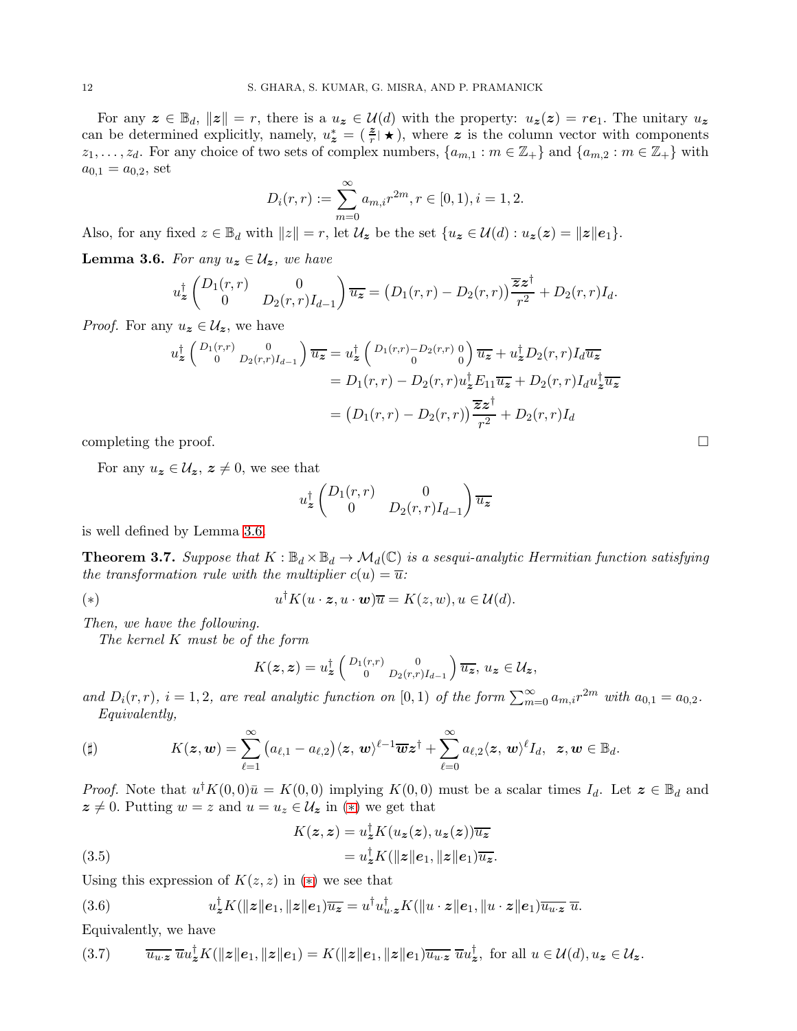For any $\boldsymbol{z} \in \mathbb{B}_d$, $\|\boldsymbol{z}\| = r$, there is a $u_{\boldsymbol{z}} \in \mathcal{U}(d)$ with the property: $u_{\boldsymbol{z}}(\boldsymbol{z}) = r\boldsymbol{e}_1$. The unitary $u_{\boldsymbol{z}}$ can be determined explicitly, namely, $u_{\boldsymbol{z}}^* = (\frac{\boldsymbol{z}}{r}| \bigstar)$, where $\boldsymbol{z}$ is the column vector with components $z_1, \ldots, z_d$. For any choice of two sets of complex numbers, $\{a_{m,1} : m \in \mathbb{Z}_+\}$ and $\{a_{m,2} : m \in \mathbb{Z}_+\}$ with $a_{0,1} = a_{0,2}$, set

$$D_i(r, r) := \sum_{m=0}^{\infty} a_{m,i} r^{2m}, r \in [0, 1), i = 1, 2.$$

Also, for any fixed $z \in \mathbb{B}_d$ with $\|z\| = r$, let $\mathcal{U}_{\boldsymbol{z}}$ be the set $\{u_{\boldsymbol{z}} \in \mathcal{U}(d) : u_{\boldsymbol{z}}(\boldsymbol{z}) = \|\boldsymbol{z}\|\boldsymbol{e}_1\}$.

**Lemma 3.6.** *For any $u_{\boldsymbol{z}} \in \mathcal{U}_{\boldsymbol{z}}$, we have*

$$u_{\boldsymbol{z}}^{\dagger} \begin{pmatrix} D_1(r,r) & 0 \\ 0 & D_2(r,r)I_{d-1} \end{pmatrix} \overline{u_{\boldsymbol{z}}} = \big(D_1(r,r) - D_2(r,r)\big)\frac{\overline{\boldsymbol{z}}\boldsymbol{z}^{\dagger}}{r^2} + D_2(r,r)I_d.$$

*Proof.* For any $u_{\boldsymbol{z}} \in \mathcal{U}_{\boldsymbol{z}}$, we have

$$\begin{aligned} u_{\boldsymbol{z}}^{\dagger} \begin{pmatrix} D_1(r,r) & 0 \\ 0 & D_2(r,r)I_{d-1} \end{pmatrix} \overline{u_{\boldsymbol{z}}} &= u_{\boldsymbol{z}}^{\dagger} \begin{pmatrix} D_1(r,r)-D_2(r,r) & 0 \\ 0 & 0 \end{pmatrix} \overline{u_{\boldsymbol{z}}} + u_{\boldsymbol{z}}^{\dagger} D_2(r,r) I_d \overline{u_{\boldsymbol{z}}} \\ &= D_1(r,r) - D_2(r,r) u_{\boldsymbol{z}}^{\dagger} E_{11} \overline{u_{\boldsymbol{z}}} + D_2(r,r) I_d u_{\boldsymbol{z}}^{\dagger} \overline{u_{\boldsymbol{z}}} \\ &= \big(D_1(r,r) - D_2(r,r)\big)\frac{\overline{\boldsymbol{z}}\boldsymbol{z}^{\dagger}}{r^2} + D_2(r,r) I_d \end{aligned}$$

completing the proof. □

For any $u_{\boldsymbol{z}} \in \mathcal{U}_{\boldsymbol{z}}$, $\boldsymbol{z} \neq 0$, we see that

$$u_{\boldsymbol{z}}^{\dagger} \begin{pmatrix} D_1(r,r) & 0 \\ 0 & D_2(r,r)I_{d-1} \end{pmatrix} \overline{u_{\boldsymbol{z}}}$$

is well defined by Lemma 3.6.

**Theorem 3.7.** *Suppose that $K : \mathbb{B}_d \times \mathbb{B}_d \to \mathcal{M}_d(\mathbb{C})$ is a sesqui-analytic Hermitian function satisfying the transformation rule with the multiplier $c(u) = \overline{u}$:*

$$(*) \qquad u^{\dagger} K(u \cdot \boldsymbol{z}, u \cdot \boldsymbol{w}) \overline{u} = K(z, w), u \in \mathcal{U}(d).$$

*Then, we have the following.*

*The kernel $K$ must be of the form*

$$K(\boldsymbol{z}, \boldsymbol{z}) = u_{\boldsymbol{z}}^{\dagger} \begin{pmatrix} D_1(r,r) & 0 \\ 0 & D_2(r,r)I_{d-1} \end{pmatrix} \overline{u_{\boldsymbol{z}}},\ u_{\boldsymbol{z}} \in \mathcal{U}_{\boldsymbol{z}},$$

*and $D_i(r, r)$, $i = 1, 2$, are real analytic function on $[0, 1)$ of the form $\sum_{m=0}^{\infty} a_{m,i} r^{2m}$ with $a_{0,1} = a_{0,2}$.*

*Equivalently,*

$$(\sharp) \qquad K(\boldsymbol{z}, \boldsymbol{w}) = \sum_{\ell=1}^{\infty} \big(a_{\ell,1} - a_{\ell,2}\big)\langle \boldsymbol{z}, \boldsymbol{w}\rangle^{\ell-1} \overline{\boldsymbol{w}}\boldsymbol{z}^{\dagger} + \sum_{\ell=0}^{\infty} a_{\ell,2} \langle \boldsymbol{z}, \boldsymbol{w}\rangle^{\ell} I_d, \ \ \boldsymbol{z}, \boldsymbol{w} \in \mathbb{B}_d.$$

*Proof.* Note that $u^{\dagger} K(0, 0)\bar{u} = K(0, 0)$ implying $K(0, 0)$ must be a scalar times $I_d$. Let $\boldsymbol{z} \in \mathbb{B}_d$ and $\boldsymbol{z} \neq 0$. Putting $w = z$ and $u = u_z \in \mathcal{U}_{\boldsymbol{z}}$ in $(*)$ we get that

$$\begin{aligned} K(\boldsymbol{z}, \boldsymbol{z}) &= u_{\boldsymbol{z}}^{\dagger} K(u_{\boldsymbol{z}}(\boldsymbol{z}), u_{\boldsymbol{z}}(\boldsymbol{z})) \overline{u_{\boldsymbol{z}}} \\ &= u_{\boldsymbol{z}}^{\dagger} K(\|\boldsymbol{z}\|\boldsymbol{e}_1, \|\boldsymbol{z}\|\boldsymbol{e}_1) \overline{u_{\boldsymbol{z}}}. \end{aligned} \tag{3.5}$$

Using this expression of $K(z, z)$ in $(*)$ we see that

$$u_{\boldsymbol{z}}^{\dagger} K(\|\boldsymbol{z}\|\boldsymbol{e}_1, \|\boldsymbol{z}\|\boldsymbol{e}_1) \overline{u_{\boldsymbol{z}}} = u^{\dagger} u_{u\cdot\boldsymbol{z}}^{\dagger} K(\|u \cdot \boldsymbol{z}\|\boldsymbol{e}_1, \|u \cdot \boldsymbol{z}\|\boldsymbol{e}_1) \overline{u_{u\cdot\boldsymbol{z}}}\, \overline{u}. \tag{3.6}$$

Equivalently, we have

$$\overline{u_{u\cdot\boldsymbol{z}}}\, \overline{u} u_{\boldsymbol{z}}^{\dagger} K(\|\boldsymbol{z}\|\boldsymbol{e}_1, \|\boldsymbol{z}\|\boldsymbol{e}_1) = K(\|\boldsymbol{z}\|\boldsymbol{e}_1, \|\boldsymbol{z}\|\boldsymbol{e}_1) \overline{u_{u\cdot\boldsymbol{z}}}\, \overline{u} u_{\boldsymbol{z}}^{\dagger}, \text{ for all } u \in \mathcal{U}(d), u_{\boldsymbol{z}} \in \mathcal{U}_{\boldsymbol{z}}. \tag{3.7}$$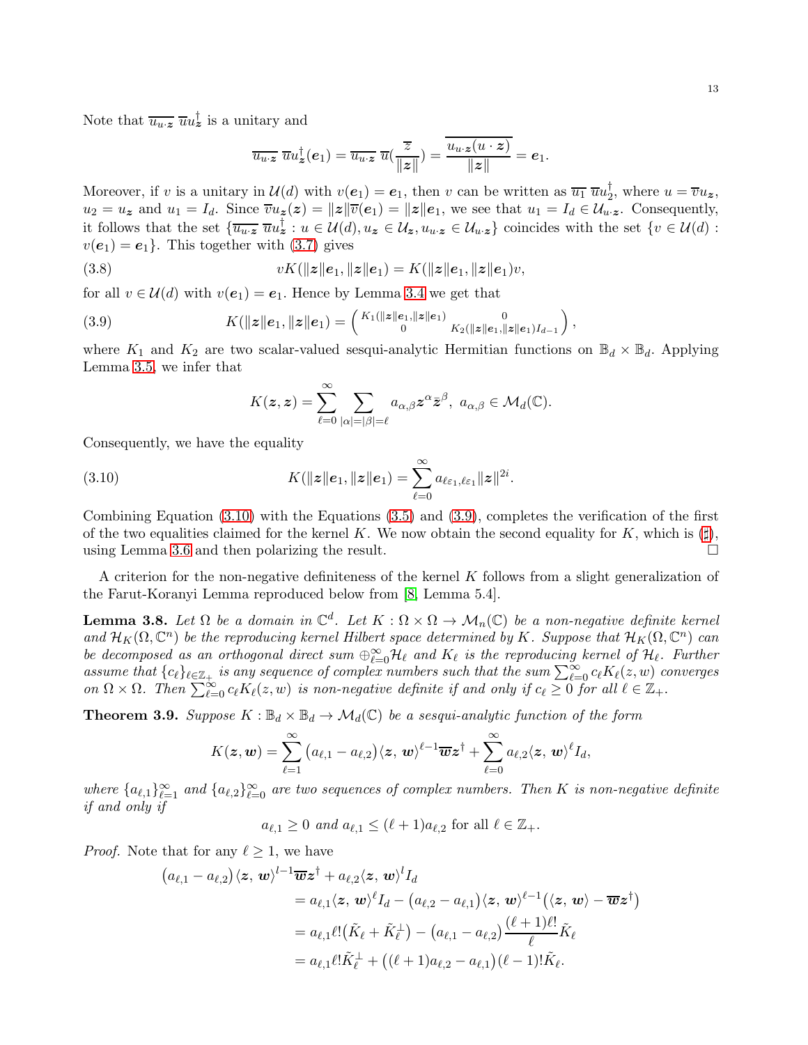Note that $\overline{u_{u\cdot \boldsymbol{z}}}\,\overline{u}u_{\boldsymbol{z}}^{\dagger}$ is a unitary and

$$\overline{u_{u\cdot \boldsymbol{z}}}\,\overline{u}u_{\boldsymbol{z}}^{\dagger}(\boldsymbol{e}_1) = \overline{u_{u\cdot \boldsymbol{z}}}\,\overline{u}\big(\frac{\overline{\boldsymbol{z}}}{\|\boldsymbol{z}\|}\big) = \frac{\overline{u_{u\cdot \boldsymbol{z}}(u\cdot \boldsymbol{z})}}{\|\boldsymbol{z}\|} = \boldsymbol{e}_1.$$

Moreover, if $v$ is a unitary in $\mathcal{U}(d)$ with $v(\boldsymbol{e}_1) = \boldsymbol{e}_1$, then $v$ can be written as $\overline{u_1}\,\overline{u}u_2^{\dagger}$, where $u = \overline{v}u_{\boldsymbol{z}}$, $u_2 = u_{\boldsymbol{z}}$ and $u_1 = I_d$. Since $\overline{v}u_{\boldsymbol{z}}(\boldsymbol{z}) = \|\boldsymbol{z}\|\overline{v}(\boldsymbol{e}_1) = \|\boldsymbol{z}\|\boldsymbol{e}_1$, we see that $u_1 = I_d \in \mathcal{U}_{u\cdot \boldsymbol{z}}$. Consequently, it follows that the set $\{\overline{u_{u\cdot \boldsymbol{z}}}\,\overline{u}u_{\boldsymbol{z}}^{\dagger} : u \in \mathcal{U}(d), u_{\boldsymbol{z}} \in \mathcal{U}_{\boldsymbol{z}}, u_{u\cdot \boldsymbol{z}} \in \mathcal{U}_{u\cdot \boldsymbol{z}}\}$ coincides with the set $\{v \in \mathcal{U}(d) : v(\boldsymbol{e}_1) = \boldsymbol{e}_1\}$. This together with (3.7) gives

$$vK(\|\boldsymbol{z}\|\boldsymbol{e}_1, \|\boldsymbol{z}\|\boldsymbol{e}_1) = K(\|\boldsymbol{z}\|\boldsymbol{e}_1, \|\boldsymbol{z}\|\boldsymbol{e}_1)v, \tag{3.8}$$

for all $v \in \mathcal{U}(d)$ with $v(\boldsymbol{e}_1) = \boldsymbol{e}_1$. Hence by Lemma 3.4 we get that

$$K(\|\boldsymbol{z}\|\boldsymbol{e}_1, \|\boldsymbol{z}\|\boldsymbol{e}_1) = \begin{pmatrix} K_1(\|\boldsymbol{z}\|\boldsymbol{e}_1, \|\boldsymbol{z}\|\boldsymbol{e}_1) & 0 \\ 0 & K_2(\|\boldsymbol{z}\|\boldsymbol{e}_1, \|\boldsymbol{z}\|\boldsymbol{e}_1)I_{d-1} \end{pmatrix}, \tag{3.9}$$

where $K_1$ and $K_2$ are two scalar-valued sesqui-analytic Hermitian functions on $\mathbb{B}_d \times \mathbb{B}_d$. Applying Lemma 3.5, we infer that

$$K(\boldsymbol{z}, \boldsymbol{z}) = \sum_{\ell=0}^{\infty} \sum_{|\alpha|=|\beta|=\ell} a_{\alpha,\beta}\boldsymbol{z}^{\alpha}\bar{\boldsymbol{z}}^{\beta},\ a_{\alpha,\beta} \in \mathcal{M}_d(\mathbb{C}).$$

Consequently, we have the equality

$$K(\|\boldsymbol{z}\|\boldsymbol{e}_1, \|\boldsymbol{z}\|\boldsymbol{e}_1) = \sum_{\ell=0}^{\infty} a_{\ell\varepsilon_1,\ell\varepsilon_1}\|\boldsymbol{z}\|^{2i}. \tag{3.10}$$

Combining Equation (3.10) with the Equations (3.5) and (3.9), completes the verification of the first of the two equalities claimed for the kernel $K$. We now obtain the second equality for $K$, which is (♯), using Lemma 3.6 and then polarizing the result. $\square$

A criterion for the non-negative definiteness of the kernel $K$ follows from a slight generalization of the Farut-Koranyi Lemma reproduced below from [8, Lemma 5.4].

**Lemma 3.8.** *Let $\Omega$ be a domain in $\mathbb{C}^d$. Let $K : \Omega \times \Omega \to \mathcal{M}_n(\mathbb{C})$ be a non-negative definite kernel and $\mathcal{H}_K(\Omega, \mathbb{C}^n)$ be the reproducing kernel Hilbert space determined by $K$. Suppose that $\mathcal{H}_K(\Omega, \mathbb{C}^n)$ can be decomposed as an orthogonal direct sum $\oplus_{\ell=0}^{\infty}\mathcal{H}_\ell$ and $K_\ell$ is the reproducing kernel of $\mathcal{H}_\ell$. Further assume that $\{c_\ell\}_{\ell\in\mathbb{Z}_+}$ is any sequence of complex numbers such that the sum $\sum_{\ell=0}^{\infty} c_\ell K_\ell(z, w)$ converges on $\Omega \times \Omega$. Then $\sum_{\ell=0}^{\infty} c_\ell K_\ell(z, w)$ is non-negative definite if and only if $c_\ell \geq 0$ for all $\ell \in \mathbb{Z}_+$.*

**Theorem 3.9.** *Suppose $K : \mathbb{B}_d \times \mathbb{B}_d \to \mathcal{M}_d(\mathbb{C})$ be a sesqui-analytic function of the form*

$$K(\boldsymbol{z}, \boldsymbol{w}) = \sum_{\ell=1}^{\infty}\big(a_{\ell,1} - a_{\ell,2}\big)\langle \boldsymbol{z}, \boldsymbol{w}\rangle^{\ell-1}\overline{\boldsymbol{w}}\boldsymbol{z}^{\dagger} + \sum_{\ell=0}^{\infty} a_{\ell,2}\langle \boldsymbol{z}, \boldsymbol{w}\rangle^{\ell} I_d,$$

*where $\{a_{\ell,1}\}_{\ell=1}^{\infty}$ and $\{a_{\ell,2}\}_{\ell=0}^{\infty}$ are two sequences of complex numbers. Then $K$ is non-negative definite if and only if*

$$a_{\ell,1} \geq 0 \text{ and } a_{\ell,1} \leq (\ell+1)a_{\ell,2} \text{ for all } \ell \in \mathbb{Z}_+.$$

*Proof.* Note that for any $\ell \geq 1$, we have

$$\begin{aligned}
\big(a_{\ell,1} - a_{\ell,2}\big)&\langle \boldsymbol{z}, \boldsymbol{w}\rangle^{l-1}\overline{\boldsymbol{w}}\boldsymbol{z}^{\dagger} + a_{\ell,2}\langle \boldsymbol{z}, \boldsymbol{w}\rangle^{l} I_d \\
&= a_{\ell,1}\langle \boldsymbol{z}, \boldsymbol{w}\rangle^{\ell} I_d - \big(a_{\ell,2} - a_{\ell,1}\big)\langle \boldsymbol{z}, \boldsymbol{w}\rangle^{\ell-1}\big(\langle \boldsymbol{z}, \boldsymbol{w}\rangle - \overline{\boldsymbol{w}}\boldsymbol{z}^{\dagger}\big) \\
&= a_{\ell,1}\ell!\big(\tilde{K}_\ell + \tilde{K}_\ell^{\perp}\big) - \big(a_{\ell,1} - a_{\ell,2}\big)\frac{(\ell+1)\ell!}{\ell}\tilde{K}_\ell \\
&= a_{\ell,1}\ell!\tilde{K}_\ell^{\perp} + \big((\ell+1)a_{\ell,2} - a_{\ell,1}\big)(\ell-1)!\tilde{K}_\ell.
\end{aligned}$$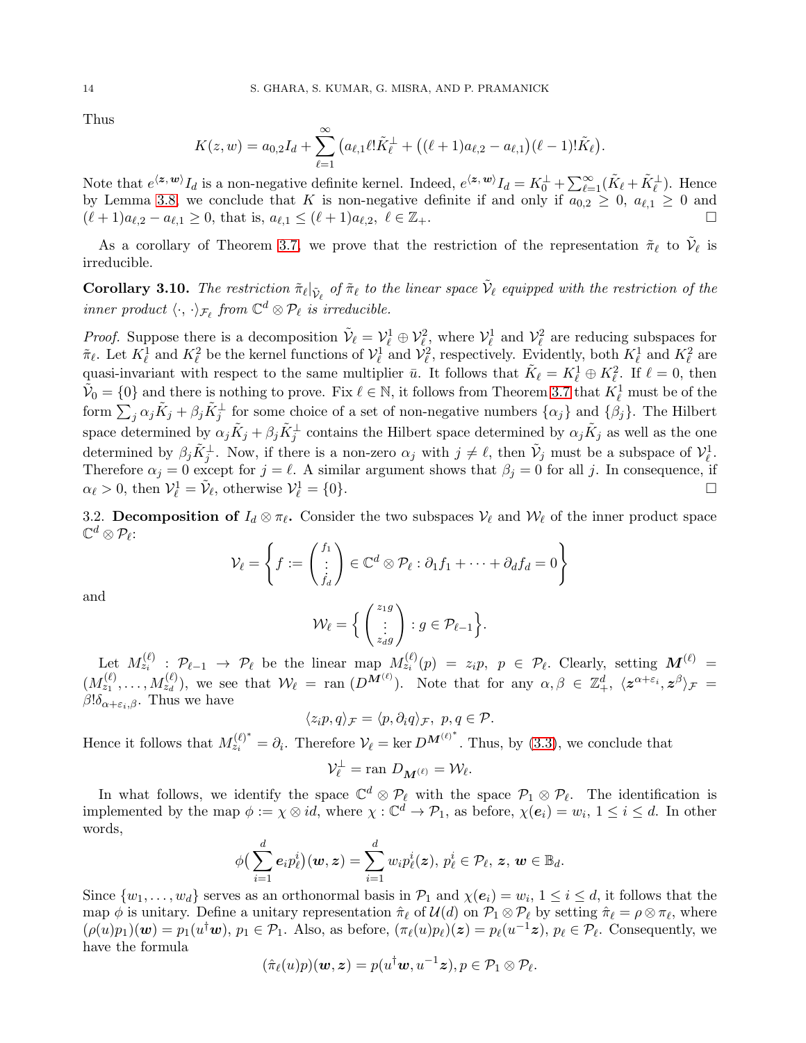Thus

$$K(z,w) = a_{0,2} I_d + \sum_{\ell=1}^{\infty} \big(a_{\ell,1}\ell! \tilde{K}_\ell^\perp + \big((\ell+1)a_{\ell,2} - a_{\ell,1}\big)(\ell-1)!\tilde{K}_\ell\big).$$

Note that $e^{\langle \boldsymbol{z},\boldsymbol{w}\rangle} I_d$ is a non-negative definite kernel. Indeed, $e^{\langle \boldsymbol{z},\boldsymbol{w}\rangle} I_d = K_0^\perp + \sum_{\ell=1}^\infty (\tilde{K}_\ell + \tilde{K}_\ell^\perp)$. Hence by Lemma 3.8, we conclude that $K$ is non-negative definite if and only if $a_{0,2} \geq 0$, $a_{\ell,1} \geq 0$ and $(\ell+1)a_{\ell,2} - a_{\ell,1} \geq 0$, that is, $a_{\ell,1} \leq (\ell+1)a_{\ell,2}$, $\ell \in \mathbb{Z}_+$. $\square$

As a corollary of Theorem 3.7, we prove that the restriction of the representation $\tilde{\pi}_\ell$ to $\tilde{\mathcal{V}}_\ell$ is irreducible.

**Corollary 3.10.** *The restriction $\tilde{\pi}_\ell|_{\tilde{\mathcal{V}}_\ell}$ of $\tilde{\pi}_\ell$ to the linear space $\tilde{\mathcal{V}}_\ell$ equipped with the restriction of the inner product $\langle\cdot,\cdot\rangle_{\mathcal{F}_\ell}$ from $\mathbb{C}^d \otimes \mathcal{P}_\ell$ is irreducible.*

*Proof.* Suppose there is a decomposition $\tilde{\mathcal{V}}_\ell = \mathcal{V}_\ell^1 \oplus \mathcal{V}_\ell^2$, where $\mathcal{V}_\ell^1$ and $\mathcal{V}_\ell^2$ are reducing subspaces for $\tilde{\pi}_\ell$. Let $K_\ell^1$ and $K_\ell^2$ be the kernel functions of $\mathcal{V}_\ell^1$ and $\mathcal{V}_\ell^2$, respectively. Evidently, both $K_\ell^1$ and $K_\ell^2$ are quasi-invariant with respect to the same multiplier $\bar{u}$. It follows that $\tilde{K}_\ell = K_\ell^1 \oplus K_\ell^2$. If $\ell = 0$, then $\tilde{\mathcal{V}}_0 = \{0\}$ and there is nothing to prove. Fix $\ell \in \mathbb{N}$, it follows from Theorem 3.7 that $K_\ell^1$ must be of the form $\sum_j \alpha_j \tilde{K}_j + \beta_j \tilde{K}_j^\perp$ for some choice of a set of non-negative numbers $\{\alpha_j\}$ and $\{\beta_j\}$. The Hilbert space determined by $\alpha_j \tilde{K}_j + \beta_j \tilde{K}_j^\perp$ contains the Hilbert space determined by $\alpha_j \tilde{K}_j$ as well as the one determined by $\beta_j \tilde{K}_j^\perp$. Now, if there is a non-zero $\alpha_j$ with $j \neq \ell$, then $\tilde{\mathcal{V}}_j$ must be a subspace of $\mathcal{V}_\ell^1$. Therefore $\alpha_j = 0$ except for $j = \ell$. A similar argument shows that $\beta_j = 0$ for all $j$. In consequence, if $\alpha_\ell > 0$, then $\mathcal{V}_\ell^1 = \tilde{\mathcal{V}}_\ell$, otherwise $\mathcal{V}_\ell^1 = \{0\}$. $\square$

3.2. **Decomposition of $I_d \otimes \pi_\ell$.** Consider the two subspaces $\mathcal{V}_\ell$ and $\mathcal{W}_\ell$ of the inner product space $\mathbb{C}^d \otimes \mathcal{P}_\ell$:

$$\mathcal{V}_\ell = \left\{ f := \begin{pmatrix} f_1 \\ \vdots \\ f_d \end{pmatrix} \in \mathbb{C}^d \otimes \mathcal{P}_\ell : \partial_1 f_1 + \cdots + \partial_d f_d = 0 \right\}$$

and

$$\mathcal{W}_\ell = \Big\{ \begin{pmatrix} z_1 g \\ \vdots \\ z_d g \end{pmatrix} : g \in \mathcal{P}_{\ell-1} \Big\}.$$

Let $M_{z_i}^{(\ell)} : \mathcal{P}_{\ell-1} \to \mathcal{P}_\ell$ be the linear map $M_{z_i}^{(\ell)}(p) = z_i p$, $p \in \mathcal{P}_\ell$. Clearly, setting $\boldsymbol{M}^{(\ell)} = (M_{z_1}^{(\ell)}, \ldots, M_{z_d}^{(\ell)})$, we see that $\mathcal{W}_\ell = \operatorname{ran}(D^{\boldsymbol{M}^{(\ell)}})$. Note that for any $\alpha, \beta \in \mathbb{Z}_+^d$, $\langle \boldsymbol{z}^{\alpha+\varepsilon_i}, \boldsymbol{z}^\beta \rangle_{\mathcal{F}} = \beta! \delta_{\alpha+\varepsilon_i,\beta}$. Thus we have

$$\langle z_i p, q\rangle_{\mathcal{F}} = \langle p, \partial_i q\rangle_{\mathcal{F}},\ p, q \in \mathcal{P}.$$

Hence it follows that $M_{z_i}^{(\ell)^*} = \partial_i$. Therefore $\mathcal{V}_\ell = \ker D^{\boldsymbol{M}^{(\ell)^*}}$. Thus, by (3.3), we conclude that

$$\mathcal{V}_\ell^\perp = \operatorname{ran} D_{\boldsymbol{M}^{(\ell)}} = \mathcal{W}_\ell.$$

In what follows, we identify the space $\mathbb{C}^d \otimes \mathcal{P}_\ell$ with the space $\mathcal{P}_1 \otimes \mathcal{P}_\ell$. The identification is implemented by the map $\phi := \chi \otimes id$, where $\chi : \mathbb{C}^d \to \mathcal{P}_1$, as before, $\chi(\boldsymbol{e}_i) = w_i$, $1 \leq i \leq d$. In other words,

$$\phi\big(\sum_{i=1}^d \boldsymbol{e}_i p_\ell^i\big)(\boldsymbol{w}, \boldsymbol{z}) = \sum_{i=1}^d w_i p_\ell^i(\boldsymbol{z}),\ p_\ell^i \in \mathcal{P}_\ell,\ \boldsymbol{z},\ \boldsymbol{w} \in \mathbb{B}_d.$$

Since $\{w_1, \ldots, w_d\}$ serves as an orthonormal basis in $\mathcal{P}_1$ and $\chi(\boldsymbol{e}_i) = w_i$, $1 \leq i \leq d$, it follows that the map $\phi$ is unitary. Define a unitary representation $\hat{\pi}_\ell$ of $\mathcal{U}(d)$ on $\mathcal{P}_1 \otimes \mathcal{P}_\ell$ by setting $\hat{\pi}_\ell = \rho \otimes \pi_\ell$, where $(\rho(u)p_1)(\boldsymbol{w}) = p_1(u^\dagger \boldsymbol{w})$, $p_1 \in \mathcal{P}_1$. Also, as before, $(\pi_\ell(u)p_\ell)(\boldsymbol{z}) = p_\ell(u^{-1}\boldsymbol{z})$, $p_\ell \in \mathcal{P}_\ell$. Consequently, we have the formula

$$(\hat{\pi}_\ell(u)p)(\boldsymbol{w}, \boldsymbol{z}) = p(u^\dagger \boldsymbol{w}, u^{-1}\boldsymbol{z}), p \in \mathcal{P}_1 \otimes \mathcal{P}_\ell.$$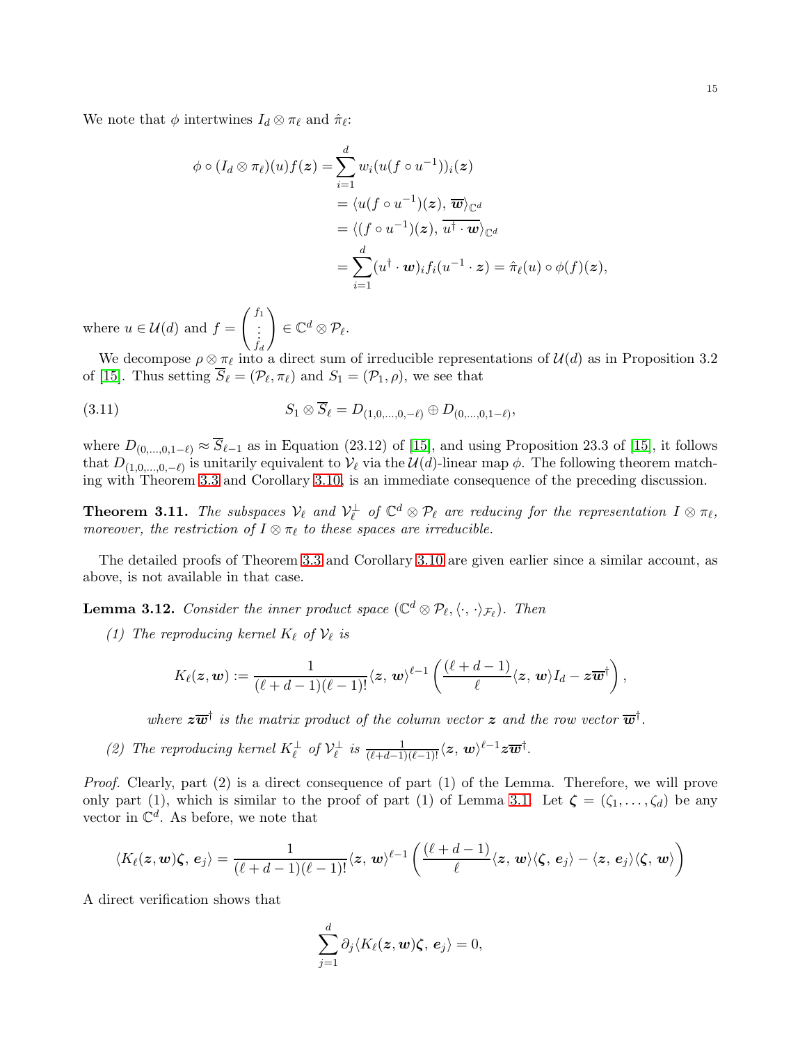We note that $\phi$ intertwines $I_d \otimes \pi_\ell$ and $\hat{\pi}_\ell$:

$$
\begin{aligned}
\phi \circ (I_d \otimes \pi_\ell)(u) f(\boldsymbol{z}) &= \sum_{i=1}^{d} w_i (u(f \circ u^{-1}))_i(\boldsymbol{z}) \\
&= \langle u(f \circ u^{-1})(\boldsymbol{z}), \, \overline{\boldsymbol{w}} \rangle_{\mathbb{C}^d} \\
&= \langle (f \circ u^{-1})(\boldsymbol{z}), \, \overline{u^\dagger \cdot \boldsymbol{w}} \rangle_{\mathbb{C}^d} \\
&= \sum_{i=1}^{d} (u^\dagger \cdot \boldsymbol{w})_i f_i(u^{-1} \cdot \boldsymbol{z}) = \hat{\pi}_\ell(u) \circ \phi(f)(\boldsymbol{z}),
\end{aligned}
$$

where $u \in \mathcal{U}(d)$ and $f = \begin{pmatrix} f_1 \\ \vdots \\ f_d \end{pmatrix} \in \mathbb{C}^d \otimes \mathcal{P}_\ell$.

We decompose $\rho \otimes \pi_\ell$ into a direct sum of irreducible representations of $\mathcal{U}(d)$ as in Proposition 3.2 of [15]. Thus setting $\overline{S}_\ell = (\mathcal{P}_\ell, \pi_\ell)$ and $S_1 = (\mathcal{P}_1, \rho)$, we see that

$$
S_1 \otimes \overline{S}_\ell = D_{(1,0,\ldots,0,-\ell)} \oplus D_{(0,\ldots,0,1-\ell)}, \tag{3.11}
$$

where $D_{(0,\ldots,0,1-\ell)} \approx \overline{S}_{\ell-1}$ as in Equation (23.12) of [15], and using Proposition 23.3 of [15], it follows that $D_{(1,0,\ldots,0,-\ell)}$ is unitarily equivalent to $\mathcal{V}_\ell$ via the $\mathcal{U}(d)$-linear map $\phi$. The following theorem matching with Theorem 3.3 and Corollary 3.10, is an immediate consequence of the preceding discussion.

**Theorem 3.11.** *The subspaces $\mathcal{V}_\ell$ and $\mathcal{V}_\ell^\perp$ of $\mathbb{C}^d \otimes \mathcal{P}_\ell$ are reducing for the representation $I \otimes \pi_\ell$, moreover, the restriction of $I \otimes \pi_\ell$ to these spaces are irreducible.*

The detailed proofs of Theorem 3.3 and Corollary 3.10 are given earlier since a similar account, as above, is not available in that case.

**Lemma 3.12.** *Consider the inner product space $(\mathbb{C}^d \otimes \mathcal{P}_\ell, \langle \cdot, \cdot \rangle_{\mathcal{F}_\ell})$. Then*

*(1) The reproducing kernel $K_\ell$ of $\mathcal{V}_\ell$ is*

$$
K_\ell(\boldsymbol{z}, \boldsymbol{w}) := \frac{1}{(\ell+d-1)(\ell-1)!} \langle \boldsymbol{z}, \, \boldsymbol{w} \rangle^{\ell-1} \left( \frac{(\ell+d-1)}{\ell} \langle \boldsymbol{z}, \, \boldsymbol{w} \rangle I_d - \boldsymbol{z} \overline{\boldsymbol{w}}^\dagger \right),
$$

*where $\boldsymbol{z}\overline{\boldsymbol{w}}^\dagger$ is the matrix product of the column vector $\boldsymbol{z}$ and the row vector $\overline{\boldsymbol{w}}^\dagger$.*

*(2) The reproducing kernel $K_\ell^\perp$ of $\mathcal{V}_\ell^\perp$ is $\frac{1}{(\ell+d-1)(\ell-1)!} \langle \boldsymbol{z}, \, \boldsymbol{w} \rangle^{\ell-1} \boldsymbol{z} \overline{\boldsymbol{w}}^\dagger$.*

*Proof.* Clearly, part (2) is a direct consequence of part (1) of the Lemma. Therefore, we will prove only part (1), which is similar to the proof of part (1) of Lemma 3.1. Let $\boldsymbol{\zeta} = (\zeta_1, \ldots, \zeta_d)$ be any vector in $\mathbb{C}^d$. As before, we note that

$$
\langle K_\ell(\boldsymbol{z}, \boldsymbol{w}) \boldsymbol{\zeta}, \, \boldsymbol{e}_j \rangle = \frac{1}{(\ell+d-1)(\ell-1)!} \langle \boldsymbol{z}, \, \boldsymbol{w} \rangle^{\ell-1} \left( \frac{(\ell+d-1)}{\ell} \langle \boldsymbol{z}, \, \boldsymbol{w} \rangle \langle \boldsymbol{\zeta}, \, \boldsymbol{e}_j \rangle - \langle \boldsymbol{z}, \, \boldsymbol{e}_j \rangle \langle \boldsymbol{\zeta}, \, \boldsymbol{w} \rangle \right)
$$

A direct verification shows that

$$
\sum_{j=1}^{d} \partial_j \langle K_\ell(\boldsymbol{z}, \boldsymbol{w}) \boldsymbol{\zeta}, \, \boldsymbol{e}_j \rangle = 0,
$$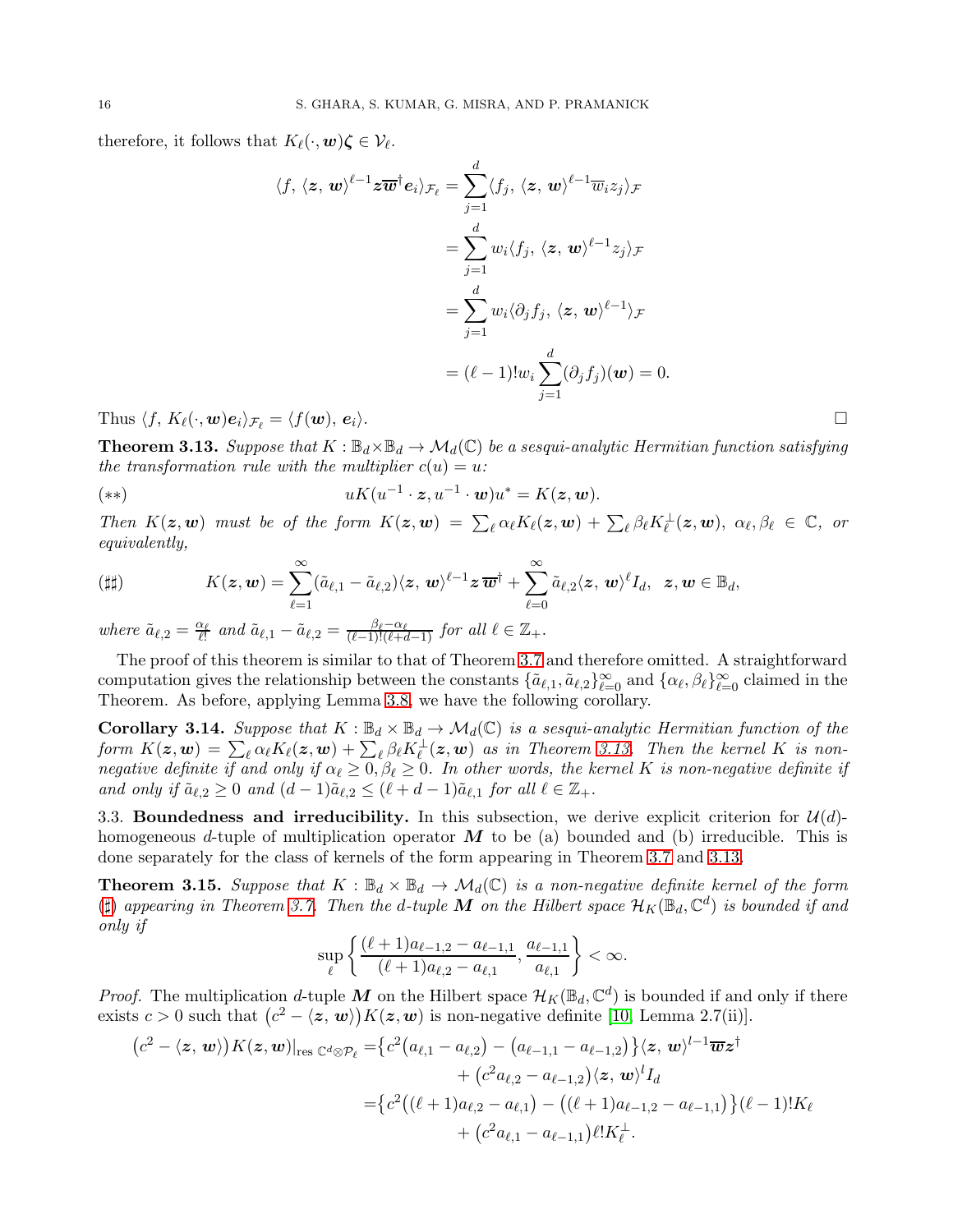therefore, it follows that $K_\ell(\cdot, \boldsymbol{w})\boldsymbol{\zeta} \in \mathcal{V}_\ell$.

$$
\begin{aligned}
\langle f, \langle \boldsymbol{z}, \boldsymbol{w}\rangle^{\ell-1} \boldsymbol{z}\overline{\boldsymbol{w}}^\dagger \boldsymbol{e}_i\rangle_{\mathcal{F}_\ell} &= \sum_{j=1}^{d} \langle f_j, \langle \boldsymbol{z}, \boldsymbol{w}\rangle^{\ell-1} \overline{w}_i z_j\rangle_{\mathcal{F}} \\
&= \sum_{j=1}^{d} w_i \langle f_j, \langle \boldsymbol{z}, \boldsymbol{w}\rangle^{\ell-1} z_j\rangle_{\mathcal{F}} \\
&= \sum_{j=1}^{d} w_i \langle \partial_j f_j, \langle \boldsymbol{z}, \boldsymbol{w}\rangle^{\ell-1}\rangle_{\mathcal{F}} \\
&= (\ell-1)! w_i \sum_{j=1}^{d} (\partial_j f_j)(\boldsymbol{w}) = 0.
\end{aligned}
$$

Thus $\langle f, K_\ell(\cdot, \boldsymbol{w})\boldsymbol{e}_i\rangle_{\mathcal{F}_\ell} = \langle f(\boldsymbol{w}), \boldsymbol{e}_i\rangle$. $\square$

**Theorem 3.13.** *Suppose that $K : \mathbb{B}_d \times \mathbb{B}_d \to \mathcal{M}_d(\mathbb{C})$ be a sesqui-analytic Hermitian function satisfying the transformation rule with the multiplier $c(u) = u$:*

$$
(**) \qquad uK(u^{-1} \cdot \boldsymbol{z}, u^{-1} \cdot \boldsymbol{w})u^* = K(\boldsymbol{z}, \boldsymbol{w}).
$$

*Then $K(\boldsymbol{z}, \boldsymbol{w})$ must be of the form $K(\boldsymbol{z}, \boldsymbol{w}) = \sum_\ell \alpha_\ell K_\ell(\boldsymbol{z}, \boldsymbol{w}) + \sum_\ell \beta_\ell K_\ell^\perp(\boldsymbol{z}, \boldsymbol{w})$, $\alpha_\ell, \beta_\ell \in \mathbb{C}$, or equivalently,*

$$
(\sharp\sharp) \qquad K(\boldsymbol{z}, \boldsymbol{w}) = \sum_{\ell=1}^{\infty} (\tilde{a}_{\ell,1} - \tilde{a}_{\ell,2}) \langle \boldsymbol{z}, \boldsymbol{w}\rangle^{\ell-1} \boldsymbol{z}\,\overline{\boldsymbol{w}}^\dagger + \sum_{\ell=0}^{\infty} \tilde{a}_{\ell,2} \langle \boldsymbol{z}, \boldsymbol{w}\rangle^\ell I_d, \ \ \boldsymbol{z}, \boldsymbol{w} \in \mathbb{B}_d,
$$

*where $\tilde{a}_{\ell,2} = \frac{\alpha_\ell}{\ell!}$ and $\tilde{a}_{\ell,1} - \tilde{a}_{\ell,2} = \frac{\beta_\ell - \alpha_\ell}{(\ell-1)!(\ell+d-1)}$ for all $\ell \in \mathbb{Z}_+$.*

The proof of this theorem is similar to that of Theorem 3.7 and therefore omitted. A straightforward computation gives the relationship between the constants $\{\tilde{a}_{\ell,1}, \tilde{a}_{\ell,2}\}_{\ell=0}^\infty$ and $\{\alpha_\ell, \beta_\ell\}_{\ell=0}^\infty$ claimed in the Theorem. As before, applying Lemma 3.8, we have the following corollary.

**Corollary 3.14.** *Suppose that $K : \mathbb{B}_d \times \mathbb{B}_d \to \mathcal{M}_d(\mathbb{C})$ is a sesqui-analytic Hermitian function of the form $K(\boldsymbol{z}, \boldsymbol{w}) = \sum_\ell \alpha_\ell K_\ell(\boldsymbol{z}, \boldsymbol{w}) + \sum_\ell \beta_\ell K_\ell^\perp(\boldsymbol{z}, \boldsymbol{w})$ as in Theorem 3.13. Then the kernel $K$ is non-negative definite if and only if $\alpha_\ell \geq 0, \beta_\ell \geq 0$. In other words, the kernel $K$ is non-negative definite if and only if $\tilde{a}_{\ell,2} \geq 0$ and $(d-1)\tilde{a}_{\ell,2} \leq (\ell+d-1)\tilde{a}_{\ell,1}$ for all $\ell \in \mathbb{Z}_+$.*

### 3.3. Boundedness and irreducibility.

In this subsection, we derive explicit criterion for $\mathcal{U}(d)$-homogeneous $d$-tuple of multiplication operator $\boldsymbol{M}$ to be (a) bounded and (b) irreducible. This is done separately for the class of kernels of the form appearing in Theorem 3.7 and 3.13.

**Theorem 3.15.** *Suppose that $K : \mathbb{B}_d \times \mathbb{B}_d \to \mathcal{M}_d(\mathbb{C})$ is a non-negative definite kernel of the form ($\sharp$) appearing in Theorem 3.7. Then the $d$-tuple $\boldsymbol{M}$ on the Hilbert space $\mathcal{H}_K(\mathbb{B}_d, \mathbb{C}^d)$ is bounded if and only if*

$$
\sup_\ell \left\{ \frac{(\ell+1)a_{\ell-1,2} - a_{\ell-1,1}}{(\ell+1)a_{\ell,2} - a_{\ell,1}}, \frac{a_{\ell-1,1}}{a_{\ell,1}} \right\} < \infty.
$$

*Proof.* The multiplication $d$-tuple $\boldsymbol{M}$ on the Hilbert space $\mathcal{H}_K(\mathbb{B}_d, \mathbb{C}^d)$ is bounded if and only if there exists $c > 0$ such that $\big(c^2 - \langle \boldsymbol{z}, \boldsymbol{w}\rangle\big)K(\boldsymbol{z}, \boldsymbol{w})$ is non-negative definite [10, Lemma 2.7(ii)].

$$
\begin{aligned}
\big(c^2 - \langle \boldsymbol{z}, \boldsymbol{w}\rangle\big)K(\boldsymbol{z}, \boldsymbol{w})|_{\text{res } \mathbb{C}^d \otimes \mathcal{P}_\ell} =& \big\{c^2\big(a_{\ell,1} - a_{\ell,2}\big) - \big(a_{\ell-1,1} - a_{\ell-1,2}\big)\big\} \langle \boldsymbol{z}, \boldsymbol{w}\rangle^{l-1} \overline{\boldsymbol{w}}\boldsymbol{z}^\dagger \\
&+ \big(c^2 a_{\ell,2} - a_{\ell-1,2}\big)\langle \boldsymbol{z}, \boldsymbol{w}\rangle^l I_d \\
=& \big\{c^2\big((\ell+1)a_{\ell,2} - a_{\ell,1}\big) - \big((\ell+1)a_{\ell-1,2} - a_{\ell-1,1}\big)\big\}(\ell-1)! K_\ell \\
&+ \big(c^2 a_{\ell,1} - a_{\ell-1,1}\big)\ell! K_\ell^\perp.
\end{aligned}
$$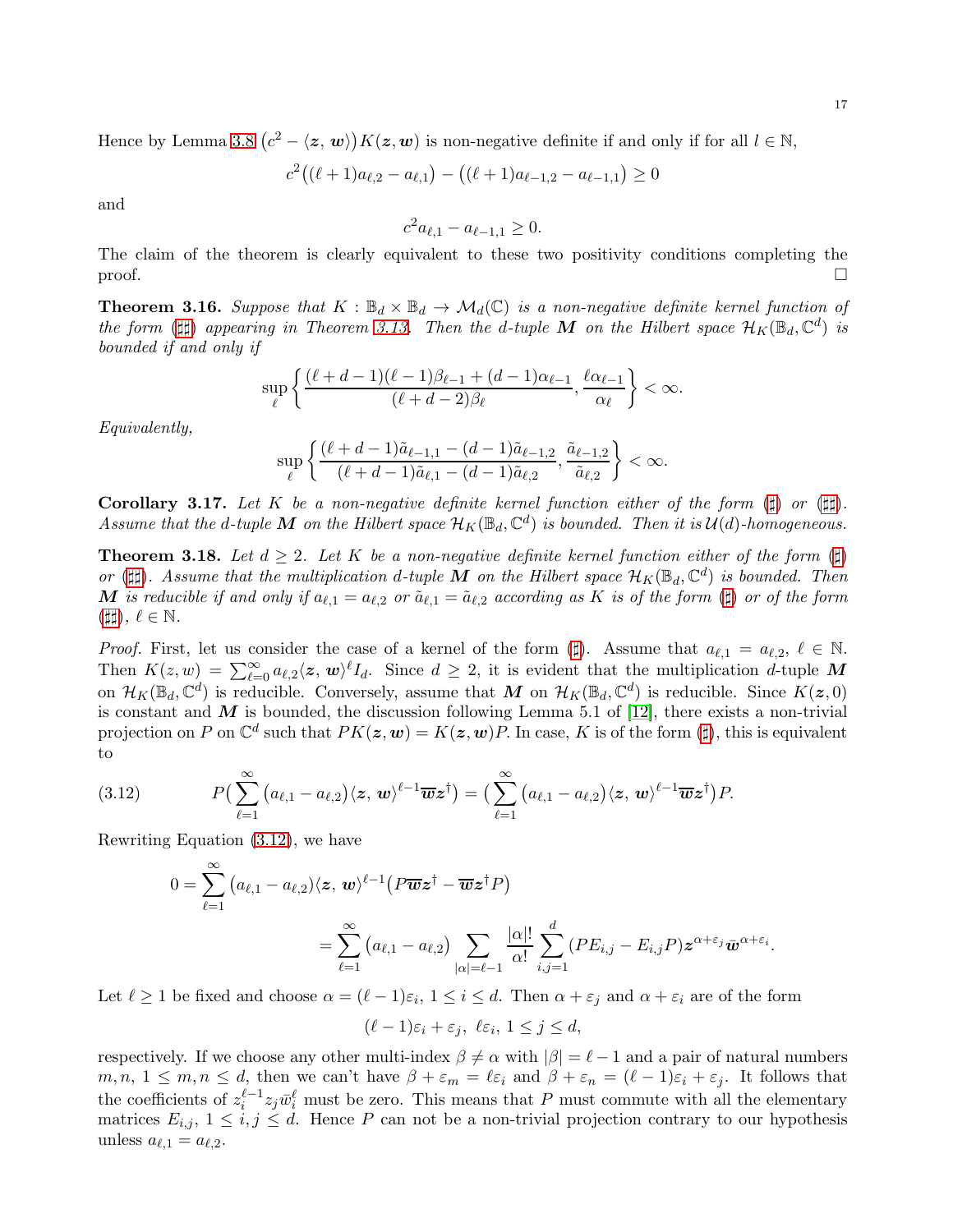Hence by Lemma 3.8 $\big(c^2 - \langle \boldsymbol{z},\, \boldsymbol{w}\rangle\big) K(\boldsymbol{z}, \boldsymbol{w})$ is non-negative definite if and only if for all $l \in \mathbb{N}$,

$$c^2\big((\ell+1)a_{\ell,2} - a_{\ell,1}\big) - \big((\ell+1)a_{\ell-1,2} - a_{\ell-1,1}\big) \geq 0$$

and

$$c^2 a_{\ell,1} - a_{\ell-1,1} \geq 0.$$

The claim of the theorem is clearly equivalent to these two positivity conditions completing the proof. □

**Theorem 3.16.** *Suppose that $K : \mathbb{B}_d \times \mathbb{B}_d \to \mathcal{M}_d(\mathbb{C})$ is a non-negative definite kernel function of the form (♯♯) appearing in Theorem 3.13. Then the $d$-tuple $\boldsymbol{M}$ on the Hilbert space $\mathcal{H}_K(\mathbb{B}_d, \mathbb{C}^d)$ is bounded if and only if*

$$\sup_{\ell} \left\{ \frac{(\ell+d-1)(\ell-1)\beta_{\ell-1} + (d-1)\alpha_{\ell-1}}{(\ell+d-2)\beta_\ell}, \frac{\ell\alpha_{\ell-1}}{\alpha_\ell} \right\} < \infty.$$

*Equivalently,*

$$\sup_{\ell} \left\{ \frac{(\ell+d-1)\tilde{a}_{\ell-1,1} - (d-1)\tilde{a}_{\ell-1,2}}{(\ell+d-1)\tilde{a}_{\ell,1} - (d-1)\tilde{a}_{\ell,2}}, \frac{\tilde{a}_{\ell-1,2}}{\tilde{a}_{\ell,2}} \right\} < \infty.$$

**Corollary 3.17.** *Let $K$ be a non-negative definite kernel function either of the form (♯) or (♯♯). Assume that the $d$-tuple $\boldsymbol{M}$ on the Hilbert space $\mathcal{H}_K(\mathbb{B}_d, \mathbb{C}^d)$ is bounded. Then it is $\mathcal{U}(d)$-homogeneous.*

**Theorem 3.18.** *Let $d \geq 2$. Let $K$ be a non-negative definite kernel function either of the form (♯) or (♯♯). Assume that the multiplication $d$-tuple $\boldsymbol{M}$ on the Hilbert space $\mathcal{H}_K(\mathbb{B}_d, \mathbb{C}^d)$ is bounded. Then $\boldsymbol{M}$ is reducible if and only if $a_{\ell,1} = a_{\ell,2}$ or $\tilde{a}_{\ell,1} = \tilde{a}_{\ell,2}$ according as $K$ is of the form (♯) or of the form (♯♯), $\ell \in \mathbb{N}$.*

*Proof.* First, let us consider the case of a kernel of the form (♯). Assume that $a_{\ell,1} = a_{\ell,2}$, $\ell \in \mathbb{N}$. Then $K(z,w) = \sum_{\ell=0}^{\infty} a_{\ell,2} \langle \boldsymbol{z}, \boldsymbol{w}\rangle^\ell I_d$. Since $d \geq 2$, it is evident that the multiplication $d$-tuple $\boldsymbol{M}$ on $\mathcal{H}_K(\mathbb{B}_d, \mathbb{C}^d)$ is reducible. Conversely, assume that $\boldsymbol{M}$ on $\mathcal{H}_K(\mathbb{B}_d, \mathbb{C}^d)$ is reducible. Since $K(\boldsymbol{z}, 0)$ is constant and $\boldsymbol{M}$ is bounded, the discussion following Lemma 5.1 of [12], there exists a non-trivial projection on $P$ on $\mathbb{C}^d$ such that $PK(\boldsymbol{z}, \boldsymbol{w}) = K(\boldsymbol{z}, \boldsymbol{w})P$. In case, $K$ is of the form (♯), this is equivalent to

$$P\Big(\sum_{\ell=1}^{\infty} \big(a_{\ell,1} - a_{\ell,2}\big)\langle \boldsymbol{z},\, \boldsymbol{w}\rangle^{\ell-1} \overline{\boldsymbol{w}}\boldsymbol{z}^\dagger\Big) = \Big(\sum_{\ell=1}^{\infty} \big(a_{\ell,1} - a_{\ell,2}\big)\langle \boldsymbol{z},\, \boldsymbol{w}\rangle^{\ell-1} \overline{\boldsymbol{w}}\boldsymbol{z}^\dagger\Big)P. \tag{3.12}$$

Rewriting Equation (3.12), we have

$$0 = \sum_{\ell=1}^{\infty} \big(a_{\ell,1} - a_{\ell,2}\big)\langle \boldsymbol{z},\, \boldsymbol{w}\rangle^{\ell-1}\big(P\overline{\boldsymbol{w}}\boldsymbol{z}^\dagger - \overline{\boldsymbol{w}}\boldsymbol{z}^\dagger P\big)$$

$$= \sum_{\ell=1}^{\infty} \big(a_{\ell,1} - a_{\ell,2}\big) \sum_{|\alpha|=\ell-1} \frac{|\alpha|!}{\alpha!} \sum_{i,j=1}^{d} (PE_{i,j} - E_{i,j}P)\boldsymbol{z}^{\alpha+\varepsilon_j}\bar{\boldsymbol{w}}^{\alpha+\varepsilon_i}.$$

Let $\ell \geq 1$ be fixed and choose $\alpha = (\ell-1)\varepsilon_i$, $1 \leq i \leq d$. Then $\alpha + \varepsilon_j$ and $\alpha + \varepsilon_i$ are of the form

$$(\ell-1)\varepsilon_i + \varepsilon_j,\ \ell\varepsilon_i,\ 1 \leq j \leq d,$$

respectively. If we choose any other multi-index $\beta \neq \alpha$ with $|\beta| = \ell - 1$ and a pair of natural numbers $m, n$, $1 \leq m, n \leq d$, then we can't have $\beta + \varepsilon_m = \ell\varepsilon_i$ and $\beta + \varepsilon_n = (\ell-1)\varepsilon_i + \varepsilon_j$. It follows that the coefficients of $z_i^{\ell-1} z_j \bar{w}_i^\ell$ must be zero. This means that $P$ must commute with all the elementary matrices $E_{i,j}$, $1 \leq i, j \leq d$. Hence $P$ can not be a non-trivial projection contrary to our hypothesis unless $a_{\ell,1} = a_{\ell,2}$.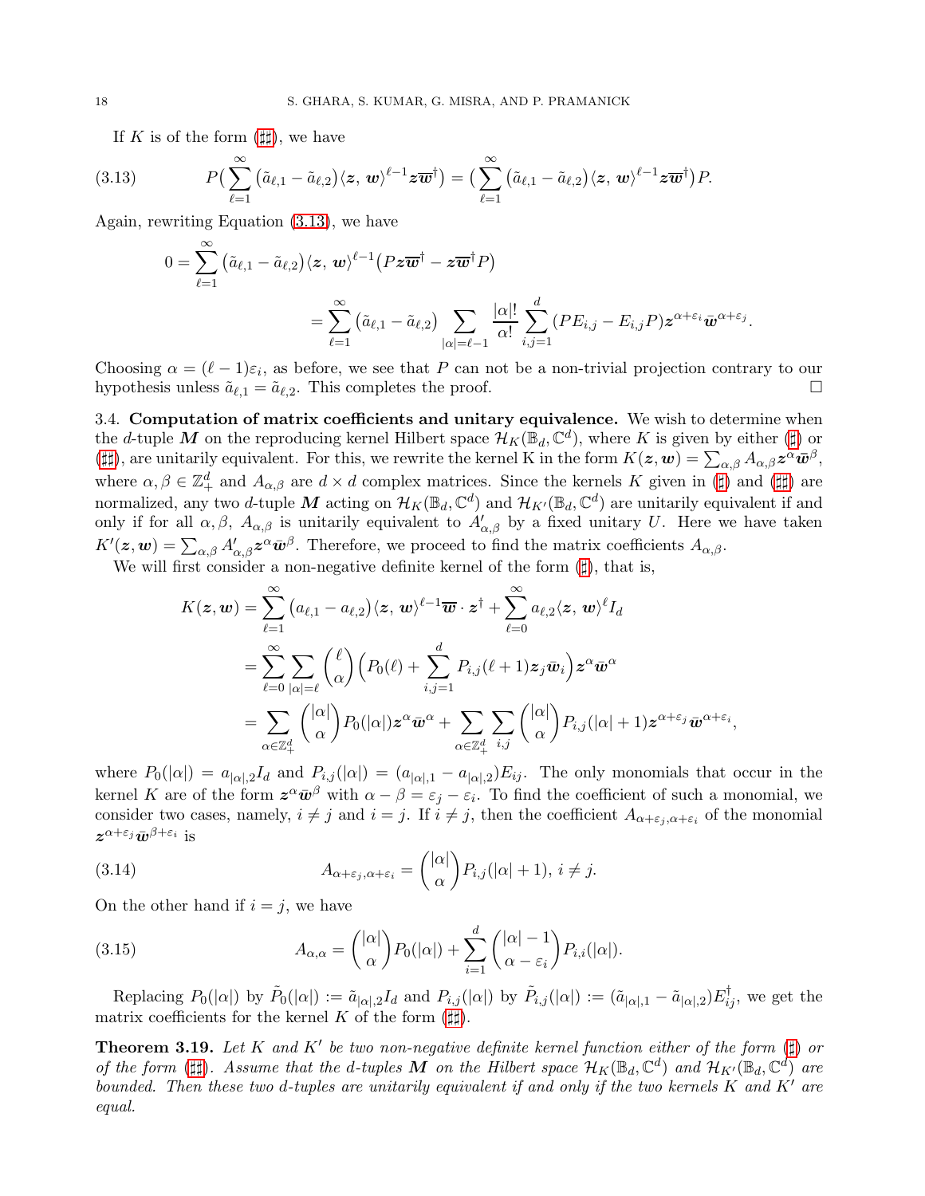If $K$ is of the form (♯♯), we have

$$P\big(\sum_{\ell=1}^{\infty}\big(\tilde{a}_{\ell,1}-\tilde{a}_{\ell,2}\big)\langle \boldsymbol{z},\, \boldsymbol{w}\rangle^{\ell-1}\boldsymbol{z}\overline{\boldsymbol{w}}^{\dagger}\big)=\big(\sum_{\ell=1}^{\infty}\big(\tilde{a}_{\ell,1}-\tilde{a}_{\ell,2}\big)\langle \boldsymbol{z},\, \boldsymbol{w}\rangle^{\ell-1}\boldsymbol{z}\overline{\boldsymbol{w}}^{\dagger}\big)P. \tag{3.13}$$

Again, rewriting Equation (3.13), we have

$$\begin{aligned}0&=\sum_{\ell=1}^{\infty}\big(\tilde{a}_{\ell,1}-\tilde{a}_{\ell,2}\big)\langle \boldsymbol{z},\, \boldsymbol{w}\rangle^{\ell-1}\big(P\boldsymbol{z}\overline{\boldsymbol{w}}^{\dagger}-\boldsymbol{z}\overline{\boldsymbol{w}}^{\dagger}P\big)\\&=\sum_{\ell=1}^{\infty}\big(\tilde{a}_{\ell,1}-\tilde{a}_{\ell,2}\big)\sum_{|\alpha|=\ell-1}\frac{|\alpha|!}{\alpha!}\sum_{i,j=1}^{d}(PE_{i,j}-E_{i,j}P)\boldsymbol{z}^{\alpha+\varepsilon_i}\bar{\boldsymbol{w}}^{\alpha+\varepsilon_j}.\end{aligned}$$

Choosing $\alpha=(\ell-1)\varepsilon_i$, as before, we see that $P$ can not be a non-trivial projection contrary to our hypothesis unless $\tilde{a}_{\ell,1}=\tilde{a}_{\ell,2}$. This completes the proof. □

3.4. **Computation of matrix coefficients and unitary equivalence.** We wish to determine when the $d$-tuple $\boldsymbol{M}$ on the reproducing kernel Hilbert space $\mathcal{H}_K(\mathbb{B}_d,\mathbb{C}^d)$, where $K$ is given by either (♯) or (♯♯), are unitarily equivalent. For this, we rewrite the kernel K in the form $K(\boldsymbol{z},\boldsymbol{w})=\sum_{\alpha,\beta}A_{\alpha,\beta}\boldsymbol{z}^{\alpha}\bar{\boldsymbol{w}}^{\beta}$, where $\alpha,\beta\in\mathbb{Z}_+^d$ and $A_{\alpha,\beta}$ are $d\times d$ complex matrices. Since the kernels $K$ given in (♯) and (♯♯) are normalized, any two $d$-tuple $\boldsymbol{M}$ acting on $\mathcal{H}_K(\mathbb{B}_d,\mathbb{C}^d)$ and $\mathcal{H}_{K'}(\mathbb{B}_d,\mathbb{C}^d)$ are unitarily equivalent if and only if for all $\alpha,\beta$, $A_{\alpha,\beta}$ is unitarily equivalent to $A'_{\alpha,\beta}$ by a fixed unitary $U$. Here we have taken $K'(\boldsymbol{z},\boldsymbol{w})=\sum_{\alpha,\beta}A'_{\alpha,\beta}\boldsymbol{z}^{\alpha}\bar{\boldsymbol{w}}^{\beta}$. Therefore, we proceed to find the matrix coefficients $A_{\alpha,\beta}$.

We will first consider a non-negative definite kernel of the form (♯), that is,

$$\begin{aligned}K(\boldsymbol{z},\boldsymbol{w})&=\sum_{\ell=1}^{\infty}\big(a_{\ell,1}-a_{\ell,2}\big)\langle \boldsymbol{z},\, \boldsymbol{w}\rangle^{\ell-1}\overline{\boldsymbol{w}}\cdot\boldsymbol{z}^{\dagger}+\sum_{\ell=0}^{\infty}a_{\ell,2}\langle \boldsymbol{z},\, \boldsymbol{w}\rangle^{\ell}I_d\\&=\sum_{\ell=0}^{\infty}\sum_{|\alpha|=\ell}\binom{\ell}{\alpha}\Big(P_0(\ell)+\sum_{i,j=1}^{d}P_{i,j}(\ell+1)\boldsymbol{z}_j\bar{\boldsymbol{w}}_i\Big)\boldsymbol{z}^{\alpha}\bar{\boldsymbol{w}}^{\alpha}\\&=\sum_{\alpha\in\mathbb{Z}_+^d}\binom{|\alpha|}{\alpha}P_0(|\alpha|)\boldsymbol{z}^{\alpha}\bar{\boldsymbol{w}}^{\alpha}+\sum_{\alpha\in\mathbb{Z}_+^d}\sum_{i,j}\binom{|\alpha|}{\alpha}P_{i,j}(|\alpha|+1)\boldsymbol{z}^{\alpha+\varepsilon_j}\bar{\boldsymbol{w}}^{\alpha+\varepsilon_i},\end{aligned}$$

where $P_0(|\alpha|)=a_{|\alpha|,2}I_d$ and $P_{i,j}(|\alpha|)=(a_{|\alpha|,1}-a_{|\alpha|,2})E_{ij}$. The only monomials that occur in the kernel $K$ are of the form $\boldsymbol{z}^{\alpha}\bar{\boldsymbol{w}}^{\beta}$ with $\alpha-\beta=\varepsilon_j-\varepsilon_i$. To find the coefficient of such a monomial, we consider two cases, namely, $i\neq j$ and $i=j$. If $i\neq j$, then the coefficient $A_{\alpha+\varepsilon_j,\alpha+\varepsilon_i}$ of the monomial $\boldsymbol{z}^{\alpha+\varepsilon_j}\bar{\boldsymbol{w}}^{\beta+\varepsilon_i}$ is

$$A_{\alpha+\varepsilon_j,\alpha+\varepsilon_i}=\binom{|\alpha|}{\alpha}P_{i,j}(|\alpha|+1),\ i\neq j. \tag{3.14}$$

On the other hand if $i=j$, we have

$$A_{\alpha,\alpha}=\binom{|\alpha|}{\alpha}P_0(|\alpha|)+\sum_{i=1}^{d}\binom{|\alpha|-1}{\alpha-\varepsilon_i}P_{i,i}(|\alpha|). \tag{3.15}$$

Replacing $P_0(|\alpha|)$ by $\tilde{P}_0(|\alpha|):=\tilde{a}_{|\alpha|,2}I_d$ and $P_{i,j}(|\alpha|)$ by $\tilde{P}_{i,j}(|\alpha|):=(\tilde{a}_{|\alpha|,1}-\tilde{a}_{|\alpha|,2})E_{ij}^{\dagger}$, we get the matrix coefficients for the kernel $K$ of the form (♯♯).

**Theorem 3.19.** *Let $K$ and $K'$ be two non-negative definite kernel function either of the form (♯) or of the form (♯♯). Assume that the $d$-tuples $\boldsymbol{M}$ on the Hilbert space $\mathcal{H}_K(\mathbb{B}_d,\mathbb{C}^d)$ and $\mathcal{H}_{K'}(\mathbb{B}_d,\mathbb{C}^d)$ are bounded. Then these two $d$-tuples are unitarily equivalent if and only if the two kernels $K$ and $K'$ are equal.*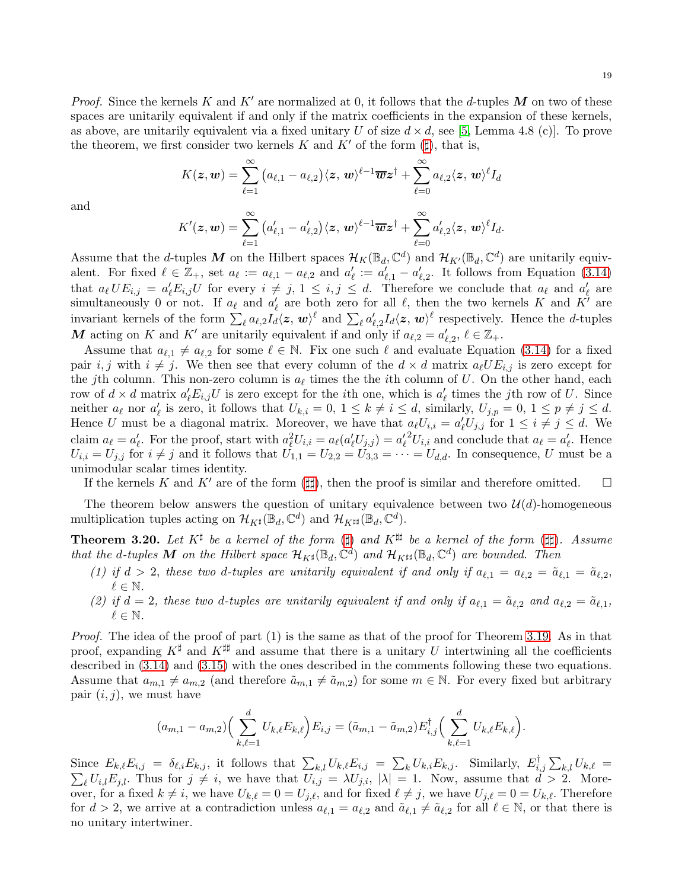*Proof.* Since the kernels $K$ and $K'$ are normalized at 0, it follows that the $d$-tuples $\boldsymbol{M}$ on two of these spaces are unitarily equivalent if and only if the matrix coefficients in the expansion of these kernels, as above, are unitarily equivalent via a fixed unitary $U$ of size $d \times d$, see [5, Lemma 4.8 (c)]. To prove the theorem, we first consider two kernels $K$ and $K'$ of the form (♯), that is,

$$K(\boldsymbol{z}, \boldsymbol{w}) = \sum_{\ell=1}^{\infty} \big(a_{\ell,1} - a_{\ell,2}\big)\langle \boldsymbol{z},\, \boldsymbol{w}\rangle^{\ell-1}\overline{\boldsymbol{w}}\boldsymbol{z}^{\dagger} + \sum_{\ell=0}^{\infty} a_{\ell,2}\langle \boldsymbol{z},\, \boldsymbol{w}\rangle^{\ell} I_d$$

and

$$K'(\boldsymbol{z}, \boldsymbol{w}) = \sum_{\ell=1}^{\infty} \big(a'_{\ell,1} - a'_{\ell,2}\big)\langle \boldsymbol{z},\, \boldsymbol{w}\rangle^{\ell-1}\overline{\boldsymbol{w}}\boldsymbol{z}^{\dagger} + \sum_{\ell=0}^{\infty} a'_{\ell,2}\langle \boldsymbol{z},\, \boldsymbol{w}\rangle^{\ell} I_d.$$

Assume that the $d$-tuples $\boldsymbol{M}$ on the Hilbert spaces $\mathcal{H}_K(\mathbb{B}_d, \mathbb{C}^d)$ and $\mathcal{H}_{K'}(\mathbb{B}_d, \mathbb{C}^d)$ are unitarily equivalent. For fixed $\ell \in \mathbb{Z}_+$, set $a_\ell := a_{\ell,1} - a_{\ell,2}$ and $a'_\ell := a'_{\ell,1} - a'_{\ell,2}$. It follows from Equation (3.14) that $a_\ell U E_{i,j} = a'_\ell E_{i,j} U$ for every $i \neq j$, $1 \leq i, j \leq d$. Therefore we conclude that $a_\ell$ and $a'_\ell$ are simultaneously 0 or not. If $a_\ell$ and $a'_\ell$ are both zero for all $\ell$, then the two kernels $K$ and $K'$ are invariant kernels of the form $\sum_\ell a_{\ell,2} I_d \langle \boldsymbol{z},\, \boldsymbol{w}\rangle^\ell$ and $\sum_\ell a'_{\ell,2} I_d \langle \boldsymbol{z},\, \boldsymbol{w}\rangle^\ell$ respectively. Hence the $d$-tuples $\boldsymbol{M}$ acting on $K$ and $K'$ are unitarily equivalent if and only if $a_{\ell,2} = a'_{\ell,2}$, $\ell \in \mathbb{Z}_+$.

Assume that $a_{\ell,1} \neq a_{\ell,2}$ for some $\ell \in \mathbb{N}$. Fix one such $\ell$ and evaluate Equation (3.14) for a fixed pair $i, j$ with $i \neq j$. We then see that every column of the $d \times d$ matrix $a_\ell U E_{i,j}$ is zero except for the $j$th column. This non-zero column is $a_\ell$ times the the $i$th column of $U$. On the other hand, each row of $d \times d$ matrix $a'_\ell E_{i,j} U$ is zero except for the $i$th one, which is $a'_\ell$ times the $j$th row of $U$. Since neither $a_\ell$ nor $a'_\ell$ is zero, it follows that $U_{k,i} = 0$, $1 \leq k \neq i \leq d$, similarly, $U_{j,p} = 0$, $1 \leq p \neq j \leq d$. Hence $U$ must be a diagonal matrix. Moreover, we have that $a_\ell U_{i,i} = a'_\ell U_{j,j}$ for $1 \leq i \neq j \leq d$. We claim $a_\ell = a'_\ell$. For the proof, start with $a_\ell^2 U_{i,i} = a_\ell(a'_\ell U_{j,j}) = {a'_\ell}^2 U_{i,i}$ and conclude that $a_\ell = a'_\ell$. Hence $U_{i,i} = U_{j,j}$ for $i \neq j$ and it follows that $U_{1,1} = U_{2,2} = U_{3,3} = \cdots = U_{d,d}$. In consequence, $U$ must be a unimodular scalar times identity.

If the kernels $K$ and $K'$ are of the form (♯♯), then the proof is similar and therefore omitted. ☐

The theorem below answers the question of unitary equivalence between two $\mathcal{U}(d)$-homogeneous multiplication tuples acting on $\mathcal{H}_{K^\sharp}(\mathbb{B}_d, \mathbb{C}^d)$ and $\mathcal{H}_{K^{\sharp\sharp}}(\mathbb{B}_d, \mathbb{C}^d)$.

**Theorem 3.20.** *Let $K^\sharp$ be a kernel of the form (♯) and $K^{\sharp\sharp}$ be a kernel of the form (♯♯). Assume that the $d$-tuples $\boldsymbol{M}$ on the Hilbert space $\mathcal{H}_{K^\sharp}(\mathbb{B}_d, \mathbb{C}^d)$ and $\mathcal{H}_{K^{\sharp\sharp}}(\mathbb{B}_d, \mathbb{C}^d)$ are bounded. Then*

*(1) if $d > 2$, these two $d$-tuples are unitarily equivalent if and only if $a_{\ell,1} = a_{\ell,2} = \tilde{a}_{\ell,1} = \tilde{a}_{\ell,2}$, $\ell \in \mathbb{N}$.*

*(2) if $d = 2$, these two $d$-tuples are unitarily equivalent if and only if $a_{\ell,1} = \tilde{a}_{\ell,2}$ and $a_{\ell,2} = \tilde{a}_{\ell,1}$, $\ell \in \mathbb{N}$.*

*Proof.* The idea of the proof of part (1) is the same as that of the proof for Theorem 3.19. As in that proof, expanding $K^\sharp$ and $K^{\sharp\sharp}$ and assume that there is a unitary $U$ intertwining all the coefficients described in (3.14) and (3.15) with the ones described in the comments following these two equations. Assume that $a_{m,1} \neq a_{m,2}$ (and therefore $\tilde{a}_{m,1} \neq \tilde{a}_{m,2}$) for some $m \in \mathbb{N}$. For every fixed but arbitrary pair $(i, j)$, we must have

$$(a_{m,1} - a_{m,2})\Big(\sum_{k,\ell=1}^{d} U_{k,\ell} E_{k,\ell}\Big) E_{i,j} = (\tilde{a}_{m,1} - \tilde{a}_{m,2}) E_{i,j}^{\dagger} \Big(\sum_{k,\ell=1}^{d} U_{k,\ell} E_{k,\ell}\Big).$$

Since $E_{k,\ell} E_{i,j} = \delta_{\ell,i} E_{k,j}$, it follows that $\sum_{k,l} U_{k,\ell} E_{i,j} = \sum_k U_{k,i} E_{k,j}$. Similarly, $E_{i,j}^{\dagger} \sum_{k,l} U_{k,\ell} = \sum_\ell U_{i,l} E_{j,l}$. Thus for $j \neq i$, we have that $U_{i,j} = \lambda U_{j,i}$, $|\lambda| = 1$. Now, assume that $d > 2$. Moreover, for a fixed $k \neq i$, we have $U_{k,\ell} = 0 = U_{j,\ell}$, and for fixed $\ell \neq j$, we have $U_{j,\ell} = 0 = U_{k,\ell}$. Therefore for $d > 2$, we arrive at a contradiction unless $a_{\ell,1} = a_{\ell,2}$ and $\tilde{a}_{\ell,1} \neq \tilde{a}_{\ell,2}$ for all $\ell \in \mathbb{N}$, or that there is no unitary intertwiner.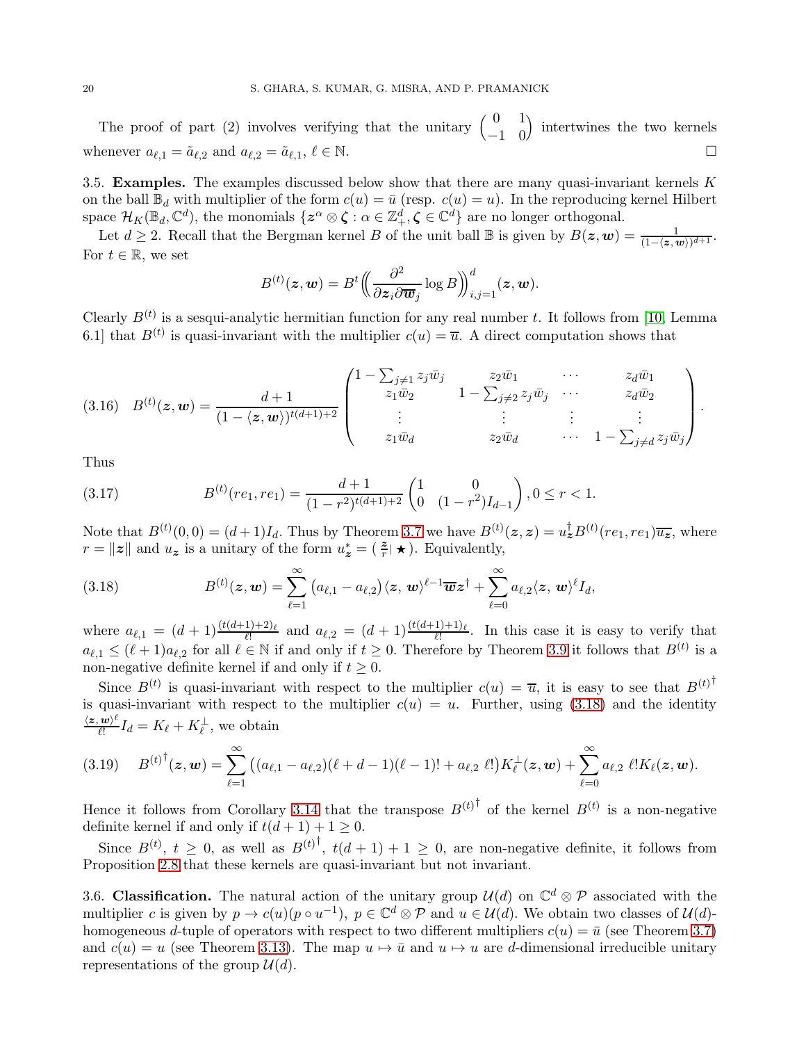The proof of part (2) involves verifying that the unitary $\begin{pmatrix} 0 & 1 \\ -1 & 0 \end{pmatrix}$ intertwines the two kernels whenever $a_{\ell,1} = \tilde{a}_{\ell,2}$ and $a_{\ell,2} = \tilde{a}_{\ell,1}$, $\ell \in \mathbb{N}$. $\square$

**3.5. Examples.** The examples discussed below show that there are many quasi-invariant kernels $K$ on the ball $\mathbb{B}_d$ with multiplier of the form $c(u) = \bar{u}$ (resp. $c(u) = u$). In the reproducing kernel Hilbert space $\mathcal{H}_K(\mathbb{B}_d, \mathbb{C}^d)$, the monomials $\{\boldsymbol{z}^\alpha \otimes \boldsymbol{\zeta} : \alpha \in \mathbb{Z}_+^d, \boldsymbol{\zeta} \in \mathbb{C}^d\}$ are no longer orthogonal.

Let $d \geq 2$. Recall that the Bergman kernel $B$ of the unit ball $\mathbb{B}$ is given by $B(\boldsymbol{z}, \boldsymbol{w}) = \frac{1}{(1-\langle \boldsymbol{z}, \boldsymbol{w}\rangle)^{d+1}}$. For $t \in \mathbb{R}$, we set

$$B^{(t)}(\boldsymbol{z}, \boldsymbol{w}) = B^t \Big( \Big( \frac{\partial^2}{\partial \boldsymbol{z}_i \partial \overline{\boldsymbol{w}}_j} \log B \Big) \Big)_{i,j=1}^d (\boldsymbol{z}, \boldsymbol{w}).$$

Clearly $B^{(t)}$ is a sesqui-analytic hermitian function for any real number $t$. It follows from [10, Lemma 6.1] that $B^{(t)}$ is quasi-invariant with the multiplier $c(u) = \overline{u}$. A direct computation shows that

$$B^{(t)}(\boldsymbol{z}, \boldsymbol{w}) = \frac{d+1}{(1-\langle \boldsymbol{z}, \boldsymbol{w}\rangle)^{t(d+1)+2}} \begin{pmatrix} 1 - \sum_{j \neq 1} z_j \bar{w}_j & z_2 \bar{w}_1 & \cdots & z_d \bar{w}_1 \\ z_1 \bar{w}_2 & 1 - \sum_{j \neq 2} z_j \bar{w}_j & \cdots & z_d \bar{w}_2 \\ \vdots & \vdots & \vdots & \vdots \\ z_1 \bar{w}_d & z_2 \bar{w}_d & \cdots & 1 - \sum_{j \neq d} z_j \bar{w}_j \end{pmatrix}. \tag{3.16}$$

Thus

$$B^{(t)}(re_1, re_1) = \frac{d+1}{(1-r^2)^{t(d+1)+2}} \begin{pmatrix} 1 & 0 \\ 0 & (1-r^2) I_{d-1} \end{pmatrix}, 0 \leq r < 1. \tag{3.17}$$

Note that $B^{(t)}(0,0) = (d+1) I_d$. Thus by Theorem 3.7 we have $B^{(t)}(\boldsymbol{z}, \boldsymbol{z}) = u_{\boldsymbol{z}}^\dagger B^{(t)}(re_1, re_1) \overline{u_{\boldsymbol{z}}}$, where $r = \|\boldsymbol{z}\|$ and $u_{\boldsymbol{z}}$ is a unitary of the form $u_{\boldsymbol{z}}^* = (\,\frac{\boldsymbol{z}}{r} \mid \bigstar\,)$. Equivalently,

$$B^{(t)}(\boldsymbol{z}, \boldsymbol{w}) = \sum_{\ell=1}^\infty \big(a_{\ell,1} - a_{\ell,2}\big) \langle \boldsymbol{z}, \, \boldsymbol{w}\rangle^{\ell-1} \overline{\boldsymbol{w}} \boldsymbol{z}^\dagger + \sum_{\ell=0}^\infty a_{\ell,2} \langle \boldsymbol{z}, \, \boldsymbol{w}\rangle^\ell I_d, \tag{3.18}$$

where $a_{\ell,1} = (d+1)\frac{(t(d+1)+2)_\ell}{\ell!}$ and $a_{\ell,2} = (d+1)\frac{(t(d+1)+1)_\ell}{\ell!}$. In this case it is easy to verify that $a_{\ell,1} \leq (\ell+1) a_{\ell,2}$ for all $\ell \in \mathbb{N}$ if and only if $t \geq 0$. Therefore by Theorem 3.9 it follows that $B^{(t)}$ is a non-negative definite kernel if and only if $t \geq 0$.

Since $B^{(t)}$ is quasi-invariant with respect to the multiplier $c(u) = \overline{u}$, it is easy to see that ${B^{(t)}}^\dagger$ is quasi-invariant with respect to the multiplier $c(u) = u$. Further, using (3.18) and the identity $\frac{\langle \boldsymbol{z}, \boldsymbol{w}\rangle^\ell}{\ell!} I_d = K_\ell + K_\ell^\perp$, we obtain

$${B^{(t)}}^\dagger(\boldsymbol{z}, \boldsymbol{w}) = \sum_{\ell=1}^\infty \big( (a_{\ell,1} - a_{\ell,2})(\ell + d - 1)(\ell-1)! + a_{\ell,2}\ \ell! \big) K_\ell^\perp(\boldsymbol{z}, \boldsymbol{w}) + \sum_{\ell=0}^\infty a_{\ell,2}\ \ell! K_\ell(\boldsymbol{z}, \boldsymbol{w}). \tag{3.19}$$

Hence it follows from Corollary 3.14 that the transpose ${B^{(t)}}^\dagger$ of the kernel $B^{(t)}$ is a non-negative definite kernel if and only if $t(d+1) + 1 \geq 0$.

Since $B^{(t)}$, $t \geq 0$, as well as ${B^{(t)}}^\dagger$, $t(d+1)+1 \geq 0$, are non-negative definite, it follows from Proposition 2.8 that these kernels are quasi-invariant but not invariant.

**3.6. Classification.** The natural action of the unitary group $\mathcal{U}(d)$ on $\mathbb{C}^d \otimes \mathcal{P}$ associated with the multiplier $c$ is given by $p \to c(u)(p \circ u^{-1})$, $p \in \mathbb{C}^d \otimes \mathcal{P}$ and $u \in \mathcal{U}(d)$. We obtain two classes of $\mathcal{U}(d)$-homogeneous $d$-tuple of operators with respect to two different multipliers $c(u) = \bar{u}$ (see Theorem 3.7) and $c(u) = u$ (see Theorem 3.13). The map $u \mapsto \bar{u}$ and $u \mapsto u$ are $d$-dimensional irreducible unitary representations of the group $\mathcal{U}(d)$.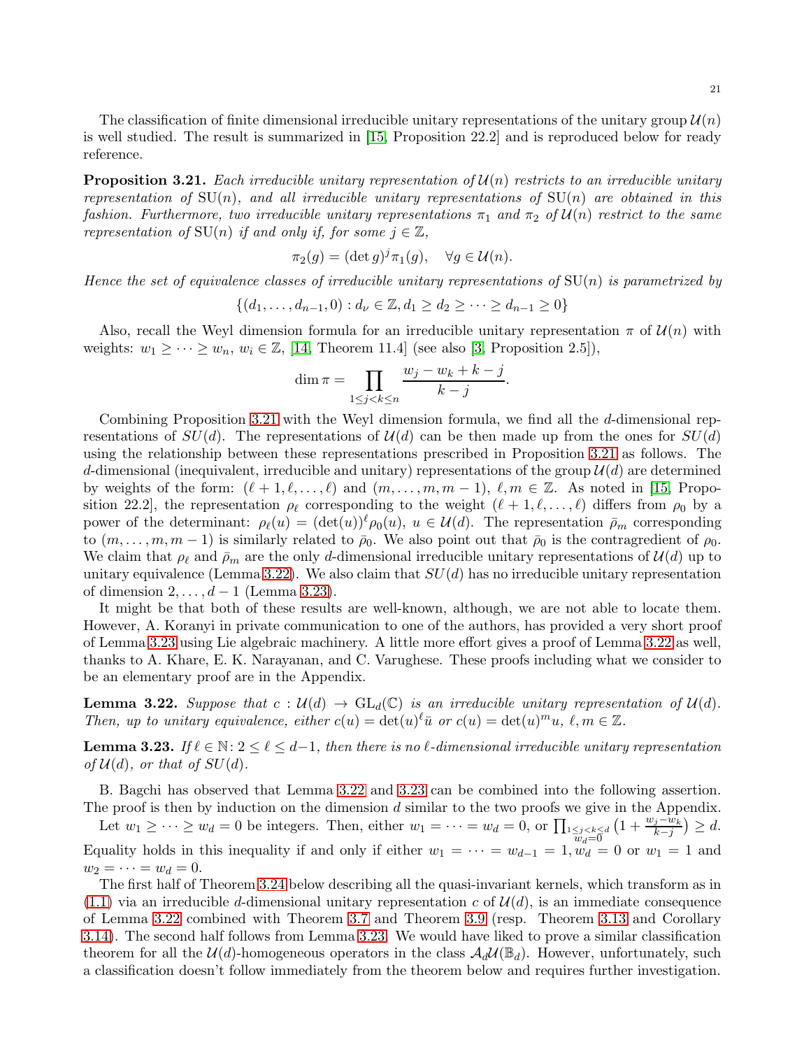The classification of finite dimensional irreducible unitary representations of the unitary group $\mathcal{U}(n)$ is well studied. The result is summarized in [15, Proposition 22.2] and is reproduced below for ready reference.

**Proposition 3.21.** *Each irreducible unitary representation of $\mathcal{U}(n)$ restricts to an irreducible unitary representation of $\mathrm{SU}(n)$, and all irreducible unitary representations of $\mathrm{SU}(n)$ are obtained in this fashion. Furthermore, two irreducible unitary representations $\pi_1$ and $\pi_2$ of $\mathcal{U}(n)$ restrict to the same representation of $\mathrm{SU}(n)$ if and only if, for some $j \in \mathbb{Z}$,*

$$\pi_2(g) = (\det g)^j \pi_1(g), \quad \forall g \in \mathcal{U}(n).$$

*Hence the set of equivalence classes of irreducible unitary representations of $\mathrm{SU}(n)$ is parametrized by*

$$\{(d_1, \ldots, d_{n-1}, 0) : d_\nu \in \mathbb{Z}, d_1 \geq d_2 \geq \cdots \geq d_{n-1} \geq 0\}$$

Also, recall the Weyl dimension formula for an irreducible unitary representation $\pi$ of $\mathcal{U}(n)$ with weights: $w_1 \geq \cdots \geq w_n$, $w_i \in \mathbb{Z}$, [14, Theorem 11.4] (see also [3, Proposition 2.5]),

$$\dim \pi = \prod_{1 \leq j < k \leq n} \frac{w_j - w_k + k - j}{k - j}.$$

Combining Proposition 3.21 with the Weyl dimension formula, we find all the $d$-dimensional representations of $SU(d)$. The representations of $\mathcal{U}(d)$ can be then made up from the ones for $SU(d)$ using the relationship between these representations prescribed in Proposition 3.21 as follows. The $d$-dimensional (inequivalent, irreducible and unitary) representations of the group $\mathcal{U}(d)$ are determined by weights of the form: $(\ell + 1, \ell, \ldots, \ell)$ and $(m, \ldots, m, m-1)$, $\ell, m \in \mathbb{Z}$. As noted in [15, Proposition 22.2], the representation $\rho_\ell$ corresponding to the weight $(\ell + 1, \ell, \ldots, \ell)$ differs from $\rho_0$ by a power of the determinant: $\rho_\ell(u) = (\det(u))^\ell \rho_0(u)$, $u \in \mathcal{U}(d)$. The representation $\bar{\rho}_m$ corresponding to $(m, \ldots, m, m-1)$ is similarly related to $\bar{\rho}_0$. We also point out that $\bar{\rho}_0$ is the contragredient of $\rho_0$. We claim that $\rho_\ell$ and $\bar{\rho}_m$ are the only $d$-dimensional irreducible unitary representations of $\mathcal{U}(d)$ up to unitary equivalence (Lemma 3.22). We also claim that $SU(d)$ has no irreducible unitary representation of dimension $2, \ldots, d-1$ (Lemma 3.23).

It might be that both of these results are well-known, although, we are not able to locate them. However, A. Koranyi in private communication to one of the authors, has provided a very short proof of Lemma 3.23 using Lie algebraic machinery. A little more effort gives a proof of Lemma 3.22 as well, thanks to A. Khare, E. K. Narayanan, and C. Varughese. These proofs including what we consider to be an elementary proof are in the Appendix.

**Lemma 3.22.** *Suppose that $c : \mathcal{U}(d) \to \mathrm{GL}_d(\mathbb{C})$ is an irreducible unitary representation of $\mathcal{U}(d)$. Then, up to unitary equivalence, either $c(u) = \det(u)^\ell \bar{u}$ or $c(u) = \det(u)^m u$, $\ell, m \in \mathbb{Z}$.*

**Lemma 3.23.** *If $\ell \in \mathbb{N}\colon 2 \leq \ell \leq d-1$, then there is no $\ell$-dimensional irreducible unitary representation of $\mathcal{U}(d)$, or that of $SU(d)$.*

B. Bagchi has observed that Lemma 3.22 and 3.23 can be combined into the following assertion. The proof is then by induction on the dimension $d$ similar to the two proofs we give in the Appendix.

Let $w_1 \geq \cdots \geq w_d = 0$ be integers. Then, either $w_1 = \cdots = w_d = 0$, or $\prod_{\substack{1 \leq j < k \leq d \\ w_d = 0}} \left(1 + \frac{w_j - w_k}{k - j}\right) \geq d$. Equality holds in this inequality if and only if either $w_1 = \cdots = w_{d-1} = 1, w_d = 0$ or $w_1 = 1$ and $w_2 = \cdots = w_d = 0$.

The first half of Theorem 3.24 below describing all the quasi-invariant kernels, which transform as in (1.1) via an irreducible $d$-dimensional unitary representation $c$ of $\mathcal{U}(d)$, is an immediate consequence of Lemma 3.22 combined with Theorem 3.7 and Theorem 3.9 (resp. Theorem 3.13 and Corollary 3.14). The second half follows from Lemma 3.23. We would have liked to prove a similar classification theorem for all the $\mathcal{U}(d)$-homogeneous operators in the class $\mathcal{A}_d\mathcal{U}(\mathbb{B}_d)$. However, unfortunately, such a classification doesn't follow immediately from the theorem below and requires further investigation.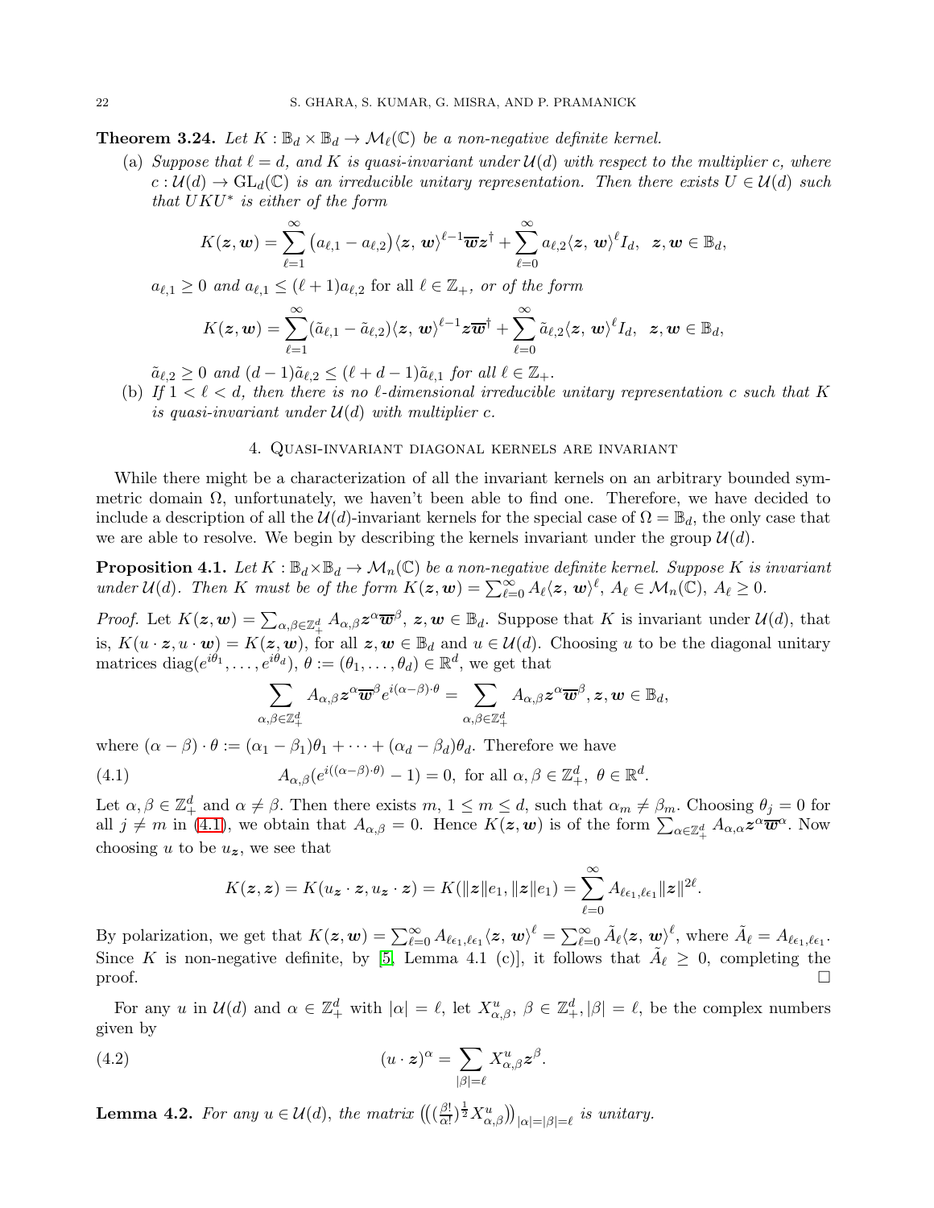**Theorem 3.24.** *Let $K : \mathbb{B}_d \times \mathbb{B}_d \to \mathcal{M}_\ell(\mathbb{C})$ be a non-negative definite kernel.*

(a) *Suppose that $\ell = d$, and $K$ is quasi-invariant under $\mathcal{U}(d)$ with respect to the multiplier $c$, where $c : \mathcal{U}(d) \to \mathrm{GL}_d(\mathbb{C})$ is an irreducible unitary representation. Then there exists $U \in \mathcal{U}(d)$ such that $UKU^*$ is either of the form*

$$K(\boldsymbol{z}, \boldsymbol{w}) = \sum_{\ell=1}^{\infty} \big(a_{\ell,1} - a_{\ell,2}\big)\langle \boldsymbol{z}, \boldsymbol{w}\rangle^{\ell-1} \overline{\boldsymbol{w}}\boldsymbol{z}^\dagger + \sum_{\ell=0}^{\infty} a_{\ell,2}\langle \boldsymbol{z}, \boldsymbol{w}\rangle^{\ell} I_d, \ \ \boldsymbol{z}, \boldsymbol{w} \in \mathbb{B}_d,$$

*$a_{\ell,1} \geq 0$ and $a_{\ell,1} \leq (\ell+1)a_{\ell,2}$* for all *$\ell \in \mathbb{Z}_+$, or of the form*

$$K(\boldsymbol{z}, \boldsymbol{w}) = \sum_{\ell=1}^{\infty} (\tilde{a}_{\ell,1} - \tilde{a}_{\ell,2})\langle \boldsymbol{z}, \boldsymbol{w}\rangle^{\ell-1} \boldsymbol{z}\overline{\boldsymbol{w}}^\dagger + \sum_{\ell=0}^{\infty} \tilde{a}_{\ell,2}\langle \boldsymbol{z}, \boldsymbol{w}\rangle^{\ell} I_d, \ \ \boldsymbol{z}, \boldsymbol{w} \in \mathbb{B}_d,$$

*$\tilde{a}_{\ell,2} \geq 0$ and $(d-1)\tilde{a}_{\ell,2} \leq (\ell+d-1)\tilde{a}_{\ell,1}$ for all $\ell \in \mathbb{Z}_+$.*

(b) *If $1 < \ell < d$, then there is no $\ell$-dimensional irreducible unitary representation $c$ such that $K$ is quasi-invariant under $\mathcal{U}(d)$ with multiplier $c$.*

## 4. Quasi-invariant diagonal kernels are invariant

While there might be a characterization of all the invariant kernels on an arbitrary bounded symmetric domain $\Omega$, unfortunately, we haven't been able to find one. Therefore, we have decided to include a description of all the $\mathcal{U}(d)$-invariant kernels for the special case of $\Omega = \mathbb{B}_d$, the only case that we are able to resolve. We begin by describing the kernels invariant under the group $\mathcal{U}(d)$.

**Proposition 4.1.** *Let $K : \mathbb{B}_d \times \mathbb{B}_d \to \mathcal{M}_n(\mathbb{C})$ be a non-negative definite kernel. Suppose $K$ is invariant under $\mathcal{U}(d)$. Then $K$ must be of the form $K(\boldsymbol{z}, \boldsymbol{w}) = \sum_{\ell=0}^{\infty} A_\ell \langle \boldsymbol{z}, \boldsymbol{w}\rangle^\ell$, $A_\ell \in \mathcal{M}_n(\mathbb{C})$, $A_\ell \geq 0$.*

*Proof.* Let $K(\boldsymbol{z}, \boldsymbol{w}) = \sum_{\alpha,\beta \in \mathbb{Z}_+^d} A_{\alpha,\beta}\boldsymbol{z}^\alpha \overline{\boldsymbol{w}}^\beta$, $\boldsymbol{z}, \boldsymbol{w} \in \mathbb{B}_d$. Suppose that $K$ is invariant under $\mathcal{U}(d)$, that is, $K(u \cdot \boldsymbol{z}, u \cdot \boldsymbol{w}) = K(\boldsymbol{z}, \boldsymbol{w})$, for all $\boldsymbol{z}, \boldsymbol{w} \in \mathbb{B}_d$ and $u \in \mathcal{U}(d)$. Choosing $u$ to be the diagonal unitary matrices $\mathrm{diag}(e^{i\theta_1}, \ldots, e^{i\theta_d})$, $\theta := (\theta_1, \ldots, \theta_d) \in \mathbb{R}^d$, we get that

$$\sum_{\alpha,\beta \in \mathbb{Z}_+^d} A_{\alpha,\beta}\boldsymbol{z}^\alpha \overline{\boldsymbol{w}}^\beta e^{i(\alpha-\beta)\cdot\theta} = \sum_{\alpha,\beta \in \mathbb{Z}_+^d} A_{\alpha,\beta}\boldsymbol{z}^\alpha \overline{\boldsymbol{w}}^\beta, \boldsymbol{z}, \boldsymbol{w} \in \mathbb{B}_d,$$

where $(\alpha - \beta)\cdot\theta := (\alpha_1 - \beta_1)\theta_1 + \cdots + (\alpha_d - \beta_d)\theta_d$. Therefore we have

$$A_{\alpha,\beta}(e^{i((\alpha-\beta)\cdot\theta)} - 1) = 0, \text{ for all } \alpha, \beta \in \mathbb{Z}_+^d, \ \theta \in \mathbb{R}^d. \tag{4.1}$$

Let $\alpha, \beta \in \mathbb{Z}_+^d$ and $\alpha \neq \beta$. Then there exists $m$, $1 \leq m \leq d$, such that $\alpha_m \neq \beta_m$. Choosing $\theta_j = 0$ for all $j \neq m$ in (4.1), we obtain that $A_{\alpha,\beta} = 0$. Hence $K(\boldsymbol{z}, \boldsymbol{w})$ is of the form $\sum_{\alpha \in \mathbb{Z}_+^d} A_{\alpha,\alpha}\boldsymbol{z}^\alpha \overline{\boldsymbol{w}}^\alpha$. Now choosing $u$ to be $u_{\boldsymbol{z}}$, we see that

$$K(\boldsymbol{z}, \boldsymbol{z}) = K(u_{\boldsymbol{z}} \cdot \boldsymbol{z}, u_{\boldsymbol{z}} \cdot \boldsymbol{z}) = K(\|\boldsymbol{z}\|e_1, \|\boldsymbol{z}\|e_1) = \sum_{\ell=0}^{\infty} A_{\ell\epsilon_1,\ell\epsilon_1}\|\boldsymbol{z}\|^{2\ell}.$$

By polarization, we get that $K(\boldsymbol{z}, \boldsymbol{w}) = \sum_{\ell=0}^{\infty} A_{\ell\epsilon_1,\ell\epsilon_1}\langle \boldsymbol{z}, \boldsymbol{w}\rangle^\ell = \sum_{\ell=0}^{\infty} \tilde{A}_\ell \langle \boldsymbol{z}, \boldsymbol{w}\rangle^\ell$, where $\tilde{A}_\ell = A_{\ell\epsilon_1,\ell\epsilon_1}$. Since $K$ is non-negative definite, by [5, Lemma 4.1 (c)], it follows that $\tilde{A}_\ell \geq 0$, completing the proof. $\square$

For any $u$ in $\mathcal{U}(d)$ and $\alpha \in \mathbb{Z}_+^d$ with $|\alpha| = \ell$, let $X^u_{\alpha,\beta}$, $\beta \in \mathbb{Z}_+^d, |\beta| = \ell$, be the complex numbers given by

$$(u \cdot \boldsymbol{z})^\alpha = \sum_{|\beta|=\ell} X^u_{\alpha,\beta}\boldsymbol{z}^\beta. \tag{4.2}$$

**Lemma 4.2.** *For any $u \in \mathcal{U}(d)$, the matrix $\big(\big(\big(\frac{\beta!}{\alpha!}\big)^{\frac{1}{2}} X^u_{\alpha,\beta}\big)\big)_{|\alpha|=|\beta|=\ell}$ is unitary.*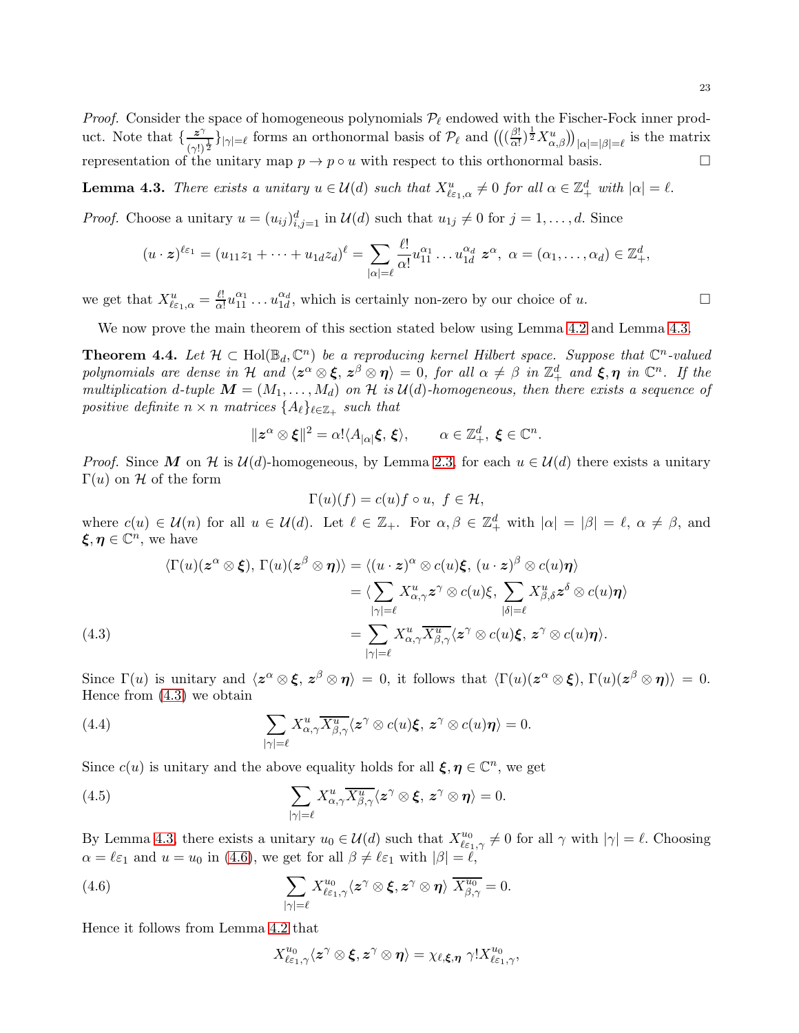*Proof.* Consider the space of homogeneous polynomials $\mathcal{P}_\ell$ endowed with the Fischer-Fock inner product. Note that $\{\frac{\boldsymbol{z}^\gamma}{(\gamma!)^{\frac{1}{2}}}\}_{|\gamma|=\ell}$ forms an orthonormal basis of $\mathcal{P}_\ell$ and $\left(\left((\frac{\beta!}{\alpha!})^{\frac{1}{2}} X^u_{\alpha,\beta}\right)\right)_{|\alpha|=|\beta|=\ell}$ is the matrix representation of the unitary map $p \to p \circ u$ with respect to this orthonormal basis. $\square$

**Lemma 4.3.** *There exists a unitary $u \in \mathcal{U}(d)$ such that $X^u_{\ell\varepsilon_1,\alpha} \neq 0$ for all $\alpha \in \mathbb{Z}^d_+$ with $|\alpha| = \ell$.*

*Proof.* Choose a unitary $u = (u_{ij})_{i,j=1}^d$ in $\mathcal{U}(d)$ such that $u_{1j} \neq 0$ for $j = 1, \ldots, d$. Since

$$(u \cdot \boldsymbol{z})^{\ell\varepsilon_1} = (u_{11}z_1 + \cdots + u_{1d}z_d)^\ell = \sum_{|\alpha|=\ell} \frac{\ell!}{\alpha!} u_{11}^{\alpha_1} \ldots u_{1d}^{\alpha_d}\ \boldsymbol{z}^\alpha,\ \alpha = (\alpha_1, \ldots, \alpha_d) \in \mathbb{Z}^d_+,$$

we get that $X^u_{\ell\varepsilon_1,\alpha} = \frac{\ell!}{\alpha!} u_{11}^{\alpha_1} \ldots u_{1d}^{\alpha_d}$, which is certainly non-zero by our choice of $u$. $\square$

We now prove the main theorem of this section stated below using Lemma 4.2 and Lemma 4.3.

**Theorem 4.4.** *Let $\mathcal{H} \subset \operatorname{Hol}(\mathbb{B}_d, \mathbb{C}^n)$ be a reproducing kernel Hilbert space. Suppose that $\mathbb{C}^n$-valued polynomials are dense in $\mathcal{H}$ and $\langle \boldsymbol{z}^\alpha \otimes \boldsymbol{\xi},\, \boldsymbol{z}^\beta \otimes \boldsymbol{\eta}\rangle = 0$, for all $\alpha \neq \beta$ in $\mathbb{Z}^d_+$ and $\boldsymbol{\xi}, \boldsymbol{\eta}$ in $\mathbb{C}^n$. If the multiplication $d$-tuple $\boldsymbol{M} = (M_1, \ldots, M_d)$ on $\mathcal{H}$ is $\mathcal{U}(d)$-homogeneous, then there exists a sequence of positive definite $n \times n$ matrices $\{A_\ell\}_{\ell\in\mathbb{Z}_+}$ such that*

$$\|\boldsymbol{z}^\alpha \otimes \boldsymbol{\xi}\|^2 = \alpha! \langle A_{|\alpha|}\boldsymbol{\xi},\, \boldsymbol{\xi}\rangle, \qquad \alpha \in \mathbb{Z}^d_+,\ \boldsymbol{\xi} \in \mathbb{C}^n.$$

*Proof.* Since $\boldsymbol{M}$ on $\mathcal{H}$ is $\mathcal{U}(d)$-homogeneous, by Lemma 2.3, for each $u \in \mathcal{U}(d)$ there exists a unitary $\Gamma(u)$ on $\mathcal{H}$ of the form

$$\Gamma(u)(f) = c(u) f \circ u,\ f \in \mathcal{H},$$

where $c(u) \in \mathcal{U}(n)$ for all $u \in \mathcal{U}(d)$. Let $\ell \in \mathbb{Z}_+$. For $\alpha, \beta \in \mathbb{Z}^d_+$ with $|\alpha| = |\beta| = \ell$, $\alpha \neq \beta$, and $\boldsymbol{\xi}, \boldsymbol{\eta} \in \mathbb{C}^n$, we have

$$\begin{aligned}
\langle \Gamma(u)(\boldsymbol{z}^\alpha \otimes \boldsymbol{\xi}),\, \Gamma(u)(\boldsymbol{z}^\beta \otimes \boldsymbol{\eta})\rangle &= \langle (u \cdot \boldsymbol{z})^\alpha \otimes c(u)\boldsymbol{\xi},\, (u \cdot \boldsymbol{z})^\beta \otimes c(u)\boldsymbol{\eta}\rangle \\
&= \langle \sum_{|\gamma|=\ell} X^u_{\alpha,\gamma} \boldsymbol{z}^\gamma \otimes c(u)\xi,\, \sum_{|\delta|=\ell} X^u_{\beta,\delta} \boldsymbol{z}^\delta \otimes c(u)\boldsymbol{\eta}\rangle \\
&= \sum_{|\gamma|=\ell} X^u_{\alpha,\gamma} \overline{X^u_{\beta,\gamma}} \langle \boldsymbol{z}^\gamma \otimes c(u)\boldsymbol{\xi},\, \boldsymbol{z}^\gamma \otimes c(u)\boldsymbol{\eta}\rangle.
\end{aligned} \tag{4.3}$$

Since $\Gamma(u)$ is unitary and $\langle \boldsymbol{z}^\alpha \otimes \boldsymbol{\xi},\, \boldsymbol{z}^\beta \otimes \boldsymbol{\eta}\rangle = 0$, it follows that $\langle \Gamma(u)(\boldsymbol{z}^\alpha \otimes \boldsymbol{\xi}),\, \Gamma(u)(\boldsymbol{z}^\beta \otimes \boldsymbol{\eta})\rangle = 0$. Hence from (4.3) we obtain

$$\sum_{|\gamma|=\ell} X^u_{\alpha,\gamma} \overline{X^u_{\beta,\gamma}} \langle \boldsymbol{z}^\gamma \otimes c(u)\boldsymbol{\xi},\, \boldsymbol{z}^\gamma \otimes c(u)\boldsymbol{\eta}\rangle = 0. \tag{4.4}$$

Since $c(u)$ is unitary and the above equality holds for all $\boldsymbol{\xi}, \boldsymbol{\eta} \in \mathbb{C}^n$, we get

$$\sum_{|\gamma|=\ell} X^u_{\alpha,\gamma} \overline{X^u_{\beta,\gamma}} \langle \boldsymbol{z}^\gamma \otimes \boldsymbol{\xi},\, \boldsymbol{z}^\gamma \otimes \boldsymbol{\eta}\rangle = 0. \tag{4.5}$$

By Lemma 4.3, there exists a unitary $u_0 \in \mathcal{U}(d)$ such that $X^{u_0}_{\ell\varepsilon_1,\gamma} \neq 0$ for all $\gamma$ with $|\gamma| = \ell$. Choosing $\alpha = \ell\varepsilon_1$ and $u = u_0$ in (4.6), we get for all $\beta \neq \ell\varepsilon_1$ with $|\beta| = \ell$,

$$\sum_{|\gamma|=\ell} X^{u_0}_{\ell\varepsilon_1,\gamma} \langle \boldsymbol{z}^\gamma \otimes \boldsymbol{\xi}, \boldsymbol{z}^\gamma \otimes \boldsymbol{\eta}\rangle\ \overline{X^{u_0}_{\beta,\gamma}} = 0. \tag{4.6}$$

Hence it follows from Lemma 4.2 that

$$X^{u_0}_{\ell\varepsilon_1,\gamma} \langle \boldsymbol{z}^\gamma \otimes \boldsymbol{\xi}, \boldsymbol{z}^\gamma \otimes \boldsymbol{\eta}\rangle = \chi_{\ell,\boldsymbol{\xi},\boldsymbol{\eta}}\ \gamma! X^{u_0}_{\ell\varepsilon_1,\gamma},$$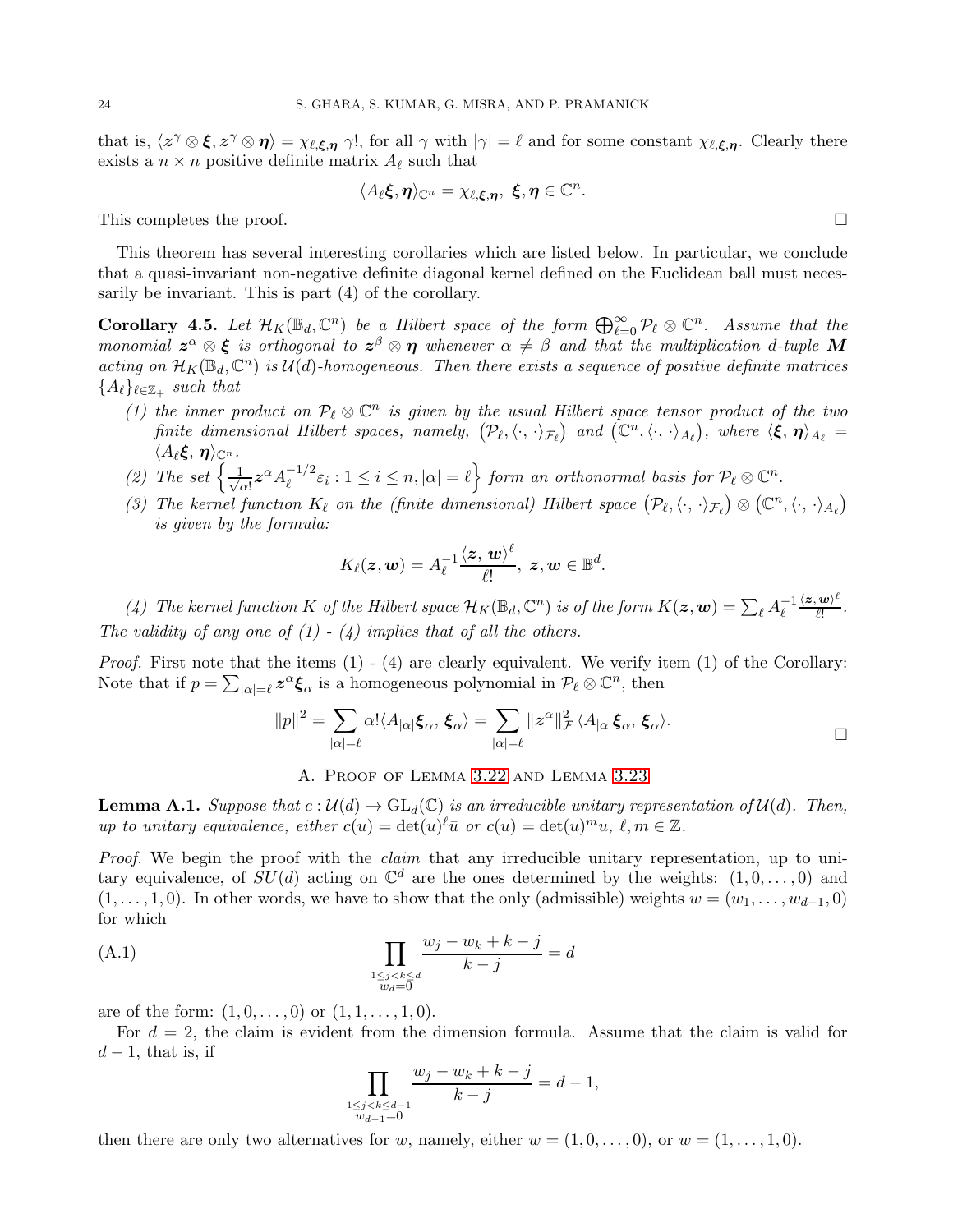that is, $\langle \boldsymbol{z}^\gamma \otimes \boldsymbol{\xi}, \boldsymbol{z}^\gamma \otimes \boldsymbol{\eta}\rangle = \chi_{\ell,\boldsymbol{\xi},\boldsymbol{\eta}}\, \gamma!$, for all $\gamma$ with $|\gamma| = \ell$ and for some constant $\chi_{\ell,\boldsymbol{\xi},\boldsymbol{\eta}}$. Clearly there exists a $n \times n$ positive definite matrix $A_\ell$ such that

$$\langle A_\ell \boldsymbol{\xi}, \boldsymbol{\eta}\rangle_{\mathbb{C}^n} = \chi_{\ell,\boldsymbol{\xi},\boldsymbol{\eta}},\ \boldsymbol{\xi}, \boldsymbol{\eta} \in \mathbb{C}^n.$$

This completes the proof. □

This theorem has several interesting corollaries which are listed below. In particular, we conclude that a quasi-invariant non-negative definite diagonal kernel defined on the Euclidean ball must necessarily be invariant. This is part (4) of the corollary.

**Corollary 4.5.** *Let $\mathcal{H}_K(\mathbb{B}_d, \mathbb{C}^n)$ be a Hilbert space of the form $\bigoplus_{\ell=0}^\infty \mathcal{P}_\ell \otimes \mathbb{C}^n$. Assume that the monomial $\boldsymbol{z}^\alpha \otimes \boldsymbol{\xi}$ is orthogonal to $\boldsymbol{z}^\beta \otimes \boldsymbol{\eta}$ whenever $\alpha \neq \beta$ and that the multiplication $d$-tuple $\boldsymbol{M}$ acting on $\mathcal{H}_K(\mathbb{B}_d, \mathbb{C}^n)$ is $\mathcal{U}(d)$-homogeneous. Then there exists a sequence of positive definite matrices $\{A_\ell\}_{\ell \in \mathbb{Z}_+}$ such that*

1. *the inner product on $\mathcal{P}_\ell \otimes \mathbb{C}^n$ is given by the usual Hilbert space tensor product of the two finite dimensional Hilbert spaces, namely, $\big(\mathcal{P}_\ell, \langle\cdot,\cdot\rangle_{\mathcal{F}_\ell}\big)$ and $\big(\mathbb{C}^n, \langle\cdot,\cdot\rangle_{A_\ell}\big)$, where $\langle \boldsymbol{\xi}, \boldsymbol{\eta}\rangle_{A_\ell} = \langle A_\ell \boldsymbol{\xi}, \boldsymbol{\eta}\rangle_{\mathbb{C}^n}$.*
2. *The set $\Big\{\frac{1}{\sqrt{\alpha!}}\boldsymbol{z}^\alpha A_\ell^{-1/2}\varepsilon_i : 1 \leq i \leq n, |\alpha| = \ell\Big\}$ form an orthonormal basis for $\mathcal{P}_\ell \otimes \mathbb{C}^n$.*
3. *The kernel function $K_\ell$ on the (finite dimensional) Hilbert space $\big(\mathcal{P}_\ell, \langle\cdot,\cdot\rangle_{\mathcal{F}_\ell}\big) \otimes \big(\mathbb{C}^n, \langle\cdot,\cdot\rangle_{A_\ell}\big)$ is given by the formula:*

$$K_\ell(\boldsymbol{z}, \boldsymbol{w}) = A_\ell^{-1}\frac{\langle \boldsymbol{z}, \boldsymbol{w}\rangle^\ell}{\ell!},\ \boldsymbol{z}, \boldsymbol{w} \in \mathbb{B}^d.$$

4. *The kernel function $K$ of the Hilbert space $\mathcal{H}_K(\mathbb{B}_d, \mathbb{C}^n)$ is of the form $K(\boldsymbol{z}, \boldsymbol{w}) = \sum_\ell A_\ell^{-1}\frac{\langle \boldsymbol{z}, \boldsymbol{w}\rangle^\ell}{\ell!}$.*

*The validity of any one of (1) - (4) implies that of all the others.*

*Proof.* First note that the items (1) - (4) are clearly equivalent. We verify item (1) of the Corollary: Note that if $p = \sum_{|\alpha|=\ell} \boldsymbol{z}^\alpha \boldsymbol{\xi}_\alpha$ is a homogeneous polynomial in $\mathcal{P}_\ell \otimes \mathbb{C}^n$, then

$$\|p\|^2 = \sum_{|\alpha|=\ell} \alpha! \langle A_{|\alpha|}\boldsymbol{\xi}_\alpha, \boldsymbol{\xi}_\alpha\rangle = \sum_{|\alpha|=\ell} \|\boldsymbol{z}^\alpha\|^2_{\mathcal{F}} \langle A_{|\alpha|}\boldsymbol{\xi}_\alpha, \boldsymbol{\xi}_\alpha\rangle.$$

□

## A. Proof of Lemma 3.22 and Lemma 3.23

**Lemma A.1.** *Suppose that $c : \mathcal{U}(d) \to \mathrm{GL}_d(\mathbb{C})$ is an irreducible unitary representation of $\mathcal{U}(d)$. Then, up to unitary equivalence, either $c(u) = \det(u)^\ell \bar{u}$ or $c(u) = \det(u)^m u$, $\ell, m \in \mathbb{Z}$.*

*Proof.* We begin the proof with the *claim* that any irreducible unitary representation, up to unitary equivalence, of $SU(d)$ acting on $\mathbb{C}^d$ are the ones determined by the weights: $(1, 0, \ldots, 0)$ and $(1, \ldots, 1, 0)$. In other words, we have to show that the only (admissible) weights $w = (w_1, \ldots, w_{d-1}, 0)$ for which

$$\prod_{\substack{1\leq j<k\leq d\\ w_d=0}} \frac{w_j - w_k + k - j}{k - j} = d \tag{A.1}$$

are of the form: $(1, 0, \ldots, 0)$ or $(1, 1, \ldots, 1, 0)$.

For $d = 2$, the claim is evident from the dimension formula. Assume that the claim is valid for $d - 1$, that is, if

$$\prod_{\substack{1\leq j<k\leq d-1\\ w_{d-1}=0}} \frac{w_j - w_k + k - j}{k - j} = d - 1,$$

then there are only two alternatives for $w$, namely, either $w = (1, 0, \ldots, 0)$, or $w = (1, \ldots, 1, 0)$.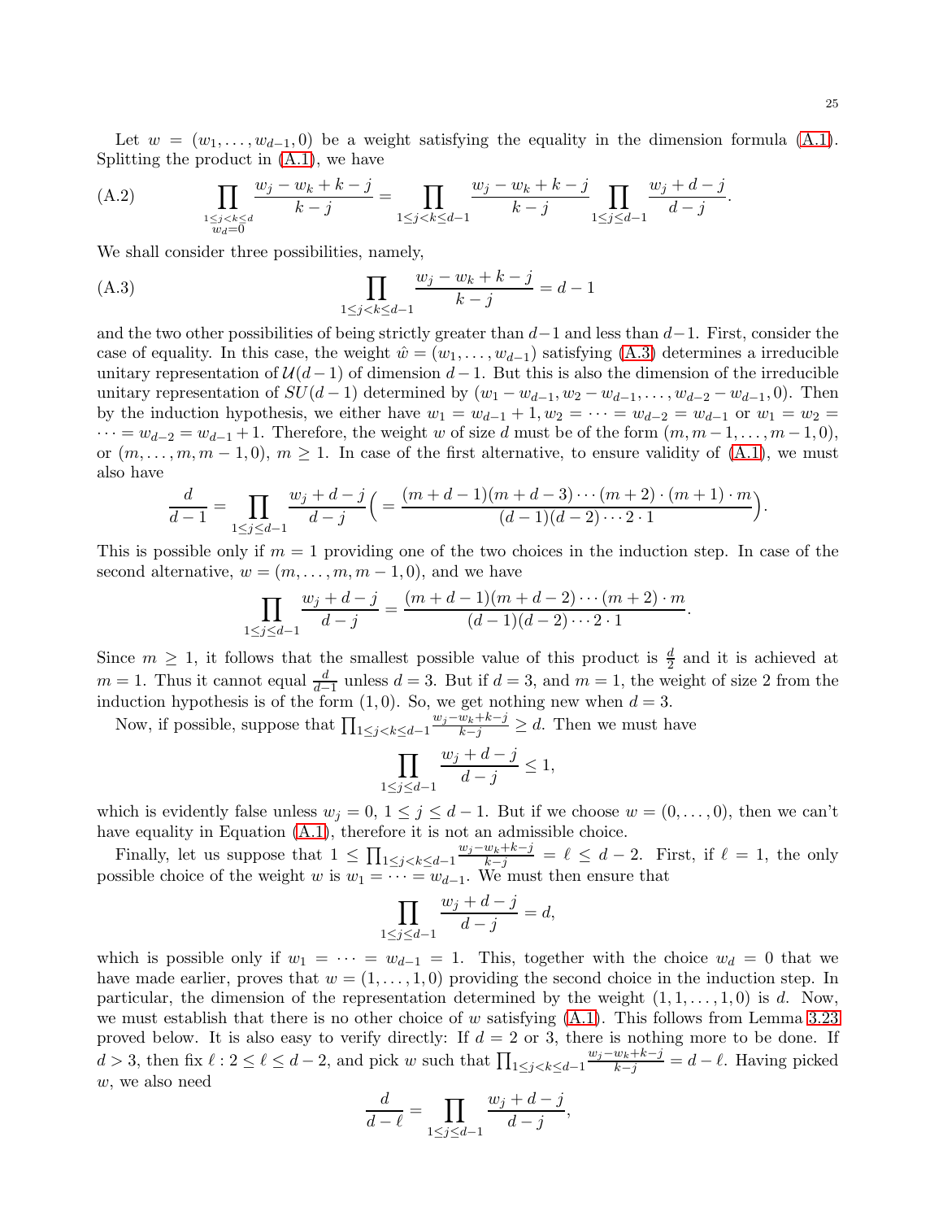Let $w = (w_1, \ldots, w_{d-1}, 0)$ be a weight satisfying the equality in the dimension formula (A.1). Splitting the product in (A.1), we have

$$\prod_{\substack{1\leq j<k\leq d\\ w_d=0}} \frac{w_j - w_k + k - j}{k-j} = \prod_{1\leq j<k\leq d-1} \frac{w_j - w_k + k - j}{k-j} \prod_{1\leq j\leq d-1} \frac{w_j + d - j}{d-j}. \tag{A.2}$$

We shall consider three possibilities, namely,

$$\prod_{1\leq j<k\leq d-1} \frac{w_j - w_k + k - j}{k-j} = d-1 \tag{A.3}$$

and the two other possibilities of being strictly greater than $d-1$ and less than $d-1$. First, consider the case of equality. In this case, the weight $\hat{w} = (w_1, \ldots, w_{d-1})$ satisfying (A.3) determines a irreducible unitary representation of $\mathcal{U}(d-1)$ of dimension $d-1$. But this is also the dimension of the irreducible unitary representation of $SU(d-1)$ determined by $(w_1 - w_{d-1}, w_2 - w_{d-1}, \ldots, w_{d-2} - w_{d-1}, 0)$. Then by the induction hypothesis, we either have $w_1 = w_{d-1} + 1, w_2 = \cdots = w_{d-2} = w_{d-1}$ or $w_1 = w_2 = \cdots = w_{d-2} = w_{d-1} + 1$. Therefore, the weight $w$ of size $d$ must be of the form $(m, m-1, \ldots, m-1, 0)$, or $(m, \ldots, m, m-1, 0)$, $m \geq 1$. In case of the first alternative, to ensure validity of (A.1), we must also have

$$\frac{d}{d-1} = \prod_{1\leq j\leq d-1} \frac{w_j + d - j}{d-j} \Big( = \frac{(m+d-1)(m+d-3)\cdots(m+2)\cdot(m+1)\cdot m}{(d-1)(d-2)\cdots 2\cdot 1}\Big).$$

This is possible only if $m = 1$ providing one of the two choices in the induction step. In case of the second alternative, $w = (m, \ldots, m, m-1, 0)$, and we have

$$\prod_{1\leq j\leq d-1} \frac{w_j + d - j}{d-j} = \frac{(m+d-1)(m+d-2)\cdots(m+2)\cdot m}{(d-1)(d-2)\cdots 2\cdot 1}.$$

Since $m \geq 1$, it follows that the smallest possible value of this product is $\frac{d}{2}$ and it is achieved at $m = 1$. Thus it cannot equal $\frac{d}{d-1}$ unless $d = 3$. But if $d = 3$, and $m = 1$, the weight of size 2 from the induction hypothesis is of the form $(1, 0)$. So, we get nothing new when $d = 3$.

Now, if possible, suppose that $\prod_{1\leq j<k\leq d-1} \frac{w_j - w_k + k - j}{k-j} \geq d$. Then we must have

$$\prod_{1\leq j\leq d-1} \frac{w_j + d - j}{d-j} \leq 1,$$

which is evidently false unless $w_j = 0$, $1 \leq j \leq d-1$. But if we choose $w = (0, \ldots, 0)$, then we can't have equality in Equation (A.1), therefore it is not an admissible choice.

Finally, let us suppose that $1 \leq \prod_{1\leq j<k\leq d-1} \frac{w_j - w_k + k - j}{k-j} = \ell \leq d-2$. First, if $\ell = 1$, the only possible choice of the weight $w$ is $w_1 = \cdots = w_{d-1}$. We must then ensure that

$$\prod_{1\leq j\leq d-1} \frac{w_j + d - j}{d-j} = d,$$

which is possible only if $w_1 = \cdots = w_{d-1} = 1$. This, together with the choice $w_d = 0$ that we have made earlier, proves that $w = (1, \ldots, 1, 0)$ providing the second choice in the induction step. In particular, the dimension of the representation determined by the weight $(1, 1, \ldots, 1, 0)$ is $d$. Now, we must establish that there is no other choice of $w$ satisfying (A.1). This follows from Lemma 3.23 proved below. It is also easy to verify directly: If $d = 2$ or $3$, there is nothing more to be done. If $d > 3$, then fix $\ell : 2 \leq \ell \leq d-2$, and pick $w$ such that $\prod_{1\leq j<k\leq d-1} \frac{w_j - w_k + k - j}{k-j} = d - \ell$. Having picked $w$, we also need

$$\frac{d}{d-\ell} = \prod_{1\leq j\leq d-1} \frac{w_j + d - j}{d-j},$$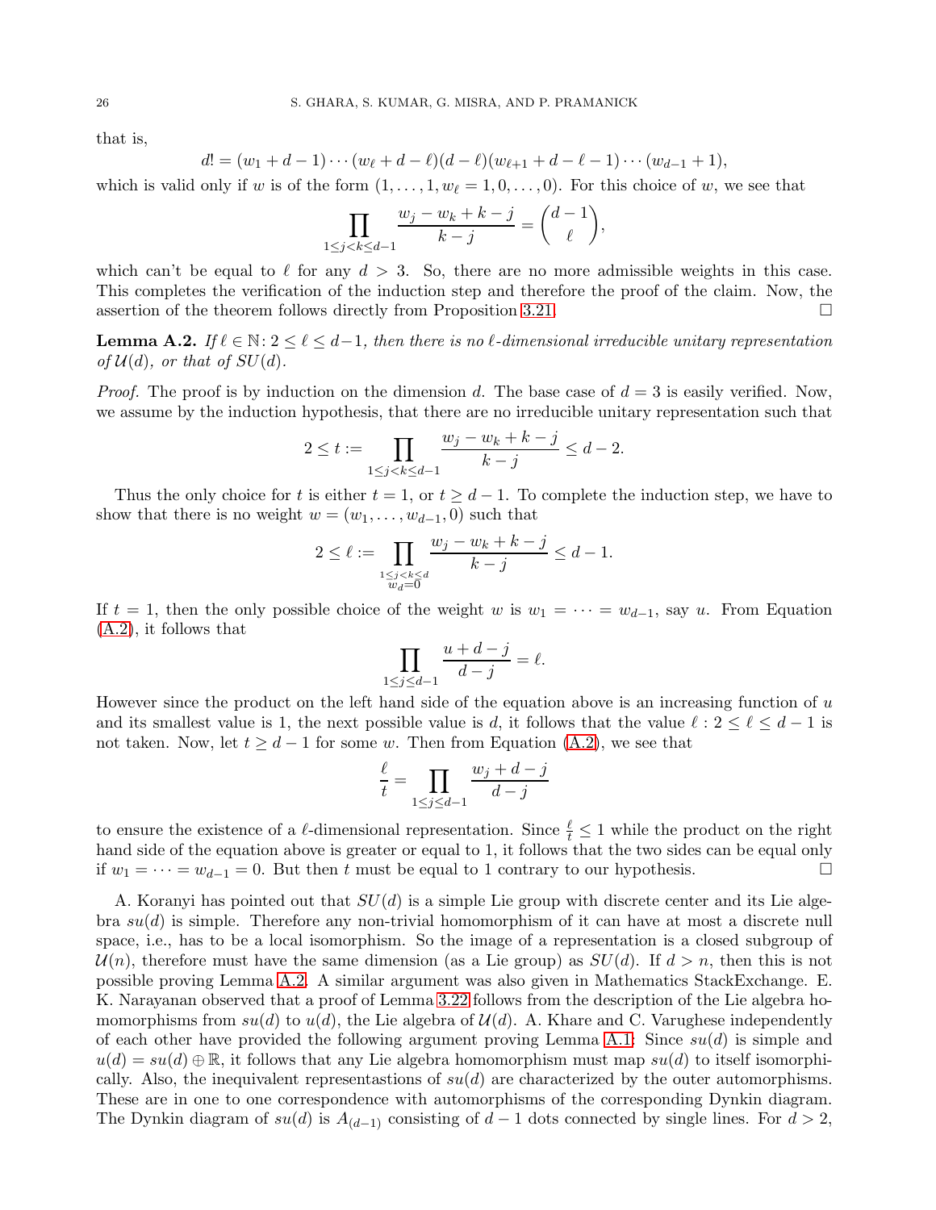that is,

$$d! = (w_1 + d - 1) \cdots (w_\ell + d - \ell)(d - \ell)(w_{\ell+1} + d - \ell - 1) \cdots (w_{d-1} + 1),$$

which is valid only if $w$ is of the form $(1, \ldots, 1, w_\ell = 1, 0, \ldots, 0)$. For this choice of $w$, we see that

$$\prod_{1 \leq j < k \leq d-1} \frac{w_j - w_k + k - j}{k - j} = \binom{d-1}{\ell},$$

which can't be equal to $\ell$ for any $d > 3$. So, there are no more admissible weights in this case. This completes the verification of the induction step and therefore the proof of the claim. Now, the assertion of the theorem follows directly from Proposition 3.21. □

**Lemma A.2.** *If $\ell \in \mathbb{N} \colon 2 \leq \ell \leq d-1$, then there is no $\ell$-dimensional irreducible unitary representation of $\mathcal{U}(d)$, or that of $SU(d)$.*

*Proof.* The proof is by induction on the dimension $d$. The base case of $d = 3$ is easily verified. Now, we assume by the induction hypothesis, that there are no irreducible unitary representation such that

$$2 \leq t := \prod_{1 \leq j < k \leq d-1} \frac{w_j - w_k + k - j}{k - j} \leq d - 2.$$

Thus the only choice for $t$ is either $t = 1$, or $t \geq d - 1$. To complete the induction step, we have to show that there is no weight $w = (w_1, \ldots, w_{d-1}, 0)$ such that

$$2 \leq \ell := \prod_{\substack{1 \leq j < k \leq d \\ w_d = 0}} \frac{w_j - w_k + k - j}{k - j} \leq d - 1.$$

If $t = 1$, then the only possible choice of the weight $w$ is $w_1 = \cdots = w_{d-1}$, say $u$. From Equation (A.2), it follows that

$$\prod_{1 \leq j \leq d-1} \frac{u + d - j}{d - j} = \ell.$$

However since the product on the left hand side of the equation above is an increasing function of $u$ and its smallest value is 1, the next possible value is $d$, it follows that the value $\ell : 2 \leq \ell \leq d - 1$ is not taken. Now, let $t \geq d - 1$ for some $w$. Then from Equation (A.2), we see that

$$\frac{\ell}{t} = \prod_{1 \leq j \leq d-1} \frac{w_j + d - j}{d - j}$$

to ensure the existence of a $\ell$-dimensional representation. Since $\frac{\ell}{t} \leq 1$ while the product on the right hand side of the equation above is greater or equal to 1, it follows that the two sides can be equal only if $w_1 = \cdots = w_{d-1} = 0$. But then $t$ must be equal to 1 contrary to our hypothesis. □

A. Koranyi has pointed out that $SU(d)$ is a simple Lie group with discrete center and its Lie algebra $su(d)$ is simple. Therefore any non-trivial homomorphism of it can have at most a discrete null space, i.e., has to be a local isomorphism. So the image of a representation is a closed subgroup of $\mathcal{U}(n)$, therefore must have the same dimension (as a Lie group) as $SU(d)$. If $d > n$, then this is not possible proving Lemma A.2. A similar argument was also given in Mathematics StackExchange. E. K. Narayanan observed that a proof of Lemma 3.22 follows from the description of the Lie algebra homomorphisms from $su(d)$ to $u(d)$, the Lie algebra of $\mathcal{U}(d)$. A. Khare and C. Varughese independently of each other have provided the following argument proving Lemma A.1: Since $su(d)$ is simple and $u(d) = su(d) \oplus \mathbb{R}$, it follows that any Lie algebra homomorphism must map $su(d)$ to itself isomorphically. Also, the inequivalent representastions of $su(d)$ are characterized by the outer automorphisms. These are in one to one correspondence with automorphisms of the corresponding Dynkin diagram. The Dynkin diagram of $su(d)$ is $A_{(d-1)}$ consisting of $d - 1$ dots connected by single lines. For $d > 2$,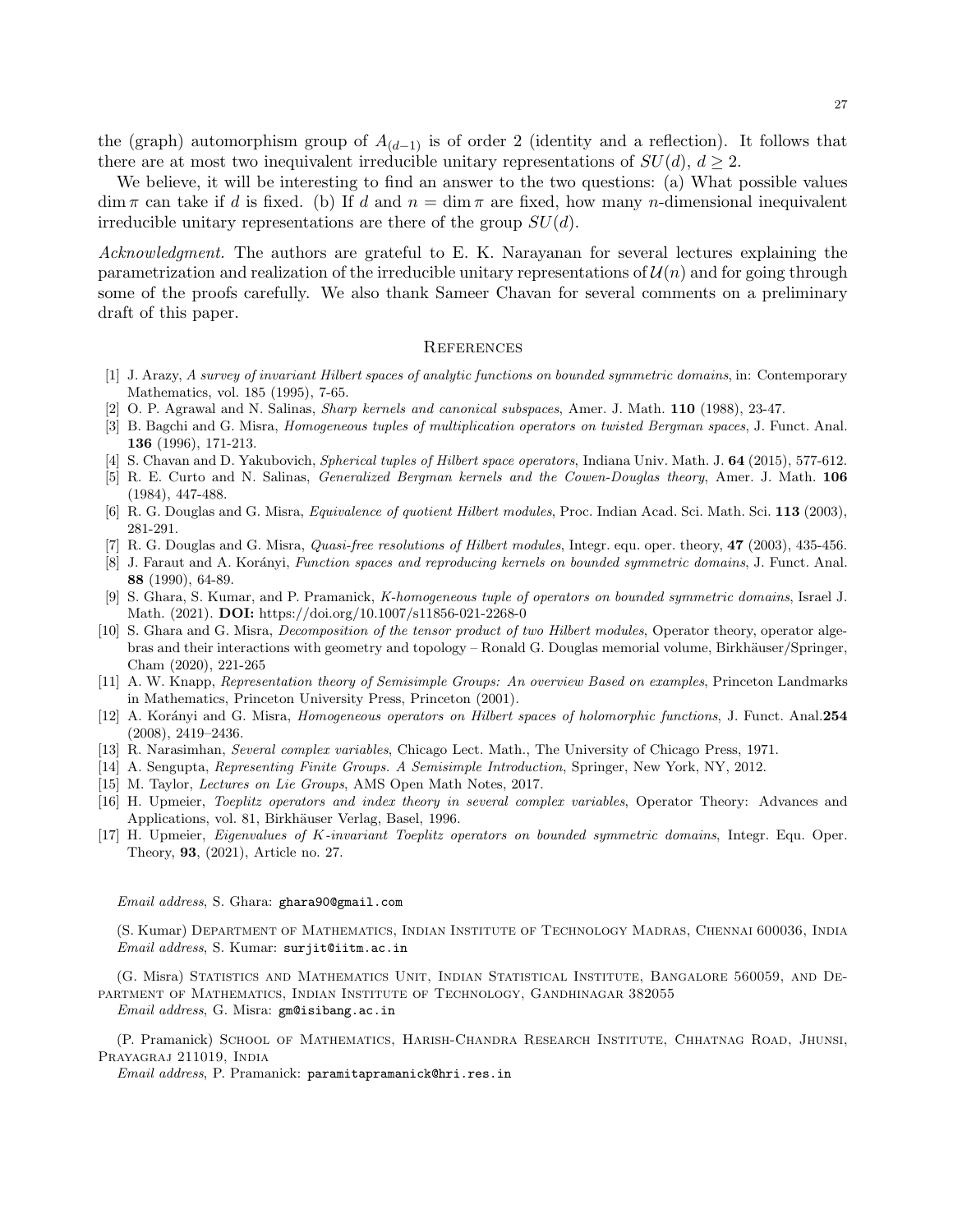the (graph) automorphism group of $A_{(d-1)}$ is of order 2 (identity and a reflection). It follows that there are at most two inequivalent irreducible unitary representations of $SU(d)$, $d \geq 2$.

We believe, it will be interesting to find an answer to the two questions: (a) What possible values $\dim \pi$ can take if $d$ is fixed. (b) If $d$ and $n = \dim \pi$ are fixed, how many $n$-dimensional inequivalent irreducible unitary representations are there of the group $SU(d)$.

*Acknowledgment.* The authors are grateful to E. K. Narayanan for several lectures explaining the parametrization and realization of the irreducible unitary representations of $\mathcal{U}(n)$ and for going through some of the proofs carefully. We also thank Sameer Chavan for several comments on a preliminary draft of this paper.

## References

[1] J. Arazy, *A survey of invariant Hilbert spaces of analytic functions on bounded symmetric domains*, in: Contemporary Mathematics, vol. 185 (1995), 7-65.

[2] O. P. Agrawal and N. Salinas, *Sharp kernels and canonical subspaces*, Amer. J. Math. **110** (1988), 23-47.

[3] B. Bagchi and G. Misra, *Homogeneous tuples of multiplication operators on twisted Bergman spaces*, J. Funct. Anal. **136** (1996), 171-213.

[4] S. Chavan and D. Yakubovich, *Spherical tuples of Hilbert space operators*, Indiana Univ. Math. J. **64** (2015), 577-612.

[5] R. E. Curto and N. Salinas, *Generalized Bergman kernels and the Cowen-Douglas theory*, Amer. J. Math. **106** (1984), 447-488.

[6] R. G. Douglas and G. Misra, *Equivalence of quotient Hilbert modules*, Proc. Indian Acad. Sci. Math. Sci. **113** (2003), 281-291.

[7] R. G. Douglas and G. Misra, *Quasi-free resolutions of Hilbert modules*, Integr. equ. oper. theory, **47** (2003), 435-456.

[8] J. Faraut and A. Korányi, *Function spaces and reproducing kernels on bounded symmetric domains*, J. Funct. Anal. **88** (1990), 64-89.

[9] S. Ghara, S. Kumar, and P. Pramanick, *K-homogeneous tuple of operators on bounded symmetric domains*, Israel J. Math. (2021). **DOI:** https://doi.org/10.1007/s11856-021-2268-0

[10] S. Ghara and G. Misra, *Decomposition of the tensor product of two Hilbert modules*, Operator theory, operator algebras and their interactions with geometry and topology – Ronald G. Douglas memorial volume, Birkhäuser/Springer, Cham (2020), 221-265

[11] A. W. Knapp, *Representation theory of Semisimple Groups: An overview Based on examples*, Princeton Landmarks in Mathematics, Princeton University Press, Princeton (2001).

[12] A. Korányi and G. Misra, *Homogeneous operators on Hilbert spaces of holomorphic functions*, J. Funct. Anal.**254** (2008), 2419–2436.

[13] R. Narasimhan, *Several complex variables*, Chicago Lect. Math., The University of Chicago Press, 1971.

[14] A. Sengupta, *Representing Finite Groups. A Semisimple Introduction*, Springer, New York, NY, 2012.

[15] M. Taylor, *Lectures on Lie Groups*, AMS Open Math Notes, 2017.

[16] H. Upmeier, *Toeplitz operators and index theory in several complex variables*, Operator Theory: Advances and Applications, vol. 81, Birkhäuser Verlag, Basel, 1996.

[17] H. Upmeier, *Eigenvalues of K-invariant Toeplitz operators on bounded symmetric domains*, Integr. Equ. Oper. Theory, **93**, (2021), Article no. 27.

*Email address*, S. Ghara: `ghara90@gmail.com`

(S. Kumar) Department of Mathematics, Indian Institute of Technology Madras, Chennai 600036, India
*Email address*, S. Kumar: `surjit@iitm.ac.in`

(G. Misra) Statistics and Mathematics Unit, Indian Statistical Institute, Bangalore 560059, and Department of Mathematics, Indian Institute of Technology, Gandhinagar 382055
*Email address*, G. Misra: `gm@isibang.ac.in`

(P. Pramanick) School of Mathematics, Harish-Chandra Research Institute, Chhatnag Road, Jhunsi, Prayagraj 211019, India
*Email address*, P. Pramanick: `paramitapramanick@hri.res.in`